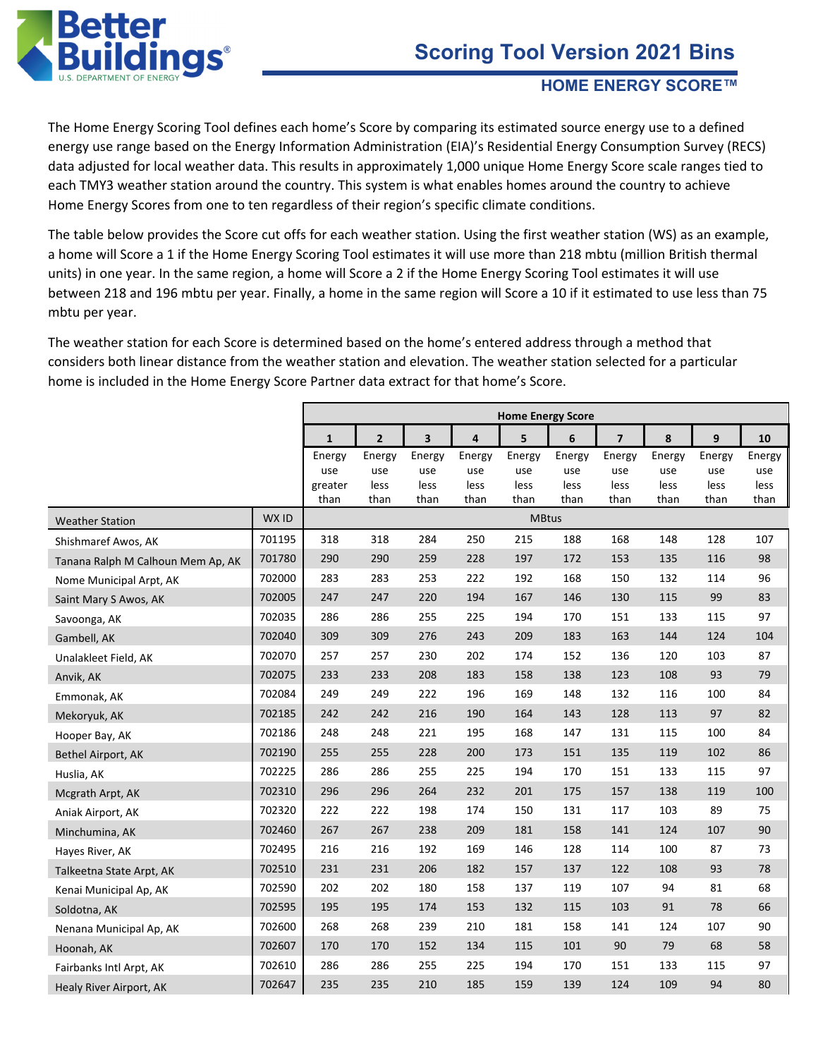# Scoring Tool Version 2021 Bins

## HOME ENERGY SCORE™

The Home Energy Scoring Tool defines each home's Score by comparing its estimated source energy use to a defined energy use range based on the Energy Information Administration (EIA)'s Residential Energy Consumption Survey (RECS) data adjusted for local weather data. This results in approximately 1,000 unique Home Energy Score scale ranges tied to each TMY3 weather station around the country. This system is what enables homes around the country to achieve Home Energy Scores from one to ten regardless of their region's specific climate conditions.

The table below provides the Score cut offs for each weather station. Using the first weather station (WS) as an example, a home will Score a 1 if the Home Energy Scoring Tool estimates it will use more than 218 mbtu (million British thermal units) in one year. In the same region, a home will Score a 2 if the Home Energy Scoring Tool estimates it will use between 218 and 196 mbtu per year. Finally, a home in the same region will Score a 10 if it estimated to use less than 75 mbtu per year.

The weather station for each Score is determined based on the home's entered address through a method that considers both linear distance from the weather station and elevation. The weather station selected for a particular home is included in the Home Energy Score Partner data extract for that home's Score.

| | | Home Energy Score | | | | | | | | | |
|---|---|---|---|---|---|---|---|---|---|---|---|
| | | 1 | 2 | 3 | 4 | 5 | 6 | 7 | 8 | 9 | 10 |
| | | Energy use greater than | Energy use less than | Energy use less than | Energy use less than | Energy use less than | Energy use less than | Energy use less than | Energy use less than | Energy use less than | Energy use less than |
| Weather Station | WX ID | MBtus | | | | | | | | | |
| Shishmaref Awos, AK | 701195 | 318 | 318 | 284 | 250 | 215 | 188 | 168 | 148 | 128 | 107 |
| Tanana Ralph M Calhoun Mem Ap, AK | 701780 | 290 | 290 | 259 | 228 | 197 | 172 | 153 | 135 | 116 | 98 |
| Nome Municipal Arpt, AK | 702000 | 283 | 283 | 253 | 222 | 192 | 168 | 150 | 132 | 114 | 96 |
| Saint Mary S Awos, AK | 702005 | 247 | 247 | 220 | 194 | 167 | 146 | 130 | 115 | 99 | 83 |
| Savoonga, AK | 702035 | 286 | 286 | 255 | 225 | 194 | 170 | 151 | 133 | 115 | 97 |
| Gambell, AK | 702040 | 309 | 309 | 276 | 243 | 209 | 183 | 163 | 144 | 124 | 104 |
| Unalakleet Field, AK | 702070 | 257 | 257 | 230 | 202 | 174 | 152 | 136 | 120 | 103 | 87 |
| Anvik, AK | 702075 | 233 | 233 | 208 | 183 | 158 | 138 | 123 | 108 | 93 | 79 |
| Emmonak, AK | 702084 | 249 | 249 | 222 | 196 | 169 | 148 | 132 | 116 | 100 | 84 |
| Mekoryuk, AK | 702185 | 242 | 242 | 216 | 190 | 164 | 143 | 128 | 113 | 97 | 82 |
| Hooper Bay, AK | 702186 | 248 | 248 | 221 | 195 | 168 | 147 | 131 | 115 | 100 | 84 |
| Bethel Airport, AK | 702190 | 255 | 255 | 228 | 200 | 173 | 151 | 135 | 119 | 102 | 86 |
| Huslia, AK | 702225 | 286 | 286 | 255 | 225 | 194 | 170 | 151 | 133 | 115 | 97 |
| Mcgrath Arpt, AK | 702310 | 296 | 296 | 264 | 232 | 201 | 175 | 157 | 138 | 119 | 100 |
| Aniak Airport, AK | 702320 | 222 | 222 | 198 | 174 | 150 | 131 | 117 | 103 | 89 | 75 |
| Minchumina, AK | 702460 | 267 | 267 | 238 | 209 | 181 | 158 | 141 | 124 | 107 | 90 |
| Hayes River, AK | 702495 | 216 | 216 | 192 | 169 | 146 | 128 | 114 | 100 | 87 | 73 |
| Talkeetna State Arpt, AK | 702510 | 231 | 231 | 206 | 182 | 157 | 137 | 122 | 108 | 93 | 78 |
| Kenai Municipal Ap, AK | 702590 | 202 | 202 | 180 | 158 | 137 | 119 | 107 | 94 | 81 | 68 |
| Soldotna, AK | 702595 | 195 | 195 | 174 | 153 | 132 | 115 | 103 | 91 | 78 | 66 |
| Nenana Municipal Ap, AK | 702600 | 268 | 268 | 239 | 210 | 181 | 158 | 141 | 124 | 107 | 90 |
| Hoonah, AK | 702607 | 170 | 170 | 152 | 134 | 115 | 101 | 90 | 79 | 68 | 58 |
| Fairbanks Intl Arpt, AK | 702610 | 286 | 286 | 255 | 225 | 194 | 170 | 151 | 133 | 115 | 97 |
| Healy River Airport, AK | 702647 | 235 | 235 | 210 | 185 | 159 | 139 | 124 | 109 | 94 | 80 |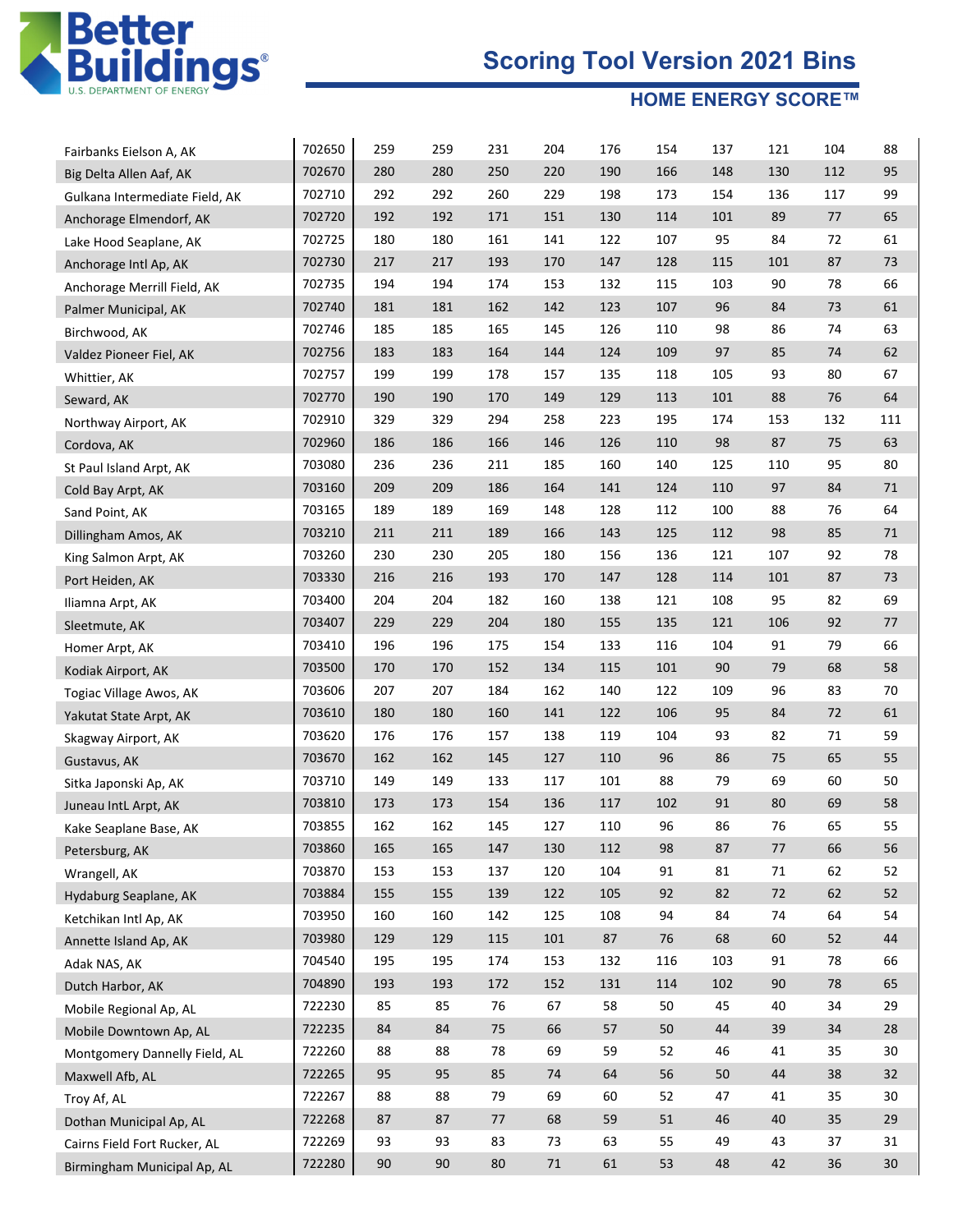# Scoring Tool Version 2021 Bins

## HOME ENERGY SCORE™

| | | | | | | | | | | | |
|---|---|---|---|---|---|---|---|---|---|---|---|
| Fairbanks Eielson A, AK | 702650 | 259 | 259 | 231 | 204 | 176 | 154 | 137 | 121 | 104 | 88 |
| Big Delta Allen Aaf, AK | 702670 | 280 | 280 | 250 | 220 | 190 | 166 | 148 | 130 | 112 | 95 |
| Gulkana Intermediate Field, AK | 702710 | 292 | 292 | 260 | 229 | 198 | 173 | 154 | 136 | 117 | 99 |
| Anchorage Elmendorf, AK | 702720 | 192 | 192 | 171 | 151 | 130 | 114 | 101 | 89 | 77 | 65 |
| Lake Hood Seaplane, AK | 702725 | 180 | 180 | 161 | 141 | 122 | 107 | 95 | 84 | 72 | 61 |
| Anchorage Intl Ap, AK | 702730 | 217 | 217 | 193 | 170 | 147 | 128 | 115 | 101 | 87 | 73 |
| Anchorage Merrill Field, AK | 702735 | 194 | 194 | 174 | 153 | 132 | 115 | 103 | 90 | 78 | 66 |
| Palmer Municipal, AK | 702740 | 181 | 181 | 162 | 142 | 123 | 107 | 96 | 84 | 73 | 61 |
| Birchwood, AK | 702746 | 185 | 185 | 165 | 145 | 126 | 110 | 98 | 86 | 74 | 63 |
| Valdez Pioneer Fiel, AK | 702756 | 183 | 183 | 164 | 144 | 124 | 109 | 97 | 85 | 74 | 62 |
| Whittier, AK | 702757 | 199 | 199 | 178 | 157 | 135 | 118 | 105 | 93 | 80 | 67 |
| Seward, AK | 702770 | 190 | 190 | 170 | 149 | 129 | 113 | 101 | 88 | 76 | 64 |
| Northway Airport, AK | 702910 | 329 | 329 | 294 | 258 | 223 | 195 | 174 | 153 | 132 | 111 |
| Cordova, AK | 702960 | 186 | 186 | 166 | 146 | 126 | 110 | 98 | 87 | 75 | 63 |
| St Paul Island Arpt, AK | 703080 | 236 | 236 | 211 | 185 | 160 | 140 | 125 | 110 | 95 | 80 |
| Cold Bay Arpt, AK | 703160 | 209 | 209 | 186 | 164 | 141 | 124 | 110 | 97 | 84 | 71 |
| Sand Point, AK | 703165 | 189 | 189 | 169 | 148 | 128 | 112 | 100 | 88 | 76 | 64 |
| Dillingham Amos, AK | 703210 | 211 | 211 | 189 | 166 | 143 | 125 | 112 | 98 | 85 | 71 |
| King Salmon Arpt, AK | 703260 | 230 | 230 | 205 | 180 | 156 | 136 | 121 | 107 | 92 | 78 |
| Port Heiden, AK | 703330 | 216 | 216 | 193 | 170 | 147 | 128 | 114 | 101 | 87 | 73 |
| Iliamna Arpt, AK | 703400 | 204 | 204 | 182 | 160 | 138 | 121 | 108 | 95 | 82 | 69 |
| Sleetmute, AK | 703407 | 229 | 229 | 204 | 180 | 155 | 135 | 121 | 106 | 92 | 77 |
| Homer Arpt, AK | 703410 | 196 | 196 | 175 | 154 | 133 | 116 | 104 | 91 | 79 | 66 |
| Kodiak Airport, AK | 703500 | 170 | 170 | 152 | 134 | 115 | 101 | 90 | 79 | 68 | 58 |
| Togiac Village Awos, AK | 703606 | 207 | 207 | 184 | 162 | 140 | 122 | 109 | 96 | 83 | 70 |
| Yakutat State Arpt, AK | 703610 | 180 | 180 | 160 | 141 | 122 | 106 | 95 | 84 | 72 | 61 |
| Skagway Airport, AK | 703620 | 176 | 176 | 157 | 138 | 119 | 104 | 93 | 82 | 71 | 59 |
| Gustavus, AK | 703670 | 162 | 162 | 145 | 127 | 110 | 96 | 86 | 75 | 65 | 55 |
| Sitka Japonski Ap, AK | 703710 | 149 | 149 | 133 | 117 | 101 | 88 | 79 | 69 | 60 | 50 |
| Juneau IntL Arpt, AK | 703810 | 173 | 173 | 154 | 136 | 117 | 102 | 91 | 80 | 69 | 58 |
| Kake Seaplane Base, AK | 703855 | 162 | 162 | 145 | 127 | 110 | 96 | 86 | 76 | 65 | 55 |
| Petersburg, AK | 703860 | 165 | 165 | 147 | 130 | 112 | 98 | 87 | 77 | 66 | 56 |
| Wrangell, AK | 703870 | 153 | 153 | 137 | 120 | 104 | 91 | 81 | 71 | 62 | 52 |
| Hydaburg Seaplane, AK | 703884 | 155 | 155 | 139 | 122 | 105 | 92 | 82 | 72 | 62 | 52 |
| Ketchikan Intl Ap, AK | 703950 | 160 | 160 | 142 | 125 | 108 | 94 | 84 | 74 | 64 | 54 |
| Annette Island Ap, AK | 703980 | 129 | 129 | 115 | 101 | 87 | 76 | 68 | 60 | 52 | 44 |
| Adak NAS, AK | 704540 | 195 | 195 | 174 | 153 | 132 | 116 | 103 | 91 | 78 | 66 |
| Dutch Harbor, AK | 704890 | 193 | 193 | 172 | 152 | 131 | 114 | 102 | 90 | 78 | 65 |
| Mobile Regional Ap, AL | 722230 | 85 | 85 | 76 | 67 | 58 | 50 | 45 | 40 | 34 | 29 |
| Mobile Downtown Ap, AL | 722235 | 84 | 84 | 75 | 66 | 57 | 50 | 44 | 39 | 34 | 28 |
| Montgomery Dannelly Field, AL | 722260 | 88 | 88 | 78 | 69 | 59 | 52 | 46 | 41 | 35 | 30 |
| Maxwell Afb, AL | 722265 | 95 | 95 | 85 | 74 | 64 | 56 | 50 | 44 | 38 | 32 |
| Troy Af, AL | 722267 | 88 | 88 | 79 | 69 | 60 | 52 | 47 | 41 | 35 | 30 |
| Dothan Municipal Ap, AL | 722268 | 87 | 87 | 77 | 68 | 59 | 51 | 46 | 40 | 35 | 29 |
| Cairns Field Fort Rucker, AL | 722269 | 93 | 93 | 83 | 73 | 63 | 55 | 49 | 43 | 37 | 31 |
| Birmingham Municipal Ap, AL | 722280 | 90 | 90 | 80 | 71 | 61 | 53 | 48 | 42 | 36 | 30 |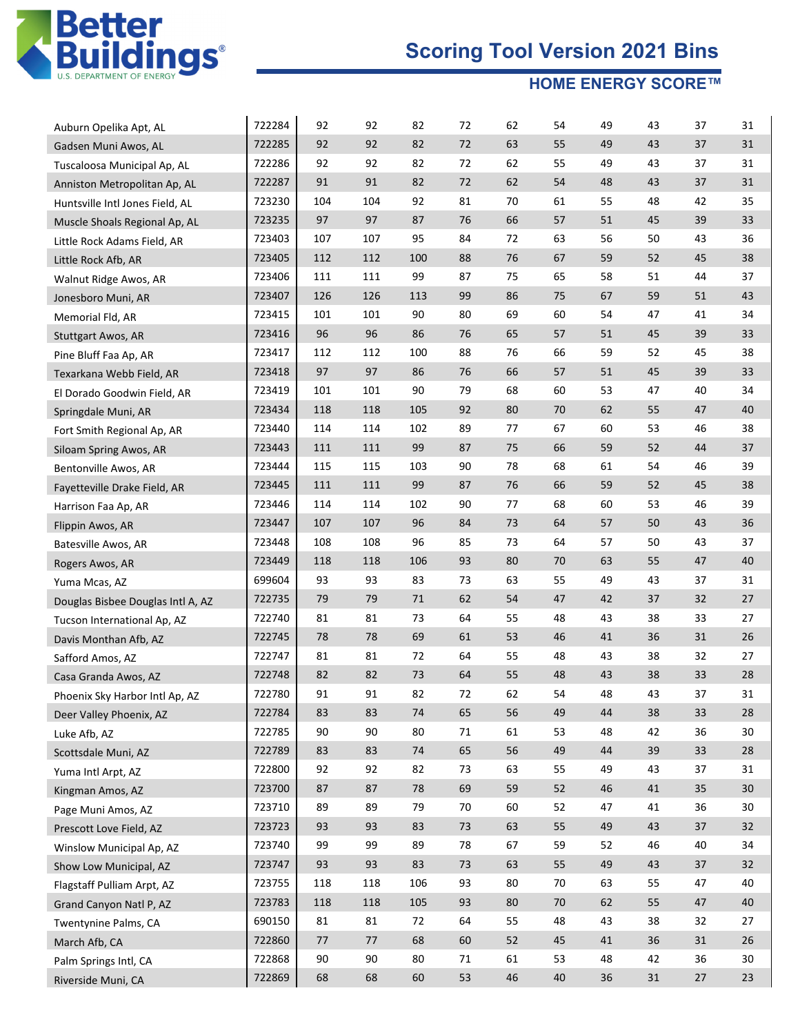# Scoring Tool Version 2021 Bins

## HOME ENERGY SCORE™

| | | | | | | | | | | | |
|---|---|---|---|---|---|---|---|---|---|---|---|
| Auburn Opelika Apt, AL | 722284 | 92 | 92 | 82 | 72 | 62 | 54 | 49 | 43 | 37 | 31 |
| Gadsen Muni Awos, AL | 722285 | 92 | 92 | 82 | 72 | 63 | 55 | 49 | 43 | 37 | 31 |
| Tuscaloosa Municipal Ap, AL | 722286 | 92 | 92 | 82 | 72 | 62 | 55 | 49 | 43 | 37 | 31 |
| Anniston Metropolitan Ap, AL | 722287 | 91 | 91 | 82 | 72 | 62 | 54 | 48 | 43 | 37 | 31 |
| Huntsville Intl Jones Field, AL | 723230 | 104 | 104 | 92 | 81 | 70 | 61 | 55 | 48 | 42 | 35 |
| Muscle Shoals Regional Ap, AL | 723235 | 97 | 97 | 87 | 76 | 66 | 57 | 51 | 45 | 39 | 33 |
| Little Rock Adams Field, AR | 723403 | 107 | 107 | 95 | 84 | 72 | 63 | 56 | 50 | 43 | 36 |
| Little Rock Afb, AR | 723405 | 112 | 112 | 100 | 88 | 76 | 67 | 59 | 52 | 45 | 38 |
| Walnut Ridge Awos, AR | 723406 | 111 | 111 | 99 | 87 | 75 | 65 | 58 | 51 | 44 | 37 |
| Jonesboro Muni, AR | 723407 | 126 | 126 | 113 | 99 | 86 | 75 | 67 | 59 | 51 | 43 |
| Memorial Fld, AR | 723415 | 101 | 101 | 90 | 80 | 69 | 60 | 54 | 47 | 41 | 34 |
| Stuttgart Awos, AR | 723416 | 96 | 96 | 86 | 76 | 65 | 57 | 51 | 45 | 39 | 33 |
| Pine Bluff Faa Ap, AR | 723417 | 112 | 112 | 100 | 88 | 76 | 66 | 59 | 52 | 45 | 38 |
| Texarkana Webb Field, AR | 723418 | 97 | 97 | 86 | 76 | 66 | 57 | 51 | 45 | 39 | 33 |
| El Dorado Goodwin Field, AR | 723419 | 101 | 101 | 90 | 79 | 68 | 60 | 53 | 47 | 40 | 34 |
| Springdale Muni, AR | 723434 | 118 | 118 | 105 | 92 | 80 | 70 | 62 | 55 | 47 | 40 |
| Fort Smith Regional Ap, AR | 723440 | 114 | 114 | 102 | 89 | 77 | 67 | 60 | 53 | 46 | 38 |
| Siloam Spring Awos, AR | 723443 | 111 | 111 | 99 | 87 | 75 | 66 | 59 | 52 | 44 | 37 |
| Bentonville Awos, AR | 723444 | 115 | 115 | 103 | 90 | 78 | 68 | 61 | 54 | 46 | 39 |
| Fayetteville Drake Field, AR | 723445 | 111 | 111 | 99 | 87 | 76 | 66 | 59 | 52 | 45 | 38 |
| Harrison Faa Ap, AR | 723446 | 114 | 114 | 102 | 90 | 77 | 68 | 60 | 53 | 46 | 39 |
| Flippin Awos, AR | 723447 | 107 | 107 | 96 | 84 | 73 | 64 | 57 | 50 | 43 | 36 |
| Batesville Awos, AR | 723448 | 108 | 108 | 96 | 85 | 73 | 64 | 57 | 50 | 43 | 37 |
| Rogers Awos, AR | 723449 | 118 | 118 | 106 | 93 | 80 | 70 | 63 | 55 | 47 | 40 |
| Yuma Mcas, AZ | 699604 | 93 | 93 | 83 | 73 | 63 | 55 | 49 | 43 | 37 | 31 |
| Douglas Bisbee Douglas Intl A, AZ | 722735 | 79 | 79 | 71 | 62 | 54 | 47 | 42 | 37 | 32 | 27 |
| Tucson International Ap, AZ | 722740 | 81 | 81 | 73 | 64 | 55 | 48 | 43 | 38 | 33 | 27 |
| Davis Monthan Afb, AZ | 722745 | 78 | 78 | 69 | 61 | 53 | 46 | 41 | 36 | 31 | 26 |
| Safford Amos, AZ | 722747 | 81 | 81 | 72 | 64 | 55 | 48 | 43 | 38 | 32 | 27 |
| Casa Granda Awos, AZ | 722748 | 82 | 82 | 73 | 64 | 55 | 48 | 43 | 38 | 33 | 28 |
| Phoenix Sky Harbor Intl Ap, AZ | 722780 | 91 | 91 | 82 | 72 | 62 | 54 | 48 | 43 | 37 | 31 |
| Deer Valley Phoenix, AZ | 722784 | 83 | 83 | 74 | 65 | 56 | 49 | 44 | 38 | 33 | 28 |
| Luke Afb, AZ | 722785 | 90 | 90 | 80 | 71 | 61 | 53 | 48 | 42 | 36 | 30 |
| Scottsdale Muni, AZ | 722789 | 83 | 83 | 74 | 65 | 56 | 49 | 44 | 39 | 33 | 28 |
| Yuma Intl Arpt, AZ | 722800 | 92 | 92 | 82 | 73 | 63 | 55 | 49 | 43 | 37 | 31 |
| Kingman Amos, AZ | 723700 | 87 | 87 | 78 | 69 | 59 | 52 | 46 | 41 | 35 | 30 |
| Page Muni Amos, AZ | 723710 | 89 | 89 | 79 | 70 | 60 | 52 | 47 | 41 | 36 | 30 |
| Prescott Love Field, AZ | 723723 | 93 | 93 | 83 | 73 | 63 | 55 | 49 | 43 | 37 | 32 |
| Winslow Municipal Ap, AZ | 723740 | 99 | 99 | 89 | 78 | 67 | 59 | 52 | 46 | 40 | 34 |
| Show Low Municipal, AZ | 723747 | 93 | 93 | 83 | 73 | 63 | 55 | 49 | 43 | 37 | 32 |
| Flagstaff Pulliam Arpt, AZ | 723755 | 118 | 118 | 106 | 93 | 80 | 70 | 63 | 55 | 47 | 40 |
| Grand Canyon Natl P, AZ | 723783 | 118 | 118 | 105 | 93 | 80 | 70 | 62 | 55 | 47 | 40 |
| Twentynine Palms, CA | 690150 | 81 | 81 | 72 | 64 | 55 | 48 | 43 | 38 | 32 | 27 |
| March Afb, CA | 722860 | 77 | 77 | 68 | 60 | 52 | 45 | 41 | 36 | 31 | 26 |
| Palm Springs Intl, CA | 722868 | 90 | 90 | 80 | 71 | 61 | 53 | 48 | 42 | 36 | 30 |
| Riverside Muni, CA | 722869 | 68 | 68 | 60 | 53 | 46 | 40 | 36 | 31 | 27 | 23 |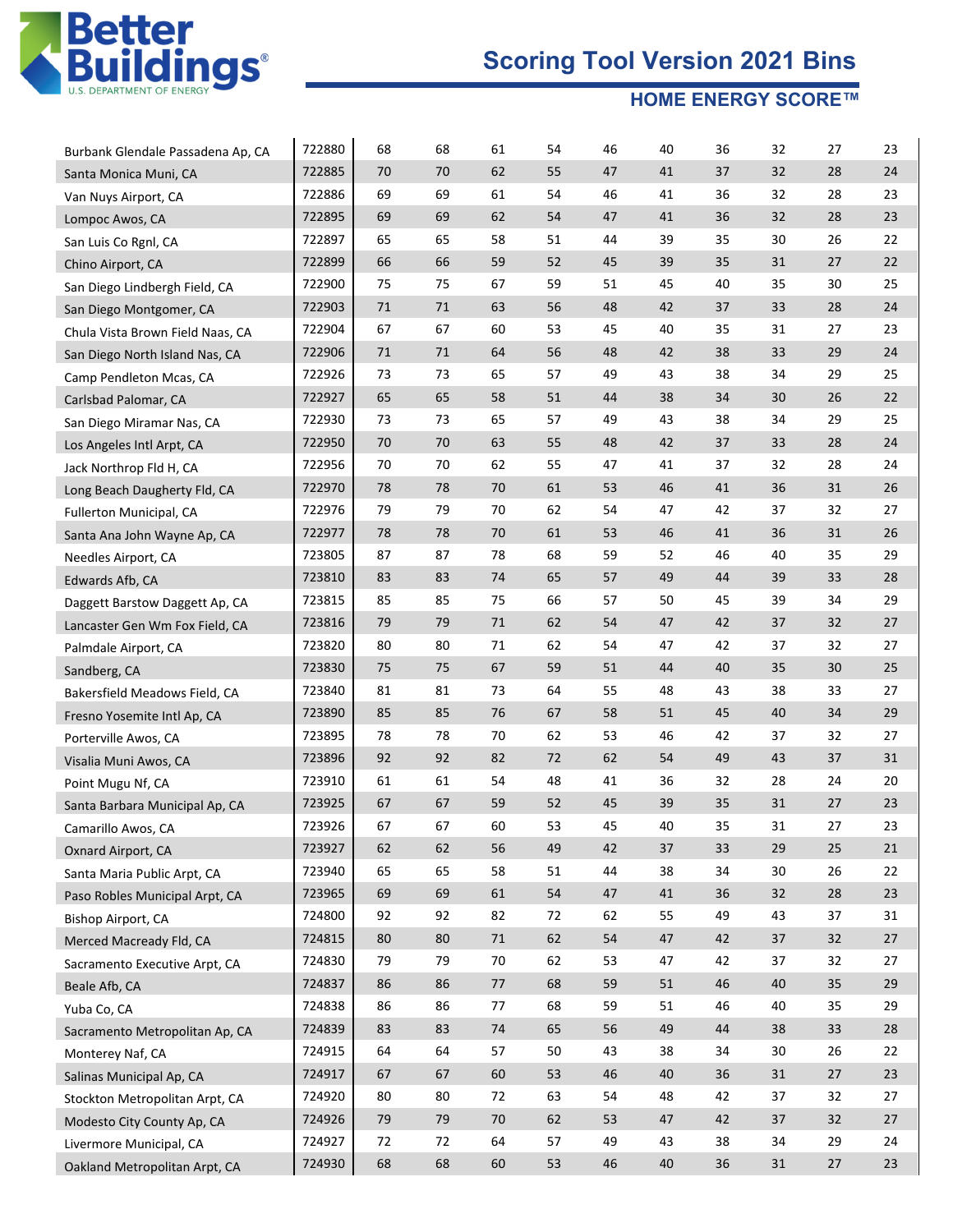# Scoring Tool Version 2021 Bins

## HOME ENERGY SCORE™

| | | | | | | | | | | | |
|---|---|---|---|---|---|---|---|---|---|---|---|
| Burbank Glendale Passadena Ap, CA | 722880 | 68 | 68 | 61 | 54 | 46 | 40 | 36 | 32 | 27 | 23 |
| Santa Monica Muni, CA | 722885 | 70 | 70 | 62 | 55 | 47 | 41 | 37 | 32 | 28 | 24 |
| Van Nuys Airport, CA | 722886 | 69 | 69 | 61 | 54 | 46 | 41 | 36 | 32 | 28 | 23 |
| Lompoc Awos, CA | 722895 | 69 | 69 | 62 | 54 | 47 | 41 | 36 | 32 | 28 | 23 |
| San Luis Co Rgnl, CA | 722897 | 65 | 65 | 58 | 51 | 44 | 39 | 35 | 30 | 26 | 22 |
| Chino Airport, CA | 722899 | 66 | 66 | 59 | 52 | 45 | 39 | 35 | 31 | 27 | 22 |
| San Diego Lindbergh Field, CA | 722900 | 75 | 75 | 67 | 59 | 51 | 45 | 40 | 35 | 30 | 25 |
| San Diego Montgomer, CA | 722903 | 71 | 71 | 63 | 56 | 48 | 42 | 37 | 33 | 28 | 24 |
| Chula Vista Brown Field Naas, CA | 722904 | 67 | 67 | 60 | 53 | 45 | 40 | 35 | 31 | 27 | 23 |
| San Diego North Island Nas, CA | 722906 | 71 | 71 | 64 | 56 | 48 | 42 | 38 | 33 | 29 | 24 |
| Camp Pendleton Mcas, CA | 722926 | 73 | 73 | 65 | 57 | 49 | 43 | 38 | 34 | 29 | 25 |
| Carlsbad Palomar, CA | 722927 | 65 | 65 | 58 | 51 | 44 | 38 | 34 | 30 | 26 | 22 |
| San Diego Miramar Nas, CA | 722930 | 73 | 73 | 65 | 57 | 49 | 43 | 38 | 34 | 29 | 25 |
| Los Angeles Intl Arpt, CA | 722950 | 70 | 70 | 63 | 55 | 48 | 42 | 37 | 33 | 28 | 24 |
| Jack Northrop Fld H, CA | 722956 | 70 | 70 | 62 | 55 | 47 | 41 | 37 | 32 | 28 | 24 |
| Long Beach Daugherty Fld, CA | 722970 | 78 | 78 | 70 | 61 | 53 | 46 | 41 | 36 | 31 | 26 |
| Fullerton Municipal, CA | 722976 | 79 | 79 | 70 | 62 | 54 | 47 | 42 | 37 | 32 | 27 |
| Santa Ana John Wayne Ap, CA | 722977 | 78 | 78 | 70 | 61 | 53 | 46 | 41 | 36 | 31 | 26 |
| Needles Airport, CA | 723805 | 87 | 87 | 78 | 68 | 59 | 52 | 46 | 40 | 35 | 29 |
| Edwards Afb, CA | 723810 | 83 | 83 | 74 | 65 | 57 | 49 | 44 | 39 | 33 | 28 |
| Daggett Barstow Daggett Ap, CA | 723815 | 85 | 85 | 75 | 66 | 57 | 50 | 45 | 39 | 34 | 29 |
| Lancaster Gen Wm Fox Field, CA | 723816 | 79 | 79 | 71 | 62 | 54 | 47 | 42 | 37 | 32 | 27 |
| Palmdale Airport, CA | 723820 | 80 | 80 | 71 | 62 | 54 | 47 | 42 | 37 | 32 | 27 |
| Sandberg, CA | 723830 | 75 | 75 | 67 | 59 | 51 | 44 | 40 | 35 | 30 | 25 |
| Bakersfield Meadows Field, CA | 723840 | 81 | 81 | 73 | 64 | 55 | 48 | 43 | 38 | 33 | 27 |
| Fresno Yosemite Intl Ap, CA | 723890 | 85 | 85 | 76 | 67 | 58 | 51 | 45 | 40 | 34 | 29 |
| Porterville Awos, CA | 723895 | 78 | 78 | 70 | 62 | 53 | 46 | 42 | 37 | 32 | 27 |
| Visalia Muni Awos, CA | 723896 | 92 | 92 | 82 | 72 | 62 | 54 | 49 | 43 | 37 | 31 |
| Point Mugu Nf, CA | 723910 | 61 | 61 | 54 | 48 | 41 | 36 | 32 | 28 | 24 | 20 |
| Santa Barbara Municipal Ap, CA | 723925 | 67 | 67 | 59 | 52 | 45 | 39 | 35 | 31 | 27 | 23 |
| Camarillo Awos, CA | 723926 | 67 | 67 | 60 | 53 | 45 | 40 | 35 | 31 | 27 | 23 |
| Oxnard Airport, CA | 723927 | 62 | 62 | 56 | 49 | 42 | 37 | 33 | 29 | 25 | 21 |
| Santa Maria Public Arpt, CA | 723940 | 65 | 65 | 58 | 51 | 44 | 38 | 34 | 30 | 26 | 22 |
| Paso Robles Municipal Arpt, CA | 723965 | 69 | 69 | 61 | 54 | 47 | 41 | 36 | 32 | 28 | 23 |
| Bishop Airport, CA | 724800 | 92 | 92 | 82 | 72 | 62 | 55 | 49 | 43 | 37 | 31 |
| Merced Macready Fld, CA | 724815 | 80 | 80 | 71 | 62 | 54 | 47 | 42 | 37 | 32 | 27 |
| Sacramento Executive Arpt, CA | 724830 | 79 | 79 | 70 | 62 | 53 | 47 | 42 | 37 | 32 | 27 |
| Beale Afb, CA | 724837 | 86 | 86 | 77 | 68 | 59 | 51 | 46 | 40 | 35 | 29 |
| Yuba Co, CA | 724838 | 86 | 86 | 77 | 68 | 59 | 51 | 46 | 40 | 35 | 29 |
| Sacramento Metropolitan Ap, CA | 724839 | 83 | 83 | 74 | 65 | 56 | 49 | 44 | 38 | 33 | 28 |
| Monterey Naf, CA | 724915 | 64 | 64 | 57 | 50 | 43 | 38 | 34 | 30 | 26 | 22 |
| Salinas Municipal Ap, CA | 724917 | 67 | 67 | 60 | 53 | 46 | 40 | 36 | 31 | 27 | 23 |
| Stockton Metropolitan Arpt, CA | 724920 | 80 | 80 | 72 | 63 | 54 | 48 | 42 | 37 | 32 | 27 |
| Modesto City County Ap, CA | 724926 | 79 | 79 | 70 | 62 | 53 | 47 | 42 | 37 | 32 | 27 |
| Livermore Municipal, CA | 724927 | 72 | 72 | 64 | 57 | 49 | 43 | 38 | 34 | 29 | 24 |
| Oakland Metropolitan Arpt, CA | 724930 | 68 | 68 | 60 | 53 | 46 | 40 | 36 | 31 | 27 | 23 |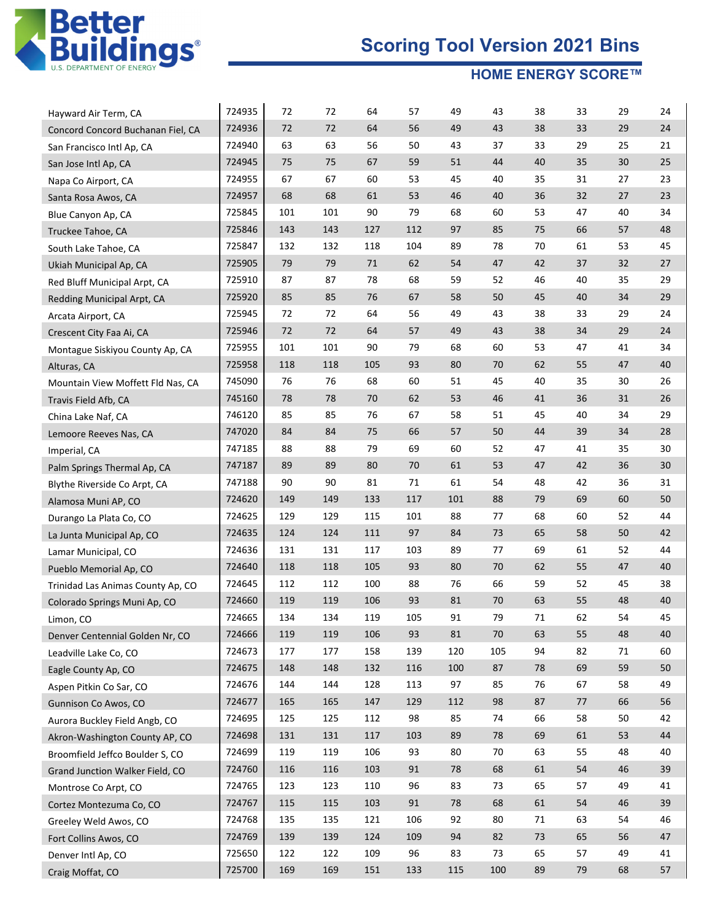# Scoring Tool Version 2021 Bins

## HOME ENERGY SCORE™

| | | | | | | | | | | | |
|---|---|---|---|---|---|---|---|---|---|---|---|
| Hayward Air Term, CA | 724935 | 72 | 72 | 64 | 57 | 49 | 43 | 38 | 33 | 29 | 24 |
| Concord Concord Buchanan Fiel, CA | 724936 | 72 | 72 | 64 | 56 | 49 | 43 | 38 | 33 | 29 | 24 |
| San Francisco Intl Ap, CA | 724940 | 63 | 63 | 56 | 50 | 43 | 37 | 33 | 29 | 25 | 21 |
| San Jose Intl Ap, CA | 724945 | 75 | 75 | 67 | 59 | 51 | 44 | 40 | 35 | 30 | 25 |
| Napa Co Airport, CA | 724955 | 67 | 67 | 60 | 53 | 45 | 40 | 35 | 31 | 27 | 23 |
| Santa Rosa Awos, CA | 724957 | 68 | 68 | 61 | 53 | 46 | 40 | 36 | 32 | 27 | 23 |
| Blue Canyon Ap, CA | 725845 | 101 | 101 | 90 | 79 | 68 | 60 | 53 | 47 | 40 | 34 |
| Truckee Tahoe, CA | 725846 | 143 | 143 | 127 | 112 | 97 | 85 | 75 | 66 | 57 | 48 |
| South Lake Tahoe, CA | 725847 | 132 | 132 | 118 | 104 | 89 | 78 | 70 | 61 | 53 | 45 |
| Ukiah Municipal Ap, CA | 725905 | 79 | 79 | 71 | 62 | 54 | 47 | 42 | 37 | 32 | 27 |
| Red Bluff Municipal Arpt, CA | 725910 | 87 | 87 | 78 | 68 | 59 | 52 | 46 | 40 | 35 | 29 |
| Redding Municipal Arpt, CA | 725920 | 85 | 85 | 76 | 67 | 58 | 50 | 45 | 40 | 34 | 29 |
| Arcata Airport, CA | 725945 | 72 | 72 | 64 | 56 | 49 | 43 | 38 | 33 | 29 | 24 |
| Crescent City Faa Ai, CA | 725946 | 72 | 72 | 64 | 57 | 49 | 43 | 38 | 34 | 29 | 24 |
| Montague Siskiyou County Ap, CA | 725955 | 101 | 101 | 90 | 79 | 68 | 60 | 53 | 47 | 41 | 34 |
| Alturas, CA | 725958 | 118 | 118 | 105 | 93 | 80 | 70 | 62 | 55 | 47 | 40 |
| Mountain View Moffett Fld Nas, CA | 745090 | 76 | 76 | 68 | 60 | 51 | 45 | 40 | 35 | 30 | 26 |
| Travis Field Afb, CA | 745160 | 78 | 78 | 70 | 62 | 53 | 46 | 41 | 36 | 31 | 26 |
| China Lake Naf, CA | 746120 | 85 | 85 | 76 | 67 | 58 | 51 | 45 | 40 | 34 | 29 |
| Lemoore Reeves Nas, CA | 747020 | 84 | 84 | 75 | 66 | 57 | 50 | 44 | 39 | 34 | 28 |
| Imperial, CA | 747185 | 88 | 88 | 79 | 69 | 60 | 52 | 47 | 41 | 35 | 30 |
| Palm Springs Thermal Ap, CA | 747187 | 89 | 89 | 80 | 70 | 61 | 53 | 47 | 42 | 36 | 30 |
| Blythe Riverside Co Arpt, CA | 747188 | 90 | 90 | 81 | 71 | 61 | 54 | 48 | 42 | 36 | 31 |
| Alamosa Muni AP, CO | 724620 | 149 | 149 | 133 | 117 | 101 | 88 | 79 | 69 | 60 | 50 |
| Durango La Plata Co, CO | 724625 | 129 | 129 | 115 | 101 | 88 | 77 | 68 | 60 | 52 | 44 |
| La Junta Municipal Ap, CO | 724635 | 124 | 124 | 111 | 97 | 84 | 73 | 65 | 58 | 50 | 42 |
| Lamar Municipal, CO | 724636 | 131 | 131 | 117 | 103 | 89 | 77 | 69 | 61 | 52 | 44 |
| Pueblo Memorial Ap, CO | 724640 | 118 | 118 | 105 | 93 | 80 | 70 | 62 | 55 | 47 | 40 |
| Trinidad Las Animas County Ap, CO | 724645 | 112 | 112 | 100 | 88 | 76 | 66 | 59 | 52 | 45 | 38 |
| Colorado Springs Muni Ap, CO | 724660 | 119 | 119 | 106 | 93 | 81 | 70 | 63 | 55 | 48 | 40 |
| Limon, CO | 724665 | 134 | 134 | 119 | 105 | 91 | 79 | 71 | 62 | 54 | 45 |
| Denver Centennial Golden Nr, CO | 724666 | 119 | 119 | 106 | 93 | 81 | 70 | 63 | 55 | 48 | 40 |
| Leadville Lake Co, CO | 724673 | 177 | 177 | 158 | 139 | 120 | 105 | 94 | 82 | 71 | 60 |
| Eagle County Ap, CO | 724675 | 148 | 148 | 132 | 116 | 100 | 87 | 78 | 69 | 59 | 50 |
| Aspen Pitkin Co Sar, CO | 724676 | 144 | 144 | 128 | 113 | 97 | 85 | 76 | 67 | 58 | 49 |
| Gunnison Co Awos, CO | 724677 | 165 | 165 | 147 | 129 | 112 | 98 | 87 | 77 | 66 | 56 |
| Aurora Buckley Field Angb, CO | 724695 | 125 | 125 | 112 | 98 | 85 | 74 | 66 | 58 | 50 | 42 |
| Akron-Washington County AP, CO | 724698 | 131 | 131 | 117 | 103 | 89 | 78 | 69 | 61 | 53 | 44 |
| Broomfield Jeffco Boulder S, CO | 724699 | 119 | 119 | 106 | 93 | 80 | 70 | 63 | 55 | 48 | 40 |
| Grand Junction Walker Field, CO | 724760 | 116 | 116 | 103 | 91 | 78 | 68 | 61 | 54 | 46 | 39 |
| Montrose Co Arpt, CO | 724765 | 123 | 123 | 110 | 96 | 83 | 73 | 65 | 57 | 49 | 41 |
| Cortez Montezuma Co, CO | 724767 | 115 | 115 | 103 | 91 | 78 | 68 | 61 | 54 | 46 | 39 |
| Greeley Weld Awos, CO | 724768 | 135 | 135 | 121 | 106 | 92 | 80 | 71 | 63 | 54 | 46 |
| Fort Collins Awos, CO | 724769 | 139 | 139 | 124 | 109 | 94 | 82 | 73 | 65 | 56 | 47 |
| Denver Intl Ap, CO | 725650 | 122 | 122 | 109 | 96 | 83 | 73 | 65 | 57 | 49 | 41 |
| Craig Moffat, CO | 725700 | 169 | 169 | 151 | 133 | 115 | 100 | 89 | 79 | 68 | 57 |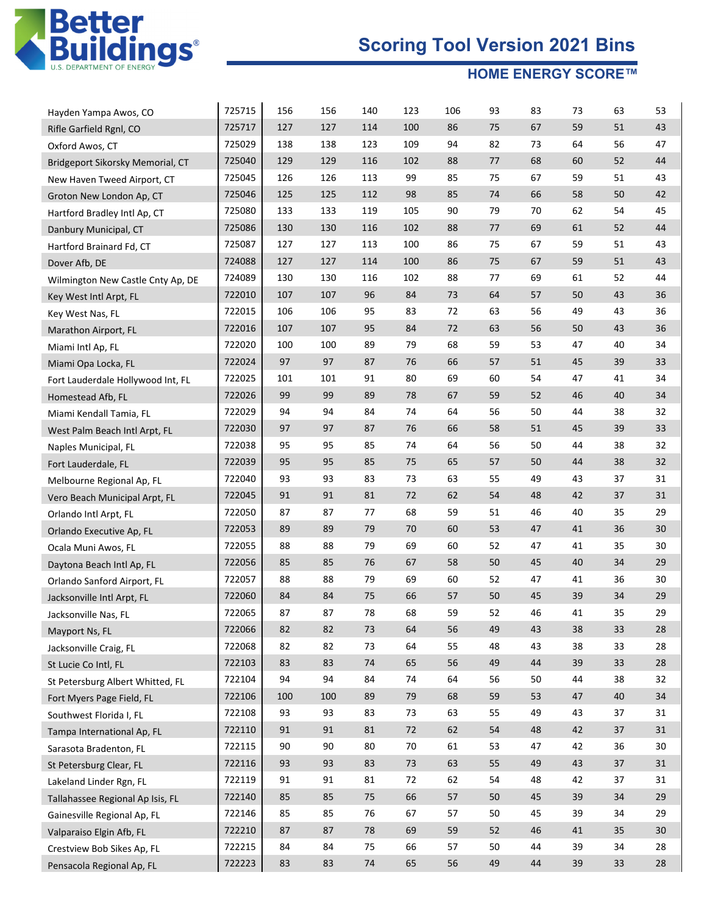| | | | | | | | | | | | |
|---|---|---|---|---|---|---|---|---|---|---|---|
| Hayden Yampa Awos, CO | 725715 | 156 | 156 | 140 | 123 | 106 | 93 | 83 | 73 | 63 | 53 |
| Rifle Garfield Rgnl, CO | 725717 | 127 | 127 | 114 | 100 | 86 | 75 | 67 | 59 | 51 | 43 |
| Oxford Awos, CT | 725029 | 138 | 138 | 123 | 109 | 94 | 82 | 73 | 64 | 56 | 47 |
| Bridgeport Sikorsky Memorial, CT | 725040 | 129 | 129 | 116 | 102 | 88 | 77 | 68 | 60 | 52 | 44 |
| New Haven Tweed Airport, CT | 725045 | 126 | 126 | 113 | 99 | 85 | 75 | 67 | 59 | 51 | 43 |
| Groton New London Ap, CT | 725046 | 125 | 125 | 112 | 98 | 85 | 74 | 66 | 58 | 50 | 42 |
| Hartford Bradley Intl Ap, CT | 725080 | 133 | 133 | 119 | 105 | 90 | 79 | 70 | 62 | 54 | 45 |
| Danbury Municipal, CT | 725086 | 130 | 130 | 116 | 102 | 88 | 77 | 69 | 61 | 52 | 44 |
| Hartford Brainard Fd, CT | 725087 | 127 | 127 | 113 | 100 | 86 | 75 | 67 | 59 | 51 | 43 |
| Dover Afb, DE | 724088 | 127 | 127 | 114 | 100 | 86 | 75 | 67 | 59 | 51 | 43 |
| Wilmington New Castle Cnty Ap, DE | 724089 | 130 | 130 | 116 | 102 | 88 | 77 | 69 | 61 | 52 | 44 |
| Key West Intl Arpt, FL | 722010 | 107 | 107 | 96 | 84 | 73 | 64 | 57 | 50 | 43 | 36 |
| Key West Nas, FL | 722015 | 106 | 106 | 95 | 83 | 72 | 63 | 56 | 49 | 43 | 36 |
| Marathon Airport, FL | 722016 | 107 | 107 | 95 | 84 | 72 | 63 | 56 | 50 | 43 | 36 |
| Miami Intl Ap, FL | 722020 | 100 | 100 | 89 | 79 | 68 | 59 | 53 | 47 | 40 | 34 |
| Miami Opa Locka, FL | 722024 | 97 | 97 | 87 | 76 | 66 | 57 | 51 | 45 | 39 | 33 |
| Fort Lauderdale Hollywood Int, FL | 722025 | 101 | 101 | 91 | 80 | 69 | 60 | 54 | 47 | 41 | 34 |
| Homestead Afb, FL | 722026 | 99 | 99 | 89 | 78 | 67 | 59 | 52 | 46 | 40 | 34 |
| Miami Kendall Tamia, FL | 722029 | 94 | 94 | 84 | 74 | 64 | 56 | 50 | 44 | 38 | 32 |
| West Palm Beach Intl Arpt, FL | 722030 | 97 | 97 | 87 | 76 | 66 | 58 | 51 | 45 | 39 | 33 |
| Naples Municipal, FL | 722038 | 95 | 95 | 85 | 74 | 64 | 56 | 50 | 44 | 38 | 32 |
| Fort Lauderdale, FL | 722039 | 95 | 95 | 85 | 75 | 65 | 57 | 50 | 44 | 38 | 32 |
| Melbourne Regional Ap, FL | 722040 | 93 | 93 | 83 | 73 | 63 | 55 | 49 | 43 | 37 | 31 |
| Vero Beach Municipal Arpt, FL | 722045 | 91 | 91 | 81 | 72 | 62 | 54 | 48 | 42 | 37 | 31 |
| Orlando Intl Arpt, FL | 722050 | 87 | 87 | 77 | 68 | 59 | 51 | 46 | 40 | 35 | 29 |
| Orlando Executive Ap, FL | 722053 | 89 | 89 | 79 | 70 | 60 | 53 | 47 | 41 | 36 | 30 |
| Ocala Muni Awos, FL | 722055 | 88 | 88 | 79 | 69 | 60 | 52 | 47 | 41 | 35 | 30 |
| Daytona Beach Intl Ap, FL | 722056 | 85 | 85 | 76 | 67 | 58 | 50 | 45 | 40 | 34 | 29 |
| Orlando Sanford Airport, FL | 722057 | 88 | 88 | 79 | 69 | 60 | 52 | 47 | 41 | 36 | 30 |
| Jacksonville Intl Arpt, FL | 722060 | 84 | 84 | 75 | 66 | 57 | 50 | 45 | 39 | 34 | 29 |
| Jacksonville Nas, FL | 722065 | 87 | 87 | 78 | 68 | 59 | 52 | 46 | 41 | 35 | 29 |
| Mayport Ns, FL | 722066 | 82 | 82 | 73 | 64 | 56 | 49 | 43 | 38 | 33 | 28 |
| Jacksonville Craig, FL | 722068 | 82 | 82 | 73 | 64 | 55 | 48 | 43 | 38 | 33 | 28 |
| St Lucie Co Intl, FL | 722103 | 83 | 83 | 74 | 65 | 56 | 49 | 44 | 39 | 33 | 28 |
| St Petersburg Albert Whitted, FL | 722104 | 94 | 94 | 84 | 74 | 64 | 56 | 50 | 44 | 38 | 32 |
| Fort Myers Page Field, FL | 722106 | 100 | 100 | 89 | 79 | 68 | 59 | 53 | 47 | 40 | 34 |
| Southwest Florida I, FL | 722108 | 93 | 93 | 83 | 73 | 63 | 55 | 49 | 43 | 37 | 31 |
| Tampa International Ap, FL | 722110 | 91 | 91 | 81 | 72 | 62 | 54 | 48 | 42 | 37 | 31 |
| Sarasota Bradenton, FL | 722115 | 90 | 90 | 80 | 70 | 61 | 53 | 47 | 42 | 36 | 30 |
| St Petersburg Clear, FL | 722116 | 93 | 93 | 83 | 73 | 63 | 55 | 49 | 43 | 37 | 31 |
| Lakeland Linder Rgn, FL | 722119 | 91 | 91 | 81 | 72 | 62 | 54 | 48 | 42 | 37 | 31 |
| Tallahassee Regional Ap Isis, FL | 722140 | 85 | 85 | 75 | 66 | 57 | 50 | 45 | 39 | 34 | 29 |
| Gainesville Regional Ap, FL | 722146 | 85 | 85 | 76 | 67 | 57 | 50 | 45 | 39 | 34 | 29 |
| Valparaiso Elgin Afb, FL | 722210 | 87 | 87 | 78 | 69 | 59 | 52 | 46 | 41 | 35 | 30 |
| Crestview Bob Sikes Ap, FL | 722215 | 84 | 84 | 75 | 66 | 57 | 50 | 44 | 39 | 34 | 28 |
| Pensacola Regional Ap, FL | 722223 | 83 | 83 | 74 | 65 | 56 | 49 | 44 | 39 | 33 | 28 |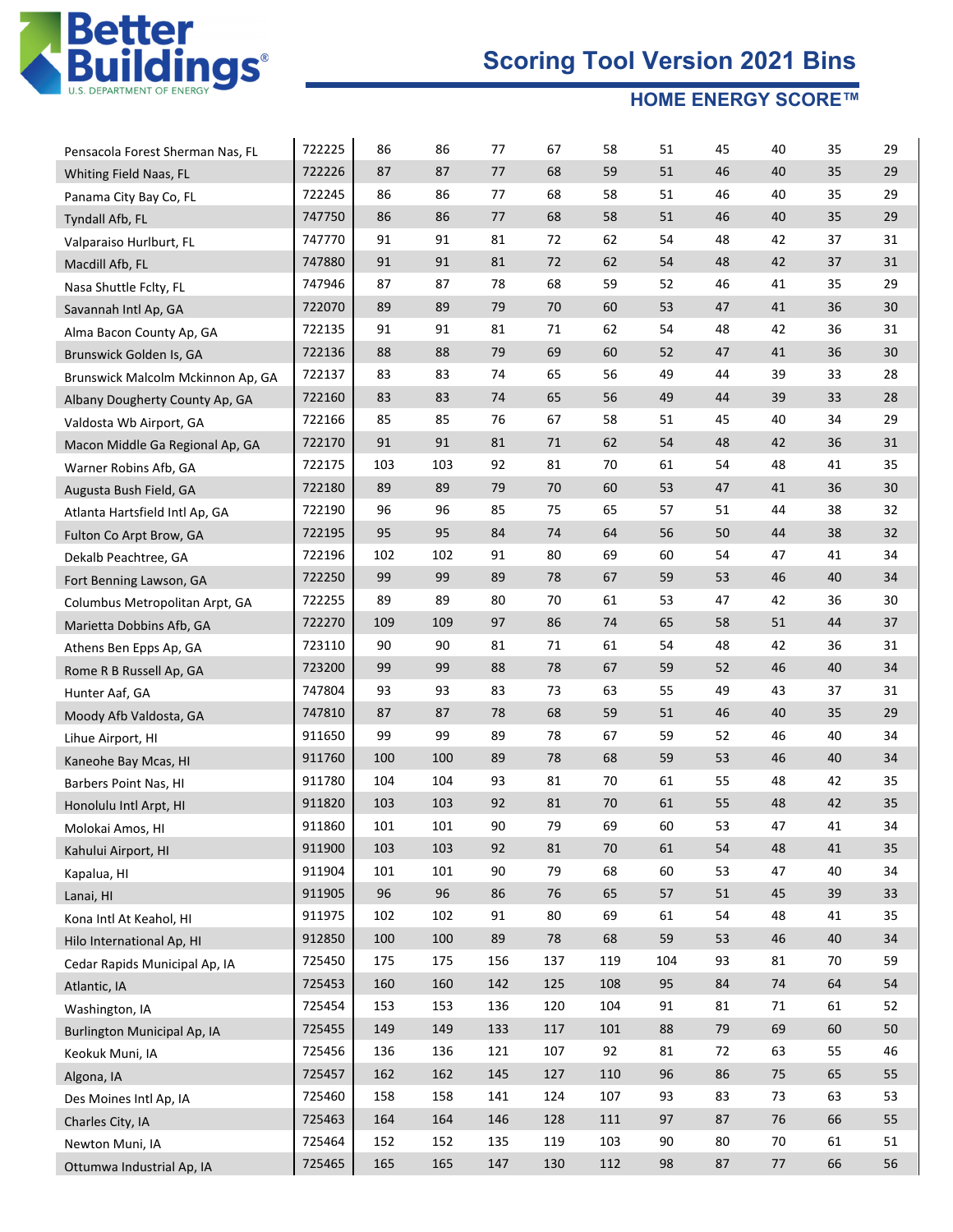| | | | | | | | | | | | |
|---|---|---|---|---|---|---|---|---|---|---|---|
| Pensacola Forest Sherman Nas, FL | 722225 | 86 | 86 | 77 | 67 | 58 | 51 | 45 | 40 | 35 | 29 |
| Whiting Field Naas, FL | 722226 | 87 | 87 | 77 | 68 | 59 | 51 | 46 | 40 | 35 | 29 |
| Panama City Bay Co, FL | 722245 | 86 | 86 | 77 | 68 | 58 | 51 | 46 | 40 | 35 | 29 |
| Tyndall Afb, FL | 747750 | 86 | 86 | 77 | 68 | 58 | 51 | 46 | 40 | 35 | 29 |
| Valparaiso Hurlburt, FL | 747770 | 91 | 91 | 81 | 72 | 62 | 54 | 48 | 42 | 37 | 31 |
| Macdill Afb, FL | 747880 | 91 | 91 | 81 | 72 | 62 | 54 | 48 | 42 | 37 | 31 |
| Nasa Shuttle Fclty, FL | 747946 | 87 | 87 | 78 | 68 | 59 | 52 | 46 | 41 | 35 | 29 |
| Savannah Intl Ap, GA | 722070 | 89 | 89 | 79 | 70 | 60 | 53 | 47 | 41 | 36 | 30 |
| Alma Bacon County Ap, GA | 722135 | 91 | 91 | 81 | 71 | 62 | 54 | 48 | 42 | 36 | 31 |
| Brunswick Golden Is, GA | 722136 | 88 | 88 | 79 | 69 | 60 | 52 | 47 | 41 | 36 | 30 |
| Brunswick Malcolm Mckinnon Ap, GA | 722137 | 83 | 83 | 74 | 65 | 56 | 49 | 44 | 39 | 33 | 28 |
| Albany Dougherty County Ap, GA | 722160 | 83 | 83 | 74 | 65 | 56 | 49 | 44 | 39 | 33 | 28 |
| Valdosta Wb Airport, GA | 722166 | 85 | 85 | 76 | 67 | 58 | 51 | 45 | 40 | 34 | 29 |
| Macon Middle Ga Regional Ap, GA | 722170 | 91 | 91 | 81 | 71 | 62 | 54 | 48 | 42 | 36 | 31 |
| Warner Robins Afb, GA | 722175 | 103 | 103 | 92 | 81 | 70 | 61 | 54 | 48 | 41 | 35 |
| Augusta Bush Field, GA | 722180 | 89 | 89 | 79 | 70 | 60 | 53 | 47 | 41 | 36 | 30 |
| Atlanta Hartsfield Intl Ap, GA | 722190 | 96 | 96 | 85 | 75 | 65 | 57 | 51 | 44 | 38 | 32 |
| Fulton Co Arpt Brow, GA | 722195 | 95 | 95 | 84 | 74 | 64 | 56 | 50 | 44 | 38 | 32 |
| Dekalb Peachtree, GA | 722196 | 102 | 102 | 91 | 80 | 69 | 60 | 54 | 47 | 41 | 34 |
| Fort Benning Lawson, GA | 722250 | 99 | 99 | 89 | 78 | 67 | 59 | 53 | 46 | 40 | 34 |
| Columbus Metropolitan Arpt, GA | 722255 | 89 | 89 | 80 | 70 | 61 | 53 | 47 | 42 | 36 | 30 |
| Marietta Dobbins Afb, GA | 722270 | 109 | 109 | 97 | 86 | 74 | 65 | 58 | 51 | 44 | 37 |
| Athens Ben Epps Ap, GA | 723110 | 90 | 90 | 81 | 71 | 61 | 54 | 48 | 42 | 36 | 31 |
| Rome R B Russell Ap, GA | 723200 | 99 | 99 | 88 | 78 | 67 | 59 | 52 | 46 | 40 | 34 |
| Hunter Aaf, GA | 747804 | 93 | 93 | 83 | 73 | 63 | 55 | 49 | 43 | 37 | 31 |
| Moody Afb Valdosta, GA | 747810 | 87 | 87 | 78 | 68 | 59 | 51 | 46 | 40 | 35 | 29 |
| Lihue Airport, HI | 911650 | 99 | 99 | 89 | 78 | 67 | 59 | 52 | 46 | 40 | 34 |
| Kaneohe Bay Mcas, HI | 911760 | 100 | 100 | 89 | 78 | 68 | 59 | 53 | 46 | 40 | 34 |
| Barbers Point Nas, HI | 911780 | 104 | 104 | 93 | 81 | 70 | 61 | 55 | 48 | 42 | 35 |
| Honolulu Intl Arpt, HI | 911820 | 103 | 103 | 92 | 81 | 70 | 61 | 55 | 48 | 42 | 35 |
| Molokai Amos, HI | 911860 | 101 | 101 | 90 | 79 | 69 | 60 | 53 | 47 | 41 | 34 |
| Kahului Airport, HI | 911900 | 103 | 103 | 92 | 81 | 70 | 61 | 54 | 48 | 41 | 35 |
| Kapalua, HI | 911904 | 101 | 101 | 90 | 79 | 68 | 60 | 53 | 47 | 40 | 34 |
| Lanai, HI | 911905 | 96 | 96 | 86 | 76 | 65 | 57 | 51 | 45 | 39 | 33 |
| Kona Intl At Keahol, HI | 911975 | 102 | 102 | 91 | 80 | 69 | 61 | 54 | 48 | 41 | 35 |
| Hilo International Ap, HI | 912850 | 100 | 100 | 89 | 78 | 68 | 59 | 53 | 46 | 40 | 34 |
| Cedar Rapids Municipal Ap, IA | 725450 | 175 | 175 | 156 | 137 | 119 | 104 | 93 | 81 | 70 | 59 |
| Atlantic, IA | 725453 | 160 | 160 | 142 | 125 | 108 | 95 | 84 | 74 | 64 | 54 |
| Washington, IA | 725454 | 153 | 153 | 136 | 120 | 104 | 91 | 81 | 71 | 61 | 52 |
| Burlington Municipal Ap, IA | 725455 | 149 | 149 | 133 | 117 | 101 | 88 | 79 | 69 | 60 | 50 |
| Keokuk Muni, IA | 725456 | 136 | 136 | 121 | 107 | 92 | 81 | 72 | 63 | 55 | 46 |
| Algona, IA | 725457 | 162 | 162 | 145 | 127 | 110 | 96 | 86 | 75 | 65 | 55 |
| Des Moines Intl Ap, IA | 725460 | 158 | 158 | 141 | 124 | 107 | 93 | 83 | 73 | 63 | 53 |
| Charles City, IA | 725463 | 164 | 164 | 146 | 128 | 111 | 97 | 87 | 76 | 66 | 55 |
| Newton Muni, IA | 725464 | 152 | 152 | 135 | 119 | 103 | 90 | 80 | 70 | 61 | 51 |
| Ottumwa Industrial Ap, IA | 725465 | 165 | 165 | 147 | 130 | 112 | 98 | 87 | 77 | 66 | 56 |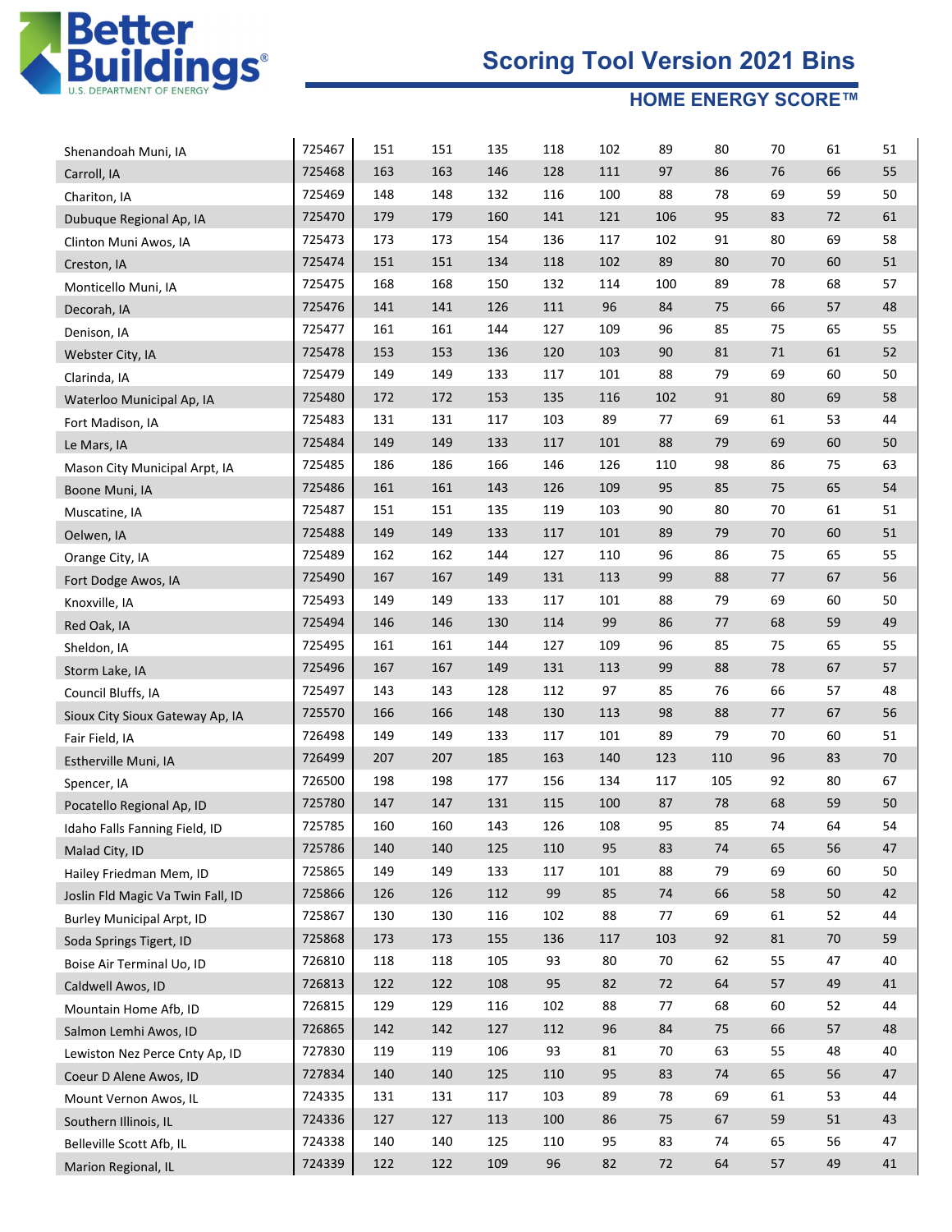# Scoring Tool Version 2021 Bins

## HOME ENERGY SCORE™

| | | | | | | | | | | | |
|---|---|---|---|---|---|---|---|---|---|---|---|
| Shenandoah Muni, IA | 725467 | 151 | 151 | 135 | 118 | 102 | 89 | 80 | 70 | 61 | 51 |
| Carroll, IA | 725468 | 163 | 163 | 146 | 128 | 111 | 97 | 86 | 76 | 66 | 55 |
| Chariton, IA | 725469 | 148 | 148 | 132 | 116 | 100 | 88 | 78 | 69 | 59 | 50 |
| Dubuque Regional Ap, IA | 725470 | 179 | 179 | 160 | 141 | 121 | 106 | 95 | 83 | 72 | 61 |
| Clinton Muni Awos, IA | 725473 | 173 | 173 | 154 | 136 | 117 | 102 | 91 | 80 | 69 | 58 |
| Creston, IA | 725474 | 151 | 151 | 134 | 118 | 102 | 89 | 80 | 70 | 60 | 51 |
| Monticello Muni, IA | 725475 | 168 | 168 | 150 | 132 | 114 | 100 | 89 | 78 | 68 | 57 |
| Decorah, IA | 725476 | 141 | 141 | 126 | 111 | 96 | 84 | 75 | 66 | 57 | 48 |
| Denison, IA | 725477 | 161 | 161 | 144 | 127 | 109 | 96 | 85 | 75 | 65 | 55 |
| Webster City, IA | 725478 | 153 | 153 | 136 | 120 | 103 | 90 | 81 | 71 | 61 | 52 |
| Clarinda, IA | 725479 | 149 | 149 | 133 | 117 | 101 | 88 | 79 | 69 | 60 | 50 |
| Waterloo Municipal Ap, IA | 725480 | 172 | 172 | 153 | 135 | 116 | 102 | 91 | 80 | 69 | 58 |
| Fort Madison, IA | 725483 | 131 | 131 | 117 | 103 | 89 | 77 | 69 | 61 | 53 | 44 |
| Le Mars, IA | 725484 | 149 | 149 | 133 | 117 | 101 | 88 | 79 | 69 | 60 | 50 |
| Mason City Municipal Arpt, IA | 725485 | 186 | 186 | 166 | 146 | 126 | 110 | 98 | 86 | 75 | 63 |
| Boone Muni, IA | 725486 | 161 | 161 | 143 | 126 | 109 | 95 | 85 | 75 | 65 | 54 |
| Muscatine, IA | 725487 | 151 | 151 | 135 | 119 | 103 | 90 | 80 | 70 | 61 | 51 |
| Oelwen, IA | 725488 | 149 | 149 | 133 | 117 | 101 | 89 | 79 | 70 | 60 | 51 |
| Orange City, IA | 725489 | 162 | 162 | 144 | 127 | 110 | 96 | 86 | 75 | 65 | 55 |
| Fort Dodge Awos, IA | 725490 | 167 | 167 | 149 | 131 | 113 | 99 | 88 | 77 | 67 | 56 |
| Knoxville, IA | 725493 | 149 | 149 | 133 | 117 | 101 | 88 | 79 | 69 | 60 | 50 |
| Red Oak, IA | 725494 | 146 | 146 | 130 | 114 | 99 | 86 | 77 | 68 | 59 | 49 |
| Sheldon, IA | 725495 | 161 | 161 | 144 | 127 | 109 | 96 | 85 | 75 | 65 | 55 |
| Storm Lake, IA | 725496 | 167 | 167 | 149 | 131 | 113 | 99 | 88 | 78 | 67 | 57 |
| Council Bluffs, IA | 725497 | 143 | 143 | 128 | 112 | 97 | 85 | 76 | 66 | 57 | 48 |
| Sioux City Sioux Gateway Ap, IA | 725570 | 166 | 166 | 148 | 130 | 113 | 98 | 88 | 77 | 67 | 56 |
| Fair Field, IA | 726498 | 149 | 149 | 133 | 117 | 101 | 89 | 79 | 70 | 60 | 51 |
| Estherville Muni, IA | 726499 | 207 | 207 | 185 | 163 | 140 | 123 | 110 | 96 | 83 | 70 |
| Spencer, IA | 726500 | 198 | 198 | 177 | 156 | 134 | 117 | 105 | 92 | 80 | 67 |
| Pocatello Regional Ap, ID | 725780 | 147 | 147 | 131 | 115 | 100 | 87 | 78 | 68 | 59 | 50 |
| Idaho Falls Fanning Field, ID | 725785 | 160 | 160 | 143 | 126 | 108 | 95 | 85 | 74 | 64 | 54 |
| Malad City, ID | 725786 | 140 | 140 | 125 | 110 | 95 | 83 | 74 | 65 | 56 | 47 |
| Hailey Friedman Mem, ID | 725865 | 149 | 149 | 133 | 117 | 101 | 88 | 79 | 69 | 60 | 50 |
| Joslin Fld Magic Va Twin Fall, ID | 725866 | 126 | 126 | 112 | 99 | 85 | 74 | 66 | 58 | 50 | 42 |
| Burley Municipal Arpt, ID | 725867 | 130 | 130 | 116 | 102 | 88 | 77 | 69 | 61 | 52 | 44 |
| Soda Springs Tigert, ID | 725868 | 173 | 173 | 155 | 136 | 117 | 103 | 92 | 81 | 70 | 59 |
| Boise Air Terminal Uo, ID | 726810 | 118 | 118 | 105 | 93 | 80 | 70 | 62 | 55 | 47 | 40 |
| Caldwell Awos, ID | 726813 | 122 | 122 | 108 | 95 | 82 | 72 | 64 | 57 | 49 | 41 |
| Mountain Home Afb, ID | 726815 | 129 | 129 | 116 | 102 | 88 | 77 | 68 | 60 | 52 | 44 |
| Salmon Lemhi Awos, ID | 726865 | 142 | 142 | 127 | 112 | 96 | 84 | 75 | 66 | 57 | 48 |
| Lewiston Nez Perce Cnty Ap, ID | 727830 | 119 | 119 | 106 | 93 | 81 | 70 | 63 | 55 | 48 | 40 |
| Coeur D Alene Awos, ID | 727834 | 140 | 140 | 125 | 110 | 95 | 83 | 74 | 65 | 56 | 47 |
| Mount Vernon Awos, IL | 724335 | 131 | 131 | 117 | 103 | 89 | 78 | 69 | 61 | 53 | 44 |
| Southern Illinois, IL | 724336 | 127 | 127 | 113 | 100 | 86 | 75 | 67 | 59 | 51 | 43 |
| Belleville Scott Afb, IL | 724338 | 140 | 140 | 125 | 110 | 95 | 83 | 74 | 65 | 56 | 47 |
| Marion Regional, IL | 724339 | 122 | 122 | 109 | 96 | 82 | 72 | 64 | 57 | 49 | 41 |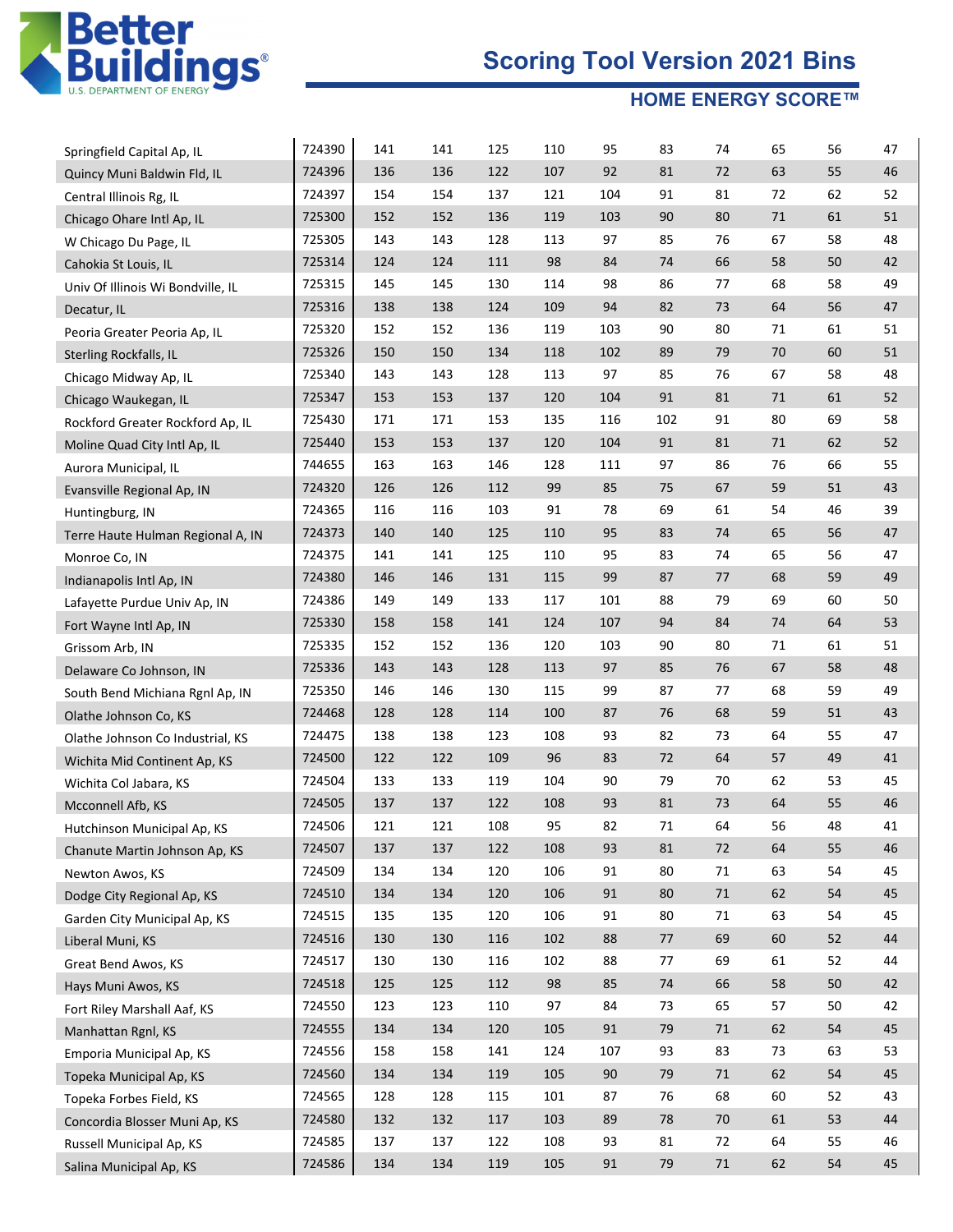# Scoring Tool Version 2021 Bins

## HOME ENERGY SCORE™

| | | | | | | | | | | | |
|---|---|---|---|---|---|---|---|---|---|---|---|
| Springfield Capital Ap, IL | 724390 | 141 | 141 | 125 | 110 | 95 | 83 | 74 | 65 | 56 | 47 |
| Quincy Muni Baldwin Fld, IL | 724396 | 136 | 136 | 122 | 107 | 92 | 81 | 72 | 63 | 55 | 46 |
| Central Illinois Rg, IL | 724397 | 154 | 154 | 137 | 121 | 104 | 91 | 81 | 72 | 62 | 52 |
| Chicago Ohare Intl Ap, IL | 725300 | 152 | 152 | 136 | 119 | 103 | 90 | 80 | 71 | 61 | 51 |
| W Chicago Du Page, IL | 725305 | 143 | 143 | 128 | 113 | 97 | 85 | 76 | 67 | 58 | 48 |
| Cahokia St Louis, IL | 725314 | 124 | 124 | 111 | 98 | 84 | 74 | 66 | 58 | 50 | 42 |
| Univ Of Illinois Wi Bondville, IL | 725315 | 145 | 145 | 130 | 114 | 98 | 86 | 77 | 68 | 58 | 49 |
| Decatur, IL | 725316 | 138 | 138 | 124 | 109 | 94 | 82 | 73 | 64 | 56 | 47 |
| Peoria Greater Peoria Ap, IL | 725320 | 152 | 152 | 136 | 119 | 103 | 90 | 80 | 71 | 61 | 51 |
| Sterling Rockfalls, IL | 725326 | 150 | 150 | 134 | 118 | 102 | 89 | 79 | 70 | 60 | 51 |
| Chicago Midway Ap, IL | 725340 | 143 | 143 | 128 | 113 | 97 | 85 | 76 | 67 | 58 | 48 |
| Chicago Waukegan, IL | 725347 | 153 | 153 | 137 | 120 | 104 | 91 | 81 | 71 | 61 | 52 |
| Rockford Greater Rockford Ap, IL | 725430 | 171 | 171 | 153 | 135 | 116 | 102 | 91 | 80 | 69 | 58 |
| Moline Quad City Intl Ap, IL | 725440 | 153 | 153 | 137 | 120 | 104 | 91 | 81 | 71 | 62 | 52 |
| Aurora Municipal, IL | 744655 | 163 | 163 | 146 | 128 | 111 | 97 | 86 | 76 | 66 | 55 |
| Evansville Regional Ap, IN | 724320 | 126 | 126 | 112 | 99 | 85 | 75 | 67 | 59 | 51 | 43 |
| Huntingburg, IN | 724365 | 116 | 116 | 103 | 91 | 78 | 69 | 61 | 54 | 46 | 39 |
| Terre Haute Hulman Regional A, IN | 724373 | 140 | 140 | 125 | 110 | 95 | 83 | 74 | 65 | 56 | 47 |
| Monroe Co, IN | 724375 | 141 | 141 | 125 | 110 | 95 | 83 | 74 | 65 | 56 | 47 |
| Indianapolis Intl Ap, IN | 724380 | 146 | 146 | 131 | 115 | 99 | 87 | 77 | 68 | 59 | 49 |
| Lafayette Purdue Univ Ap, IN | 724386 | 149 | 149 | 133 | 117 | 101 | 88 | 79 | 69 | 60 | 50 |
| Fort Wayne Intl Ap, IN | 725330 | 158 | 158 | 141 | 124 | 107 | 94 | 84 | 74 | 64 | 53 |
| Grissom Arb, IN | 725335 | 152 | 152 | 136 | 120 | 103 | 90 | 80 | 71 | 61 | 51 |
| Delaware Co Johnson, IN | 725336 | 143 | 143 | 128 | 113 | 97 | 85 | 76 | 67 | 58 | 48 |
| South Bend Michiana Rgnl Ap, IN | 725350 | 146 | 146 | 130 | 115 | 99 | 87 | 77 | 68 | 59 | 49 |
| Olathe Johnson Co, KS | 724468 | 128 | 128 | 114 | 100 | 87 | 76 | 68 | 59 | 51 | 43 |
| Olathe Johnson Co Industrial, KS | 724475 | 138 | 138 | 123 | 108 | 93 | 82 | 73 | 64 | 55 | 47 |
| Wichita Mid Continent Ap, KS | 724500 | 122 | 122 | 109 | 96 | 83 | 72 | 64 | 57 | 49 | 41 |
| Wichita Col Jabara, KS | 724504 | 133 | 133 | 119 | 104 | 90 | 79 | 70 | 62 | 53 | 45 |
| Mcconnell Afb, KS | 724505 | 137 | 137 | 122 | 108 | 93 | 81 | 73 | 64 | 55 | 46 |
| Hutchinson Municipal Ap, KS | 724506 | 121 | 121 | 108 | 95 | 82 | 71 | 64 | 56 | 48 | 41 |
| Chanute Martin Johnson Ap, KS | 724507 | 137 | 137 | 122 | 108 | 93 | 81 | 72 | 64 | 55 | 46 |
| Newton Awos, KS | 724509 | 134 | 134 | 120 | 106 | 91 | 80 | 71 | 63 | 54 | 45 |
| Dodge City Regional Ap, KS | 724510 | 134 | 134 | 120 | 106 | 91 | 80 | 71 | 62 | 54 | 45 |
| Garden City Municipal Ap, KS | 724515 | 135 | 135 | 120 | 106 | 91 | 80 | 71 | 63 | 54 | 45 |
| Liberal Muni, KS | 724516 | 130 | 130 | 116 | 102 | 88 | 77 | 69 | 60 | 52 | 44 |
| Great Bend Awos, KS | 724517 | 130 | 130 | 116 | 102 | 88 | 77 | 69 | 61 | 52 | 44 |
| Hays Muni Awos, KS | 724518 | 125 | 125 | 112 | 98 | 85 | 74 | 66 | 58 | 50 | 42 |
| Fort Riley Marshall Aaf, KS | 724550 | 123 | 123 | 110 | 97 | 84 | 73 | 65 | 57 | 50 | 42 |
| Manhattan Rgnl, KS | 724555 | 134 | 134 | 120 | 105 | 91 | 79 | 71 | 62 | 54 | 45 |
| Emporia Municipal Ap, KS | 724556 | 158 | 158 | 141 | 124 | 107 | 93 | 83 | 73 | 63 | 53 |
| Topeka Municipal Ap, KS | 724560 | 134 | 134 | 119 | 105 | 90 | 79 | 71 | 62 | 54 | 45 |
| Topeka Forbes Field, KS | 724565 | 128 | 128 | 115 | 101 | 87 | 76 | 68 | 60 | 52 | 43 |
| Concordia Blosser Muni Ap, KS | 724580 | 132 | 132 | 117 | 103 | 89 | 78 | 70 | 61 | 53 | 44 |
| Russell Municipal Ap, KS | 724585 | 137 | 137 | 122 | 108 | 93 | 81 | 72 | 64 | 55 | 46 |
| Salina Municipal Ap, KS | 724586 | 134 | 134 | 119 | 105 | 91 | 79 | 71 | 62 | 54 | 45 |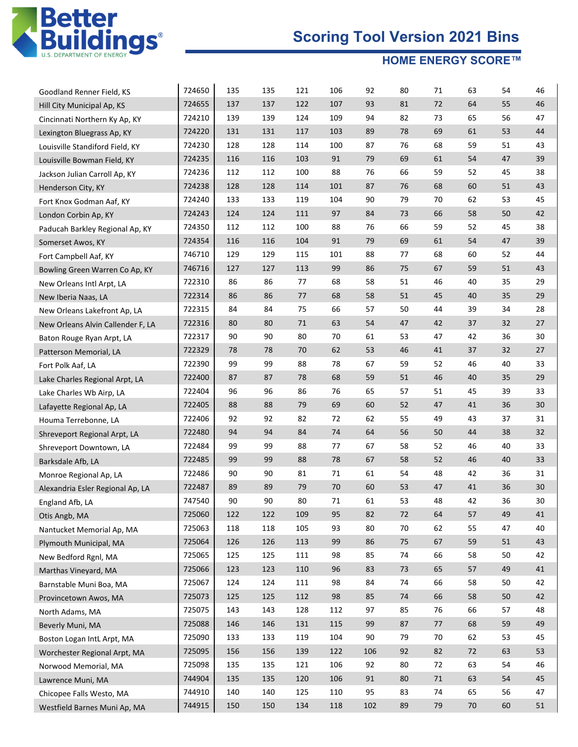# Scoring Tool Version 2021 Bins

## HOME ENERGY SCORE™

| | | | | | | | | | | | |
|---|---|---|---|---|---|---|---|---|---|---|---|
| Goodland Renner Field, KS | 724650 | 135 | 135 | 121 | 106 | 92 | 80 | 71 | 63 | 54 | 46 |
| Hill City Municipal Ap, KS | 724655 | 137 | 137 | 122 | 107 | 93 | 81 | 72 | 64 | 55 | 46 |
| Cincinnati Northern Ky Ap, KY | 724210 | 139 | 139 | 124 | 109 | 94 | 82 | 73 | 65 | 56 | 47 |
| Lexington Bluegrass Ap, KY | 724220 | 131 | 131 | 117 | 103 | 89 | 78 | 69 | 61 | 53 | 44 |
| Louisville Standiford Field, KY | 724230 | 128 | 128 | 114 | 100 | 87 | 76 | 68 | 59 | 51 | 43 |
| Louisville Bowman Field, KY | 724235 | 116 | 116 | 103 | 91 | 79 | 69 | 61 | 54 | 47 | 39 |
| Jackson Julian Carroll Ap, KY | 724236 | 112 | 112 | 100 | 88 | 76 | 66 | 59 | 52 | 45 | 38 |
| Henderson City, KY | 724238 | 128 | 128 | 114 | 101 | 87 | 76 | 68 | 60 | 51 | 43 |
| Fort Knox Godman Aaf, KY | 724240 | 133 | 133 | 119 | 104 | 90 | 79 | 70 | 62 | 53 | 45 |
| London Corbin Ap, KY | 724243 | 124 | 124 | 111 | 97 | 84 | 73 | 66 | 58 | 50 | 42 |
| Paducah Barkley Regional Ap, KY | 724350 | 112 | 112 | 100 | 88 | 76 | 66 | 59 | 52 | 45 | 38 |
| Somerset Awos, KY | 724354 | 116 | 116 | 104 | 91 | 79 | 69 | 61 | 54 | 47 | 39 |
| Fort Campbell Aaf, KY | 746710 | 129 | 129 | 115 | 101 | 88 | 77 | 68 | 60 | 52 | 44 |
| Bowling Green Warren Co Ap, KY | 746716 | 127 | 127 | 113 | 99 | 86 | 75 | 67 | 59 | 51 | 43 |
| New Orleans Intl Arpt, LA | 722310 | 86 | 86 | 77 | 68 | 58 | 51 | 46 | 40 | 35 | 29 |
| New Iberia Naas, LA | 722314 | 86 | 86 | 77 | 68 | 58 | 51 | 45 | 40 | 35 | 29 |
| New Orleans Lakefront Ap, LA | 722315 | 84 | 84 | 75 | 66 | 57 | 50 | 44 | 39 | 34 | 28 |
| New Orleans Alvin Callender F, LA | 722316 | 80 | 80 | 71 | 63 | 54 | 47 | 42 | 37 | 32 | 27 |
| Baton Rouge Ryan Arpt, LA | 722317 | 90 | 90 | 80 | 70 | 61 | 53 | 47 | 42 | 36 | 30 |
| Patterson Memorial, LA | 722329 | 78 | 78 | 70 | 62 | 53 | 46 | 41 | 37 | 32 | 27 |
| Fort Polk Aaf, LA | 722390 | 99 | 99 | 88 | 78 | 67 | 59 | 52 | 46 | 40 | 33 |
| Lake Charles Regional Arpt, LA | 722400 | 87 | 87 | 78 | 68 | 59 | 51 | 46 | 40 | 35 | 29 |
| Lake Charles Wb Airp, LA | 722404 | 96 | 96 | 86 | 76 | 65 | 57 | 51 | 45 | 39 | 33 |
| Lafayette Regional Ap, LA | 722405 | 88 | 88 | 79 | 69 | 60 | 52 | 47 | 41 | 36 | 30 |
| Houma Terrebonne, LA | 722406 | 92 | 92 | 82 | 72 | 62 | 55 | 49 | 43 | 37 | 31 |
| Shreveport Regional Arpt, LA | 722480 | 94 | 94 | 84 | 74 | 64 | 56 | 50 | 44 | 38 | 32 |
| Shreveport Downtown, LA | 722484 | 99 | 99 | 88 | 77 | 67 | 58 | 52 | 46 | 40 | 33 |
| Barksdale Afb, LA | 722485 | 99 | 99 | 88 | 78 | 67 | 58 | 52 | 46 | 40 | 33 |
| Monroe Regional Ap, LA | 722486 | 90 | 90 | 81 | 71 | 61 | 54 | 48 | 42 | 36 | 31 |
| Alexandria Esler Regional Ap, LA | 722487 | 89 | 89 | 79 | 70 | 60 | 53 | 47 | 41 | 36 | 30 |
| England Afb, LA | 747540 | 90 | 90 | 80 | 71 | 61 | 53 | 48 | 42 | 36 | 30 |
| Otis Angb, MA | 725060 | 122 | 122 | 109 | 95 | 82 | 72 | 64 | 57 | 49 | 41 |
| Nantucket Memorial Ap, MA | 725063 | 118 | 118 | 105 | 93 | 80 | 70 | 62 | 55 | 47 | 40 |
| Plymouth Municipal, MA | 725064 | 126 | 126 | 113 | 99 | 86 | 75 | 67 | 59 | 51 | 43 |
| New Bedford Rgnl, MA | 725065 | 125 | 125 | 111 | 98 | 85 | 74 | 66 | 58 | 50 | 42 |
| Marthas Vineyard, MA | 725066 | 123 | 123 | 110 | 96 | 83 | 73 | 65 | 57 | 49 | 41 |
| Barnstable Muni Boa, MA | 725067 | 124 | 124 | 111 | 98 | 84 | 74 | 66 | 58 | 50 | 42 |
| Provincetown Awos, MA | 725073 | 125 | 125 | 112 | 98 | 85 | 74 | 66 | 58 | 50 | 42 |
| North Adams, MA | 725075 | 143 | 143 | 128 | 112 | 97 | 85 | 76 | 66 | 57 | 48 |
| Beverly Muni, MA | 725088 | 146 | 146 | 131 | 115 | 99 | 87 | 77 | 68 | 59 | 49 |
| Boston Logan IntL Arpt, MA | 725090 | 133 | 133 | 119 | 104 | 90 | 79 | 70 | 62 | 53 | 45 |
| Worchester Regional Arpt, MA | 725095 | 156 | 156 | 139 | 122 | 106 | 92 | 82 | 72 | 63 | 53 |
| Norwood Memorial, MA | 725098 | 135 | 135 | 121 | 106 | 92 | 80 | 72 | 63 | 54 | 46 |
| Lawrence Muni, MA | 744904 | 135 | 135 | 120 | 106 | 91 | 80 | 71 | 63 | 54 | 45 |
| Chicopee Falls Westo, MA | 744910 | 140 | 140 | 125 | 110 | 95 | 83 | 74 | 65 | 56 | 47 |
| Westfield Barnes Muni Ap, MA | 744915 | 150 | 150 | 134 | 118 | 102 | 89 | 79 | 70 | 60 | 51 |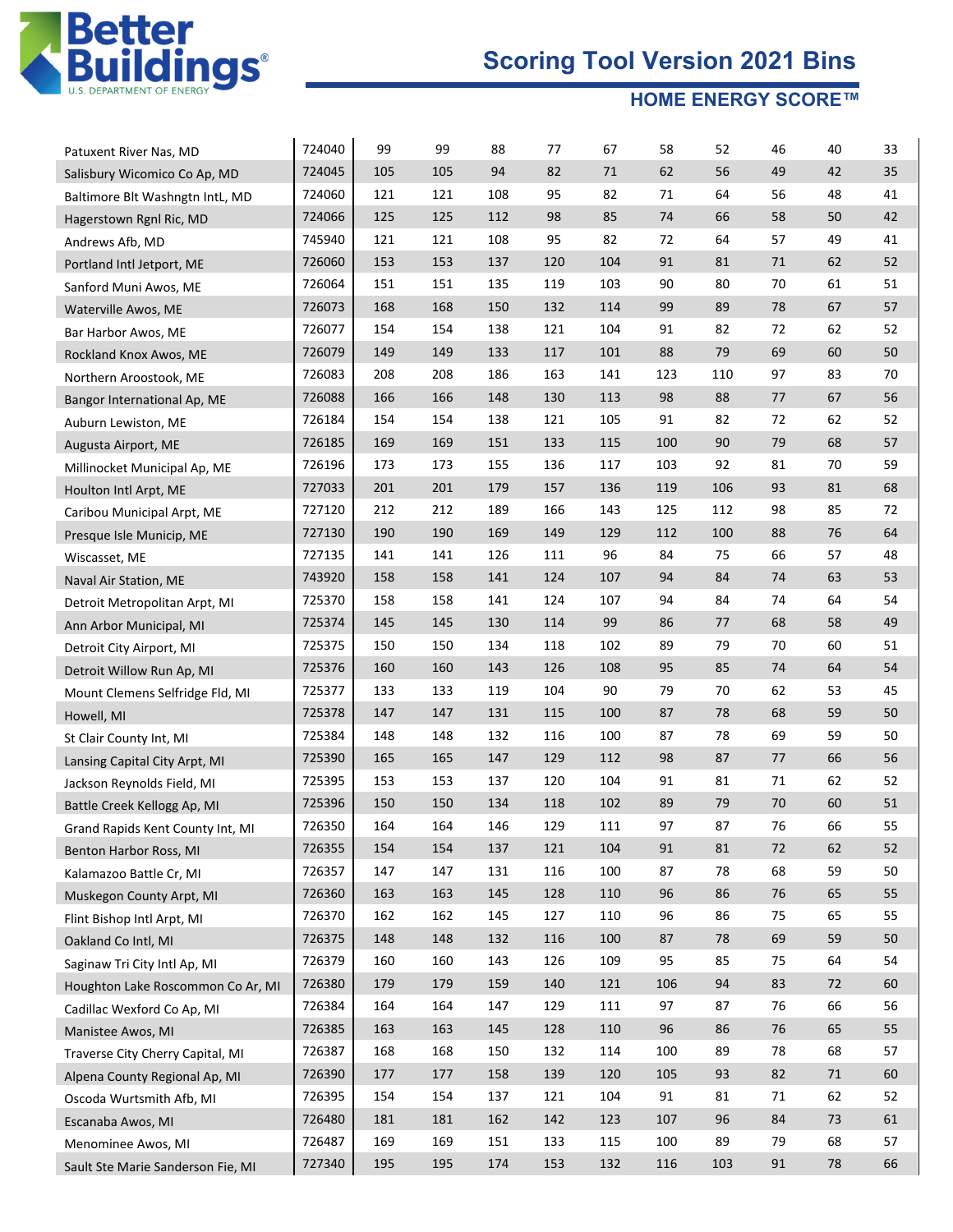# Scoring Tool Version 2021 Bins

## HOME ENERGY SCORE™

| | | | | | | | | | | | |
|---|---|---|---|---|---|---|---|---|---|---|---|
| Patuxent River Nas, MD | 724040 | 99 | 99 | 88 | 77 | 67 | 58 | 52 | 46 | 40 | 33 |
| Salisbury Wicomico Co Ap, MD | 724045 | 105 | 105 | 94 | 82 | 71 | 62 | 56 | 49 | 42 | 35 |
| Baltimore Blt Washngtn Intl, MD | 724060 | 121 | 121 | 108 | 95 | 82 | 71 | 64 | 56 | 48 | 41 |
| Hagerstown Rgnl Ric, MD | 724066 | 125 | 125 | 112 | 98 | 85 | 74 | 66 | 58 | 50 | 42 |
| Andrews Afb, MD | 745940 | 121 | 121 | 108 | 95 | 82 | 72 | 64 | 57 | 49 | 41 |
| Portland Intl Jetport, ME | 726060 | 153 | 153 | 137 | 120 | 104 | 91 | 81 | 71 | 62 | 52 |
| Sanford Muni Awos, ME | 726064 | 151 | 151 | 135 | 119 | 103 | 90 | 80 | 70 | 61 | 51 |
| Waterville Awos, ME | 726073 | 168 | 168 | 150 | 132 | 114 | 99 | 89 | 78 | 67 | 57 |
| Bar Harbor Awos, ME | 726077 | 154 | 154 | 138 | 121 | 104 | 91 | 82 | 72 | 62 | 52 |
| Rockland Knox Awos, ME | 726079 | 149 | 149 | 133 | 117 | 101 | 88 | 79 | 69 | 60 | 50 |
| Northern Aroostook, ME | 726083 | 208 | 208 | 186 | 163 | 141 | 123 | 110 | 97 | 83 | 70 |
| Bangor International Ap, ME | 726088 | 166 | 166 | 148 | 130 | 113 | 98 | 88 | 77 | 67 | 56 |
| Auburn Lewiston, ME | 726184 | 154 | 154 | 138 | 121 | 105 | 91 | 82 | 72 | 62 | 52 |
| Augusta Airport, ME | 726185 | 169 | 169 | 151 | 133 | 115 | 100 | 90 | 79 | 68 | 57 |
| Millinocket Municipal Ap, ME | 726196 | 173 | 173 | 155 | 136 | 117 | 103 | 92 | 81 | 70 | 59 |
| Houlton Intl Arpt, ME | 727033 | 201 | 201 | 179 | 157 | 136 | 119 | 106 | 93 | 81 | 68 |
| Caribou Municipal Arpt, ME | 727120 | 212 | 212 | 189 | 166 | 143 | 125 | 112 | 98 | 85 | 72 |
| Presque Isle Municip, ME | 727130 | 190 | 190 | 169 | 149 | 129 | 112 | 100 | 88 | 76 | 64 |
| Wiscasset, ME | 727135 | 141 | 141 | 126 | 111 | 96 | 84 | 75 | 66 | 57 | 48 |
| Naval Air Station, ME | 743920 | 158 | 158 | 141 | 124 | 107 | 94 | 84 | 74 | 63 | 53 |
| Detroit Metropolitan Arpt, MI | 725370 | 158 | 158 | 141 | 124 | 107 | 94 | 84 | 74 | 64 | 54 |
| Ann Arbor Municipal, MI | 725374 | 145 | 145 | 130 | 114 | 99 | 86 | 77 | 68 | 58 | 49 |
| Detroit City Airport, MI | 725375 | 150 | 150 | 134 | 118 | 102 | 89 | 79 | 70 | 60 | 51 |
| Detroit Willow Run Ap, MI | 725376 | 160 | 160 | 143 | 126 | 108 | 95 | 85 | 74 | 64 | 54 |
| Mount Clemens Selfridge Fld, MI | 725377 | 133 | 133 | 119 | 104 | 90 | 79 | 70 | 62 | 53 | 45 |
| Howell, MI | 725378 | 147 | 147 | 131 | 115 | 100 | 87 | 78 | 68 | 59 | 50 |
| St Clair County Int, MI | 725384 | 148 | 148 | 132 | 116 | 100 | 87 | 78 | 69 | 59 | 50 |
| Lansing Capital City Arpt, MI | 725390 | 165 | 165 | 147 | 129 | 112 | 98 | 87 | 77 | 66 | 56 |
| Jackson Reynolds Field, MI | 725395 | 153 | 153 | 137 | 120 | 104 | 91 | 81 | 71 | 62 | 52 |
| Battle Creek Kellogg Ap, MI | 725396 | 150 | 150 | 134 | 118 | 102 | 89 | 79 | 70 | 60 | 51 |
| Grand Rapids Kent County Int, MI | 726350 | 164 | 164 | 146 | 129 | 111 | 97 | 87 | 76 | 66 | 55 |
| Benton Harbor Ross, MI | 726355 | 154 | 154 | 137 | 121 | 104 | 91 | 81 | 72 | 62 | 52 |
| Kalamazoo Battle Cr, MI | 726357 | 147 | 147 | 131 | 116 | 100 | 87 | 78 | 68 | 59 | 50 |
| Muskegon County Arpt, MI | 726360 | 163 | 163 | 145 | 128 | 110 | 96 | 86 | 76 | 65 | 55 |
| Flint Bishop Intl Arpt, MI | 726370 | 162 | 162 | 145 | 127 | 110 | 96 | 86 | 75 | 65 | 55 |
| Oakland Co Intl, MI | 726375 | 148 | 148 | 132 | 116 | 100 | 87 | 78 | 69 | 59 | 50 |
| Saginaw Tri City Intl Ap, MI | 726379 | 160 | 160 | 143 | 126 | 109 | 95 | 85 | 75 | 64 | 54 |
| Houghton Lake Roscommon Co Ar, MI | 726380 | 179 | 179 | 159 | 140 | 121 | 106 | 94 | 83 | 72 | 60 |
| Cadillac Wexford Co Ap, MI | 726384 | 164 | 164 | 147 | 129 | 111 | 97 | 87 | 76 | 66 | 56 |
| Manistee Awos, MI | 726385 | 163 | 163 | 145 | 128 | 110 | 96 | 86 | 76 | 65 | 55 |
| Traverse City Cherry Capital, MI | 726387 | 168 | 168 | 150 | 132 | 114 | 100 | 89 | 78 | 68 | 57 |
| Alpena County Regional Ap, MI | 726390 | 177 | 177 | 158 | 139 | 120 | 105 | 93 | 82 | 71 | 60 |
| Oscoda Wurtsmith Afb, MI | 726395 | 154 | 154 | 137 | 121 | 104 | 91 | 81 | 71 | 62 | 52 |
| Escanaba Awos, MI | 726480 | 181 | 181 | 162 | 142 | 123 | 107 | 96 | 84 | 73 | 61 |
| Menominee Awos, MI | 726487 | 169 | 169 | 151 | 133 | 115 | 100 | 89 | 79 | 68 | 57 |
| Sault Ste Marie Sanderson Fie, MI | 727340 | 195 | 195 | 174 | 153 | 132 | 116 | 103 | 91 | 78 | 66 |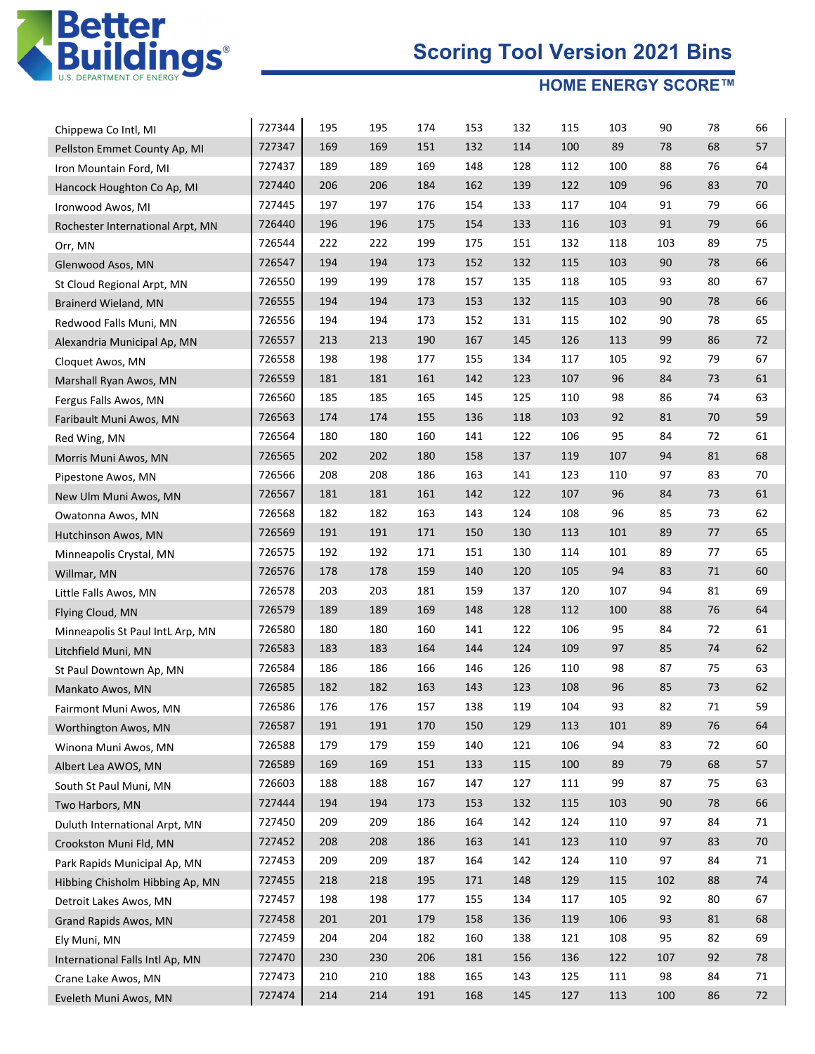# Scoring Tool Version 2021 Bins

## HOME ENERGY SCORE™

| | | | | | | | | | | | |
|---|---|---|---|---|---|---|---|---|---|---|---|
| Chippewa Co Intl, MI | 727344 | 195 | 195 | 174 | 153 | 132 | 115 | 103 | 90 | 78 | 66 |
| Pellston Emmet County Ap, MI | 727347 | 169 | 169 | 151 | 132 | 114 | 100 | 89 | 78 | 68 | 57 |
| Iron Mountain Ford, MI | 727437 | 189 | 189 | 169 | 148 | 128 | 112 | 100 | 88 | 76 | 64 |
| Hancock Houghton Co Ap, MI | 727440 | 206 | 206 | 184 | 162 | 139 | 122 | 109 | 96 | 83 | 70 |
| Ironwood Awos, MI | 727445 | 197 | 197 | 176 | 154 | 133 | 117 | 104 | 91 | 79 | 66 |
| Rochester International Arpt, MN | 726440 | 196 | 196 | 175 | 154 | 133 | 116 | 103 | 91 | 79 | 66 |
| Orr, MN | 726544 | 222 | 222 | 199 | 175 | 151 | 132 | 118 | 103 | 89 | 75 |
| Glenwood Asos, MN | 726547 | 194 | 194 | 173 | 152 | 132 | 115 | 103 | 90 | 78 | 66 |
| St Cloud Regional Arpt, MN | 726550 | 199 | 199 | 178 | 157 | 135 | 118 | 105 | 93 | 80 | 67 |
| Brainerd Wieland, MN | 726555 | 194 | 194 | 173 | 153 | 132 | 115 | 103 | 90 | 78 | 66 |
| Redwood Falls Muni, MN | 726556 | 194 | 194 | 173 | 152 | 131 | 115 | 102 | 90 | 78 | 65 |
| Alexandria Municipal Ap, MN | 726557 | 213 | 213 | 190 | 167 | 145 | 126 | 113 | 99 | 86 | 72 |
| Cloquet Awos, MN | 726558 | 198 | 198 | 177 | 155 | 134 | 117 | 105 | 92 | 79 | 67 |
| Marshall Ryan Awos, MN | 726559 | 181 | 181 | 161 | 142 | 123 | 107 | 96 | 84 | 73 | 61 |
| Fergus Falls Awos, MN | 726560 | 185 | 185 | 165 | 145 | 125 | 110 | 98 | 86 | 74 | 63 |
| Faribault Muni Awos, MN | 726563 | 174 | 174 | 155 | 136 | 118 | 103 | 92 | 81 | 70 | 59 |
| Red Wing, MN | 726564 | 180 | 180 | 160 | 141 | 122 | 106 | 95 | 84 | 72 | 61 |
| Morris Muni Awos, MN | 726565 | 202 | 202 | 180 | 158 | 137 | 119 | 107 | 94 | 81 | 68 |
| Pipestone Awos, MN | 726566 | 208 | 208 | 186 | 163 | 141 | 123 | 110 | 97 | 83 | 70 |
| New Ulm Muni Awos, MN | 726567 | 181 | 181 | 161 | 142 | 122 | 107 | 96 | 84 | 73 | 61 |
| Owatonna Awos, MN | 726568 | 182 | 182 | 163 | 143 | 124 | 108 | 96 | 85 | 73 | 62 |
| Hutchinson Awos, MN | 726569 | 191 | 191 | 171 | 150 | 130 | 113 | 101 | 89 | 77 | 65 |
| Minneapolis Crystal, MN | 726575 | 192 | 192 | 171 | 151 | 130 | 114 | 101 | 89 | 77 | 65 |
| Willmar, MN | 726576 | 178 | 178 | 159 | 140 | 120 | 105 | 94 | 83 | 71 | 60 |
| Little Falls Awos, MN | 726578 | 203 | 203 | 181 | 159 | 137 | 120 | 107 | 94 | 81 | 69 |
| Flying Cloud, MN | 726579 | 189 | 189 | 169 | 148 | 128 | 112 | 100 | 88 | 76 | 64 |
| Minneapolis St Paul IntL Arp, MN | 726580 | 180 | 180 | 160 | 141 | 122 | 106 | 95 | 84 | 72 | 61 |
| Litchfield Muni, MN | 726583 | 183 | 183 | 164 | 144 | 124 | 109 | 97 | 85 | 74 | 62 |
| St Paul Downtown Ap, MN | 726584 | 186 | 186 | 166 | 146 | 126 | 110 | 98 | 87 | 75 | 63 |
| Mankato Awos, MN | 726585 | 182 | 182 | 163 | 143 | 123 | 108 | 96 | 85 | 73 | 62 |
| Fairmont Muni Awos, MN | 726586 | 176 | 176 | 157 | 138 | 119 | 104 | 93 | 82 | 71 | 59 |
| Worthington Awos, MN | 726587 | 191 | 191 | 170 | 150 | 129 | 113 | 101 | 89 | 76 | 64 |
| Winona Muni Awos, MN | 726588 | 179 | 179 | 159 | 140 | 121 | 106 | 94 | 83 | 72 | 60 |
| Albert Lea AWOS, MN | 726589 | 169 | 169 | 151 | 133 | 115 | 100 | 89 | 79 | 68 | 57 |
| South St Paul Muni, MN | 726603 | 188 | 188 | 167 | 147 | 127 | 111 | 99 | 87 | 75 | 63 |
| Two Harbors, MN | 727444 | 194 | 194 | 173 | 153 | 132 | 115 | 103 | 90 | 78 | 66 |
| Duluth International Arpt, MN | 727450 | 209 | 209 | 186 | 164 | 142 | 124 | 110 | 97 | 84 | 71 |
| Crookston Muni Fld, MN | 727452 | 208 | 208 | 186 | 163 | 141 | 123 | 110 | 97 | 83 | 70 |
| Park Rapids Municipal Ap, MN | 727453 | 209 | 209 | 187 | 164 | 142 | 124 | 110 | 97 | 84 | 71 |
| Hibbing Chisholm Hibbing Ap, MN | 727455 | 218 | 218 | 195 | 171 | 148 | 129 | 115 | 102 | 88 | 74 |
| Detroit Lakes Awos, MN | 727457 | 198 | 198 | 177 | 155 | 134 | 117 | 105 | 92 | 80 | 67 |
| Grand Rapids Awos, MN | 727458 | 201 | 201 | 179 | 158 | 136 | 119 | 106 | 93 | 81 | 68 |
| Ely Muni, MN | 727459 | 204 | 204 | 182 | 160 | 138 | 121 | 108 | 95 | 82 | 69 |
| International Falls Intl Ap, MN | 727470 | 230 | 230 | 206 | 181 | 156 | 136 | 122 | 107 | 92 | 78 |
| Crane Lake Awos, MN | 727473 | 210 | 210 | 188 | 165 | 143 | 125 | 111 | 98 | 84 | 71 |
| Eveleth Muni Awos, MN | 727474 | 214 | 214 | 191 | 168 | 145 | 127 | 113 | 100 | 86 | 72 |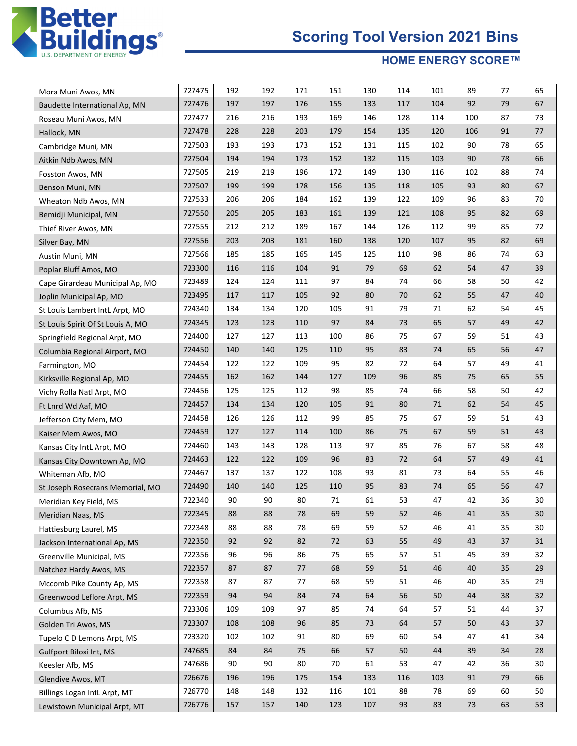# Scoring Tool Version 2021 Bins

## HOME ENERGY SCORE™

| | | | | | | | | | | | |
|---|---|---|---|---|---|---|---|---|---|---|---|
| Mora Muni Awos, MN | 727475 | 192 | 192 | 171 | 151 | 130 | 114 | 101 | 89 | 77 | 65 |
| Baudette International Ap, MN | 727476 | 197 | 197 | 176 | 155 | 133 | 117 | 104 | 92 | 79 | 67 |
| Roseau Muni Awos, MN | 727477 | 216 | 216 | 193 | 169 | 146 | 128 | 114 | 100 | 87 | 73 |
| Hallock, MN | 727478 | 228 | 228 | 203 | 179 | 154 | 135 | 120 | 106 | 91 | 77 |
| Cambridge Muni, MN | 727503 | 193 | 193 | 173 | 152 | 131 | 115 | 102 | 90 | 78 | 65 |
| Aitkin Ndb Awos, MN | 727504 | 194 | 194 | 173 | 152 | 132 | 115 | 103 | 90 | 78 | 66 |
| Fosston Awos, MN | 727505 | 219 | 219 | 196 | 172 | 149 | 130 | 116 | 102 | 88 | 74 |
| Benson Muni, MN | 727507 | 199 | 199 | 178 | 156 | 135 | 118 | 105 | 93 | 80 | 67 |
| Wheaton Ndb Awos, MN | 727533 | 206 | 206 | 184 | 162 | 139 | 122 | 109 | 96 | 83 | 70 |
| Bemidji Municipal, MN | 727550 | 205 | 205 | 183 | 161 | 139 | 121 | 108 | 95 | 82 | 69 |
| Thief River Awos, MN | 727555 | 212 | 212 | 189 | 167 | 144 | 126 | 112 | 99 | 85 | 72 |
| Silver Bay, MN | 727556 | 203 | 203 | 181 | 160 | 138 | 120 | 107 | 95 | 82 | 69 |
| Austin Muni, MN | 727566 | 185 | 185 | 165 | 145 | 125 | 110 | 98 | 86 | 74 | 63 |
| Poplar Bluff Amos, MO | 723300 | 116 | 116 | 104 | 91 | 79 | 69 | 62 | 54 | 47 | 39 |
| Cape Girardeau Municipal Ap, MO | 723489 | 124 | 124 | 111 | 97 | 84 | 74 | 66 | 58 | 50 | 42 |
| Joplin Municipal Ap, MO | 723495 | 117 | 117 | 105 | 92 | 80 | 70 | 62 | 55 | 47 | 40 |
| St Louis Lambert IntL Arpt, MO | 724340 | 134 | 134 | 120 | 105 | 91 | 79 | 71 | 62 | 54 | 45 |
| St Louis Spirit Of St Louis A, MO | 724345 | 123 | 123 | 110 | 97 | 84 | 73 | 65 | 57 | 49 | 42 |
| Springfield Regional Arpt, MO | 724400 | 127 | 127 | 113 | 100 | 86 | 75 | 67 | 59 | 51 | 43 |
| Columbia Regional Airport, MO | 724450 | 140 | 140 | 125 | 110 | 95 | 83 | 74 | 65 | 56 | 47 |
| Farmington, MO | 724454 | 122 | 122 | 109 | 95 | 82 | 72 | 64 | 57 | 49 | 41 |
| Kirksville Regional Ap, MO | 724455 | 162 | 162 | 144 | 127 | 109 | 96 | 85 | 75 | 65 | 55 |
| Vichy Rolla Natl Arpt, MO | 724456 | 125 | 125 | 112 | 98 | 85 | 74 | 66 | 58 | 50 | 42 |
| Ft Lnrd Wd Aaf, MO | 724457 | 134 | 134 | 120 | 105 | 91 | 80 | 71 | 62 | 54 | 45 |
| Jefferson City Mem, MO | 724458 | 126 | 126 | 112 | 99 | 85 | 75 | 67 | 59 | 51 | 43 |
| Kaiser Mem Awos, MO | 724459 | 127 | 127 | 114 | 100 | 86 | 75 | 67 | 59 | 51 | 43 |
| Kansas City IntL Arpt, MO | 724460 | 143 | 143 | 128 | 113 | 97 | 85 | 76 | 67 | 58 | 48 |
| Kansas City Downtown Ap, MO | 724463 | 122 | 122 | 109 | 96 | 83 | 72 | 64 | 57 | 49 | 41 |
| Whiteman Afb, MO | 724467 | 137 | 137 | 122 | 108 | 93 | 81 | 73 | 64 | 55 | 46 |
| St Joseph Rosecrans Memorial, MO | 724490 | 140 | 140 | 125 | 110 | 95 | 83 | 74 | 65 | 56 | 47 |
| Meridian Key Field, MS | 722340 | 90 | 90 | 80 | 71 | 61 | 53 | 47 | 42 | 36 | 30 |
| Meridian Naas, MS | 722345 | 88 | 88 | 78 | 69 | 59 | 52 | 46 | 41 | 35 | 30 |
| Hattiesburg Laurel, MS | 722348 | 88 | 88 | 78 | 69 | 59 | 52 | 46 | 41 | 35 | 30 |
| Jackson International Ap, MS | 722350 | 92 | 92 | 82 | 72 | 63 | 55 | 49 | 43 | 37 | 31 |
| Greenville Municipal, MS | 722356 | 96 | 96 | 86 | 75 | 65 | 57 | 51 | 45 | 39 | 32 |
| Natchez Hardy Awos, MS | 722357 | 87 | 87 | 77 | 68 | 59 | 51 | 46 | 40 | 35 | 29 |
| Mccomb Pike County Ap, MS | 722358 | 87 | 87 | 77 | 68 | 59 | 51 | 46 | 40 | 35 | 29 |
| Greenwood Leflore Arpt, MS | 722359 | 94 | 94 | 84 | 74 | 64 | 56 | 50 | 44 | 38 | 32 |
| Columbus Afb, MS | 723306 | 109 | 109 | 97 | 85 | 74 | 64 | 57 | 51 | 44 | 37 |
| Golden Tri Awos, MS | 723307 | 108 | 108 | 96 | 85 | 73 | 64 | 57 | 50 | 43 | 37 |
| Tupelo C D Lemons Arpt, MS | 723320 | 102 | 102 | 91 | 80 | 69 | 60 | 54 | 47 | 41 | 34 |
| Gulfport Biloxi Int, MS | 747685 | 84 | 84 | 75 | 66 | 57 | 50 | 44 | 39 | 34 | 28 |
| Keesler Afb, MS | 747686 | 90 | 90 | 80 | 70 | 61 | 53 | 47 | 42 | 36 | 30 |
| Glendive Awos, MT | 726676 | 196 | 196 | 175 | 154 | 133 | 116 | 103 | 91 | 79 | 66 |
| Billings Logan IntL Arpt, MT | 726770 | 148 | 148 | 132 | 116 | 101 | 88 | 78 | 69 | 60 | 50 |
| Lewistown Municipal Arpt, MT | 726776 | 157 | 157 | 140 | 123 | 107 | 93 | 83 | 73 | 63 | 53 |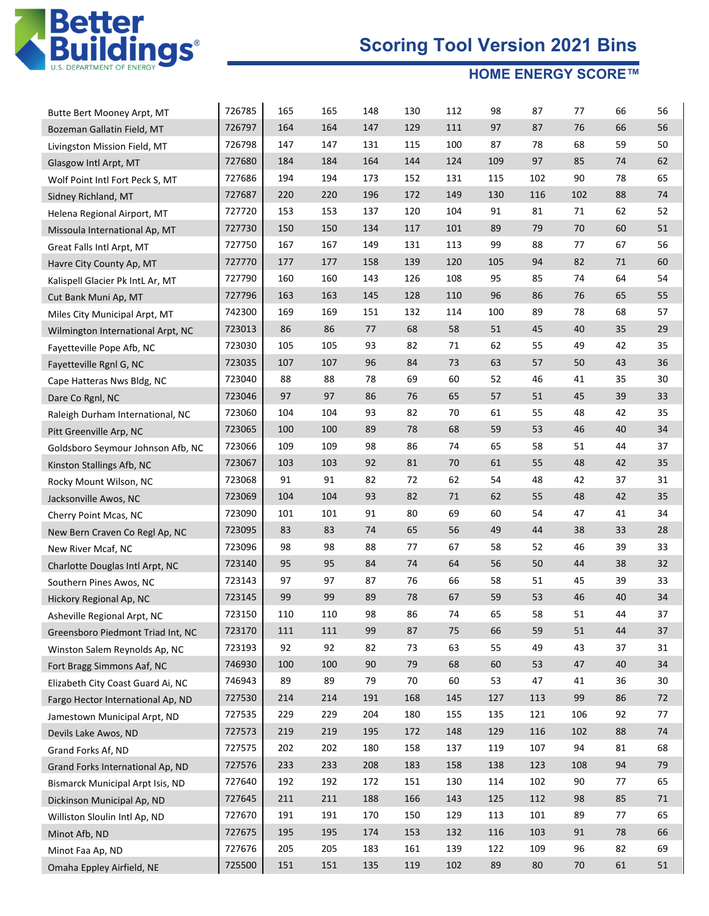# Scoring Tool Version 2021 Bins

## HOME ENERGY SCORE™

| | | | | | | | | | | | |
|---|---|---|---|---|---|---|---|---|---|---|---|
| Butte Bert Mooney Arpt, MT | 726785 | 165 | 165 | 148 | 130 | 112 | 98 | 87 | 77 | 66 | 56 |
| Bozeman Gallatin Field, MT | 726797 | 164 | 164 | 147 | 129 | 111 | 97 | 87 | 76 | 66 | 56 |
| Livingston Mission Field, MT | 726798 | 147 | 147 | 131 | 115 | 100 | 87 | 78 | 68 | 59 | 50 |
| Glasgow Intl Arpt, MT | 727680 | 184 | 184 | 164 | 144 | 124 | 109 | 97 | 85 | 74 | 62 |
| Wolf Point Intl Fort Peck S, MT | 727686 | 194 | 194 | 173 | 152 | 131 | 115 | 102 | 90 | 78 | 65 |
| Sidney Richland, MT | 727687 | 220 | 220 | 196 | 172 | 149 | 130 | 116 | 102 | 88 | 74 |
| Helena Regional Airport, MT | 727720 | 153 | 153 | 137 | 120 | 104 | 91 | 81 | 71 | 62 | 52 |
| Missoula International Ap, MT | 727730 | 150 | 150 | 134 | 117 | 101 | 89 | 79 | 70 | 60 | 51 |
| Great Falls Intl Arpt, MT | 727750 | 167 | 167 | 149 | 131 | 113 | 99 | 88 | 77 | 67 | 56 |
| Havre City County Ap, MT | 727770 | 177 | 177 | 158 | 139 | 120 | 105 | 94 | 82 | 71 | 60 |
| Kalispell Glacier Pk IntL Ar, MT | 727790 | 160 | 160 | 143 | 126 | 108 | 95 | 85 | 74 | 64 | 54 |
| Cut Bank Muni Ap, MT | 727796 | 163 | 163 | 145 | 128 | 110 | 96 | 86 | 76 | 65 | 55 |
| Miles City Municipal Arpt, MT | 742300 | 169 | 169 | 151 | 132 | 114 | 100 | 89 | 78 | 68 | 57 |
| Wilmington International Arpt, NC | 723013 | 86 | 86 | 77 | 68 | 58 | 51 | 45 | 40 | 35 | 29 |
| Fayetteville Pope Afb, NC | 723030 | 105 | 105 | 93 | 82 | 71 | 62 | 55 | 49 | 42 | 35 |
| Fayetteville Rgnl G, NC | 723035 | 107 | 107 | 96 | 84 | 73 | 63 | 57 | 50 | 43 | 36 |
| Cape Hatteras Nws Bldg, NC | 723040 | 88 | 88 | 78 | 69 | 60 | 52 | 46 | 41 | 35 | 30 |
| Dare Co Rgnl, NC | 723046 | 97 | 97 | 86 | 76 | 65 | 57 | 51 | 45 | 39 | 33 |
| Raleigh Durham International, NC | 723060 | 104 | 104 | 93 | 82 | 70 | 61 | 55 | 48 | 42 | 35 |
| Pitt Greenville Arp, NC | 723065 | 100 | 100 | 89 | 78 | 68 | 59 | 53 | 46 | 40 | 34 |
| Goldsboro Seymour Johnson Afb, NC | 723066 | 109 | 109 | 98 | 86 | 74 | 65 | 58 | 51 | 44 | 37 |
| Kinston Stallings Afb, NC | 723067 | 103 | 103 | 92 | 81 | 70 | 61 | 55 | 48 | 42 | 35 |
| Rocky Mount Wilson, NC | 723068 | 91 | 91 | 82 | 72 | 62 | 54 | 48 | 42 | 37 | 31 |
| Jacksonville Awos, NC | 723069 | 104 | 104 | 93 | 82 | 71 | 62 | 55 | 48 | 42 | 35 |
| Cherry Point Mcas, NC | 723090 | 101 | 101 | 91 | 80 | 69 | 60 | 54 | 47 | 41 | 34 |
| New Bern Craven Co Regl Ap, NC | 723095 | 83 | 83 | 74 | 65 | 56 | 49 | 44 | 38 | 33 | 28 |
| New River Mcaf, NC | 723096 | 98 | 98 | 88 | 77 | 67 | 58 | 52 | 46 | 39 | 33 |
| Charlotte Douglas Intl Arpt, NC | 723140 | 95 | 95 | 84 | 74 | 64 | 56 | 50 | 44 | 38 | 32 |
| Southern Pines Awos, NC | 723143 | 97 | 97 | 87 | 76 | 66 | 58 | 51 | 45 | 39 | 33 |
| Hickory Regional Ap, NC | 723145 | 99 | 99 | 89 | 78 | 67 | 59 | 53 | 46 | 40 | 34 |
| Asheville Regional Arpt, NC | 723150 | 110 | 110 | 98 | 86 | 74 | 65 | 58 | 51 | 44 | 37 |
| Greensboro Piedmont Triad Int, NC | 723170 | 111 | 111 | 99 | 87 | 75 | 66 | 59 | 51 | 44 | 37 |
| Winston Salem Reynolds Ap, NC | 723193 | 92 | 92 | 82 | 73 | 63 | 55 | 49 | 43 | 37 | 31 |
| Fort Bragg Simmons Aaf, NC | 746930 | 100 | 100 | 90 | 79 | 68 | 60 | 53 | 47 | 40 | 34 |
| Elizabeth City Coast Guard Ai, NC | 746943 | 89 | 89 | 79 | 70 | 60 | 53 | 47 | 41 | 36 | 30 |
| Fargo Hector International Ap, ND | 727530 | 214 | 214 | 191 | 168 | 145 | 127 | 113 | 99 | 86 | 72 |
| Jamestown Municipal Arpt, ND | 727535 | 229 | 229 | 204 | 180 | 155 | 135 | 121 | 106 | 92 | 77 |
| Devils Lake Awos, ND | 727573 | 219 | 219 | 195 | 172 | 148 | 129 | 116 | 102 | 88 | 74 |
| Grand Forks Af, ND | 727575 | 202 | 202 | 180 | 158 | 137 | 119 | 107 | 94 | 81 | 68 |
| Grand Forks International Ap, ND | 727576 | 233 | 233 | 208 | 183 | 158 | 138 | 123 | 108 | 94 | 79 |
| Bismarck Municipal Arpt Isis, ND | 727640 | 192 | 192 | 172 | 151 | 130 | 114 | 102 | 90 | 77 | 65 |
| Dickinson Municipal Ap, ND | 727645 | 211 | 211 | 188 | 166 | 143 | 125 | 112 | 98 | 85 | 71 |
| Williston Sloulin Intl Ap, ND | 727670 | 191 | 191 | 170 | 150 | 129 | 113 | 101 | 89 | 77 | 65 |
| Minot Afb, ND | 727675 | 195 | 195 | 174 | 153 | 132 | 116 | 103 | 91 | 78 | 66 |
| Minot Faa Ap, ND | 727676 | 205 | 205 | 183 | 161 | 139 | 122 | 109 | 96 | 82 | 69 |
| Omaha Eppley Airfield, NE | 725500 | 151 | 151 | 135 | 119 | 102 | 89 | 80 | 70 | 61 | 51 |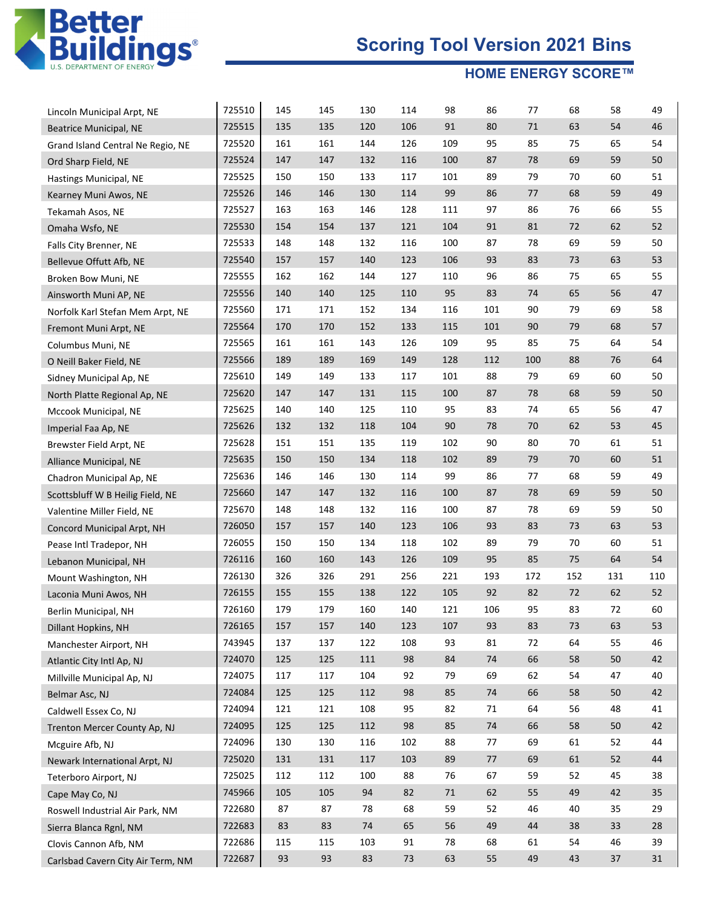# Scoring Tool Version 2021 Bins

## HOME ENERGY SCORE™

| | | | | | | | | | | | |
|---|---|---|---|---|---|---|---|---|---|---|---|
| Lincoln Municipal Arpt, NE | 725510 | 145 | 145 | 130 | 114 | 98 | 86 | 77 | 68 | 58 | 49 |
| Beatrice Municipal, NE | 725515 | 135 | 135 | 120 | 106 | 91 | 80 | 71 | 63 | 54 | 46 |
| Grand Island Central Ne Regio, NE | 725520 | 161 | 161 | 144 | 126 | 109 | 95 | 85 | 75 | 65 | 54 |
| Ord Sharp Field, NE | 725524 | 147 | 147 | 132 | 116 | 100 | 87 | 78 | 69 | 59 | 50 |
| Hastings Municipal, NE | 725525 | 150 | 150 | 133 | 117 | 101 | 89 | 79 | 70 | 60 | 51 |
| Kearney Muni Awos, NE | 725526 | 146 | 146 | 130 | 114 | 99 | 86 | 77 | 68 | 59 | 49 |
| Tekamah Asos, NE | 725527 | 163 | 163 | 146 | 128 | 111 | 97 | 86 | 76 | 66 | 55 |
| Omaha Wsfo, NE | 725530 | 154 | 154 | 137 | 121 | 104 | 91 | 81 | 72 | 62 | 52 |
| Falls City Brenner, NE | 725533 | 148 | 148 | 132 | 116 | 100 | 87 | 78 | 69 | 59 | 50 |
| Bellevue Offutt Afb, NE | 725540 | 157 | 157 | 140 | 123 | 106 | 93 | 83 | 73 | 63 | 53 |
| Broken Bow Muni, NE | 725555 | 162 | 162 | 144 | 127 | 110 | 96 | 86 | 75 | 65 | 55 |
| Ainsworth Muni AP, NE | 725556 | 140 | 140 | 125 | 110 | 95 | 83 | 74 | 65 | 56 | 47 |
| Norfolk Karl Stefan Mem Arpt, NE | 725560 | 171 | 171 | 152 | 134 | 116 | 101 | 90 | 79 | 69 | 58 |
| Fremont Muni Arpt, NE | 725564 | 170 | 170 | 152 | 133 | 115 | 101 | 90 | 79 | 68 | 57 |
| Columbus Muni, NE | 725565 | 161 | 161 | 143 | 126 | 109 | 95 | 85 | 75 | 64 | 54 |
| O Neill Baker Field, NE | 725566 | 189 | 189 | 169 | 149 | 128 | 112 | 100 | 88 | 76 | 64 |
| Sidney Municipal Ap, NE | 725610 | 149 | 149 | 133 | 117 | 101 | 88 | 79 | 69 | 60 | 50 |
| North Platte Regional Ap, NE | 725620 | 147 | 147 | 131 | 115 | 100 | 87 | 78 | 68 | 59 | 50 |
| Mccook Municipal, NE | 725625 | 140 | 140 | 125 | 110 | 95 | 83 | 74 | 65 | 56 | 47 |
| Imperial Faa Ap, NE | 725626 | 132 | 132 | 118 | 104 | 90 | 78 | 70 | 62 | 53 | 45 |
| Brewster Field Arpt, NE | 725628 | 151 | 151 | 135 | 119 | 102 | 90 | 80 | 70 | 61 | 51 |
| Alliance Municipal, NE | 725635 | 150 | 150 | 134 | 118 | 102 | 89 | 79 | 70 | 60 | 51 |
| Chadron Municipal Ap, NE | 725636 | 146 | 146 | 130 | 114 | 99 | 86 | 77 | 68 | 59 | 49 |
| Scottsbluff W B Heilig Field, NE | 725660 | 147 | 147 | 132 | 116 | 100 | 87 | 78 | 69 | 59 | 50 |
| Valentine Miller Field, NE | 725670 | 148 | 148 | 132 | 116 | 100 | 87 | 78 | 69 | 59 | 50 |
| Concord Municipal Arpt, NH | 726050 | 157 | 157 | 140 | 123 | 106 | 93 | 83 | 73 | 63 | 53 |
| Pease Intl Tradepor, NH | 726055 | 150 | 150 | 134 | 118 | 102 | 89 | 79 | 70 | 60 | 51 |
| Lebanon Municipal, NH | 726116 | 160 | 160 | 143 | 126 | 109 | 95 | 85 | 75 | 64 | 54 |
| Mount Washington, NH | 726130 | 326 | 326 | 291 | 256 | 221 | 193 | 172 | 152 | 131 | 110 |
| Laconia Muni Awos, NH | 726155 | 155 | 155 | 138 | 122 | 105 | 92 | 82 | 72 | 62 | 52 |
| Berlin Municipal, NH | 726160 | 179 | 179 | 160 | 140 | 121 | 106 | 95 | 83 | 72 | 60 |
| Dillant Hopkins, NH | 726165 | 157 | 157 | 140 | 123 | 107 | 93 | 83 | 73 | 63 | 53 |
| Manchester Airport, NH | 743945 | 137 | 137 | 122 | 108 | 93 | 81 | 72 | 64 | 55 | 46 |
| Atlantic City Intl Ap, NJ | 724070 | 125 | 125 | 111 | 98 | 84 | 74 | 66 | 58 | 50 | 42 |
| Millville Municipal Ap, NJ | 724075 | 117 | 117 | 104 | 92 | 79 | 69 | 62 | 54 | 47 | 40 |
| Belmar Asc, NJ | 724084 | 125 | 125 | 112 | 98 | 85 | 74 | 66 | 58 | 50 | 42 |
| Caldwell Essex Co, NJ | 724094 | 121 | 121 | 108 | 95 | 82 | 71 | 64 | 56 | 48 | 41 |
| Trenton Mercer County Ap, NJ | 724095 | 125 | 125 | 112 | 98 | 85 | 74 | 66 | 58 | 50 | 42 |
| Mcguire Afb, NJ | 724096 | 130 | 130 | 116 | 102 | 88 | 77 | 69 | 61 | 52 | 44 |
| Newark International Arpt, NJ | 725020 | 131 | 131 | 117 | 103 | 89 | 77 | 69 | 61 | 52 | 44 |
| Teterboro Airport, NJ | 725025 | 112 | 112 | 100 | 88 | 76 | 67 | 59 | 52 | 45 | 38 |
| Cape May Co, NJ | 745966 | 105 | 105 | 94 | 82 | 71 | 62 | 55 | 49 | 42 | 35 |
| Roswell Industrial Air Park, NM | 722680 | 87 | 87 | 78 | 68 | 59 | 52 | 46 | 40 | 35 | 29 |
| Sierra Blanca Rgnl, NM | 722683 | 83 | 83 | 74 | 65 | 56 | 49 | 44 | 38 | 33 | 28 |
| Clovis Cannon Afb, NM | 722686 | 115 | 115 | 103 | 91 | 78 | 68 | 61 | 54 | 46 | 39 |
| Carlsbad Cavern City Air Term, NM | 722687 | 93 | 93 | 83 | 73 | 63 | 55 | 49 | 43 | 37 | 31 |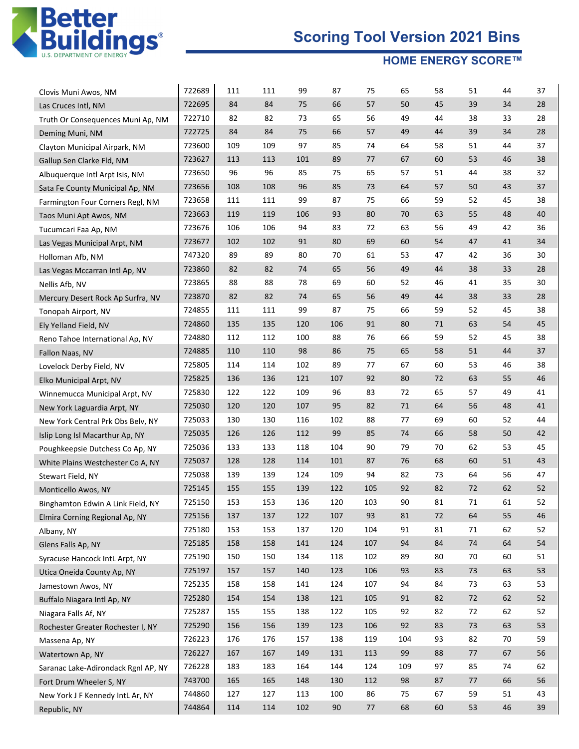# Scoring Tool Version 2021 Bins

## HOME ENERGY SCORE™

| | | | | | | | | | | | |
|---|---|---|---|---|---|---|---|---|---|---|---|
| Clovis Muni Awos, NM | 722689 | 111 | 111 | 99 | 87 | 75 | 65 | 58 | 51 | 44 | 37 |
| Las Cruces Intl, NM | 722695 | 84 | 84 | 75 | 66 | 57 | 50 | 45 | 39 | 34 | 28 |
| Truth Or Consequences Muni Ap, NM | 722710 | 82 | 82 | 73 | 65 | 56 | 49 | 44 | 38 | 33 | 28 |
| Deming Muni, NM | 722725 | 84 | 84 | 75 | 66 | 57 | 49 | 44 | 39 | 34 | 28 |
| Clayton Municipal Airpark, NM | 723600 | 109 | 109 | 97 | 85 | 74 | 64 | 58 | 51 | 44 | 37 |
| Gallup Sen Clarke Fld, NM | 723627 | 113 | 113 | 101 | 89 | 77 | 67 | 60 | 53 | 46 | 38 |
| Albuquerque Intl Arpt Isis, NM | 723650 | 96 | 96 | 85 | 75 | 65 | 57 | 51 | 44 | 38 | 32 |
| Sata Fe County Municipal Ap, NM | 723656 | 108 | 108 | 96 | 85 | 73 | 64 | 57 | 50 | 43 | 37 |
| Farmington Four Corners Regl, NM | 723658 | 111 | 111 | 99 | 87 | 75 | 66 | 59 | 52 | 45 | 38 |
| Taos Muni Apt Awos, NM | 723663 | 119 | 119 | 106 | 93 | 80 | 70 | 63 | 55 | 48 | 40 |
| Tucumcari Faa Ap, NM | 723676 | 106 | 106 | 94 | 83 | 72 | 63 | 56 | 49 | 42 | 36 |
| Las Vegas Municipal Arpt, NM | 723677 | 102 | 102 | 91 | 80 | 69 | 60 | 54 | 47 | 41 | 34 |
| Holloman Afb, NM | 747320 | 89 | 89 | 80 | 70 | 61 | 53 | 47 | 42 | 36 | 30 |
| Las Vegas Mccarran Intl Ap, NV | 723860 | 82 | 82 | 74 | 65 | 56 | 49 | 44 | 38 | 33 | 28 |
| Nellis Afb, NV | 723865 | 88 | 88 | 78 | 69 | 60 | 52 | 46 | 41 | 35 | 30 |
| Mercury Desert Rock Ap Surfra, NV | 723870 | 82 | 82 | 74 | 65 | 56 | 49 | 44 | 38 | 33 | 28 |
| Tonopah Airport, NV | 724855 | 111 | 111 | 99 | 87 | 75 | 66 | 59 | 52 | 45 | 38 |
| Ely Yelland Field, NV | 724860 | 135 | 135 | 120 | 106 | 91 | 80 | 71 | 63 | 54 | 45 |
| Reno Tahoe International Ap, NV | 724880 | 112 | 112 | 100 | 88 | 76 | 66 | 59 | 52 | 45 | 38 |
| Fallon Naas, NV | 724885 | 110 | 110 | 98 | 86 | 75 | 65 | 58 | 51 | 44 | 37 |
| Lovelock Derby Field, NV | 725805 | 114 | 114 | 102 | 89 | 77 | 67 | 60 | 53 | 46 | 38 |
| Elko Municipal Arpt, NV | 725825 | 136 | 136 | 121 | 107 | 92 | 80 | 72 | 63 | 55 | 46 |
| Winnemucca Municipal Arpt, NV | 725830 | 122 | 122 | 109 | 96 | 83 | 72 | 65 | 57 | 49 | 41 |
| New York Laguardia Arpt, NY | 725030 | 120 | 120 | 107 | 95 | 82 | 71 | 64 | 56 | 48 | 41 |
| New York Central Prk Obs Belv, NY | 725033 | 130 | 130 | 116 | 102 | 88 | 77 | 69 | 60 | 52 | 44 |
| Islip Long Isl Macarthur Ap, NY | 725035 | 126 | 126 | 112 | 99 | 85 | 74 | 66 | 58 | 50 | 42 |
| Poughkeepsie Dutchess Co Ap, NY | 725036 | 133 | 133 | 118 | 104 | 90 | 79 | 70 | 62 | 53 | 45 |
| White Plains Westchester Co A, NY | 725037 | 128 | 128 | 114 | 101 | 87 | 76 | 68 | 60 | 51 | 43 |
| Stewart Field, NY | 725038 | 139 | 139 | 124 | 109 | 94 | 82 | 73 | 64 | 56 | 47 |
| Monticello Awos, NY | 725145 | 155 | 155 | 139 | 122 | 105 | 92 | 82 | 72 | 62 | 52 |
| Binghamton Edwin A Link Field, NY | 725150 | 153 | 153 | 136 | 120 | 103 | 90 | 81 | 71 | 61 | 52 |
| Elmira Corning Regional Ap, NY | 725156 | 137 | 137 | 122 | 107 | 93 | 81 | 72 | 64 | 55 | 46 |
| Albany, NY | 725180 | 153 | 153 | 137 | 120 | 104 | 91 | 81 | 71 | 62 | 52 |
| Glens Falls Ap, NY | 725185 | 158 | 158 | 141 | 124 | 107 | 94 | 84 | 74 | 64 | 54 |
| Syracuse Hancock IntL Arpt, NY | 725190 | 150 | 150 | 134 | 118 | 102 | 89 | 80 | 70 | 60 | 51 |
| Utica Oneida County Ap, NY | 725197 | 157 | 157 | 140 | 123 | 106 | 93 | 83 | 73 | 63 | 53 |
| Jamestown Awos, NY | 725235 | 158 | 158 | 141 | 124 | 107 | 94 | 84 | 73 | 63 | 53 |
| Buffalo Niagara Intl Ap, NY | 725280 | 154 | 154 | 138 | 121 | 105 | 91 | 82 | 72 | 62 | 52 |
| Niagara Falls Af, NY | 725287 | 155 | 155 | 138 | 122 | 105 | 92 | 82 | 72 | 62 | 52 |
| Rochester Greater Rochester I, NY | 725290 | 156 | 156 | 139 | 123 | 106 | 92 | 83 | 73 | 63 | 53 |
| Massena Ap, NY | 726223 | 176 | 176 | 157 | 138 | 119 | 104 | 93 | 82 | 70 | 59 |
| Watertown Ap, NY | 726227 | 167 | 167 | 149 | 131 | 113 | 99 | 88 | 77 | 67 | 56 |
| Saranac Lake-Adirondack Rgnl AP, NY | 726228 | 183 | 183 | 164 | 144 | 124 | 109 | 97 | 85 | 74 | 62 |
| Fort Drum Wheeler S, NY | 743700 | 165 | 165 | 148 | 130 | 112 | 98 | 87 | 77 | 66 | 56 |
| New York J F Kennedy IntL Ar, NY | 744860 | 127 | 127 | 113 | 100 | 86 | 75 | 67 | 59 | 51 | 43 |
| Republic, NY | 744864 | 114 | 114 | 102 | 90 | 77 | 68 | 60 | 53 | 46 | 39 |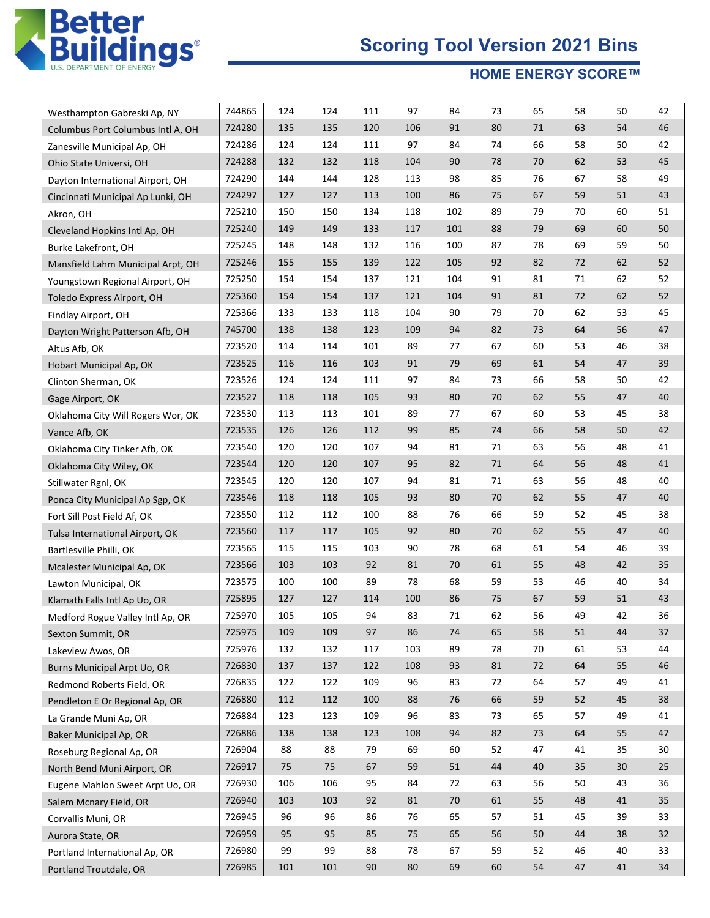# Scoring Tool Version 2021 Bins

## HOME ENERGY SCORE™

| | | | | | | | | | | | |
|---|---|---|---|---|---|---|---|---|---|---|---|
| Westhampton Gabreski Ap, NY | 744865 | 124 | 124 | 111 | 97 | 84 | 73 | 65 | 58 | 50 | 42 |
| Columbus Port Columbus Intl A, OH | 724280 | 135 | 135 | 120 | 106 | 91 | 80 | 71 | 63 | 54 | 46 |
| Zanesville Municipal Ap, OH | 724286 | 124 | 124 | 111 | 97 | 84 | 74 | 66 | 58 | 50 | 42 |
| Ohio State Universi, OH | 724288 | 132 | 132 | 118 | 104 | 90 | 78 | 70 | 62 | 53 | 45 |
| Dayton International Airport, OH | 724290 | 144 | 144 | 128 | 113 | 98 | 85 | 76 | 67 | 58 | 49 |
| Cincinnati Municipal Ap Lunki, OH | 724297 | 127 | 127 | 113 | 100 | 86 | 75 | 67 | 59 | 51 | 43 |
| Akron, OH | 725210 | 150 | 150 | 134 | 118 | 102 | 89 | 79 | 70 | 60 | 51 |
| Cleveland Hopkins Intl Ap, OH | 725240 | 149 | 149 | 133 | 117 | 101 | 88 | 79 | 69 | 60 | 50 |
| Burke Lakefront, OH | 725245 | 148 | 148 | 132 | 116 | 100 | 87 | 78 | 69 | 59 | 50 |
| Mansfield Lahm Municipal Arpt, OH | 725246 | 155 | 155 | 139 | 122 | 105 | 92 | 82 | 72 | 62 | 52 |
| Youngstown Regional Airport, OH | 725250 | 154 | 154 | 137 | 121 | 104 | 91 | 81 | 71 | 62 | 52 |
| Toledo Express Airport, OH | 725360 | 154 | 154 | 137 | 121 | 104 | 91 | 81 | 72 | 62 | 52 |
| Findlay Airport, OH | 725366 | 133 | 133 | 118 | 104 | 90 | 79 | 70 | 62 | 53 | 45 |
| Dayton Wright Patterson Afb, OH | 745700 | 138 | 138 | 123 | 109 | 94 | 82 | 73 | 64 | 56 | 47 |
| Altus Afb, OK | 723520 | 114 | 114 | 101 | 89 | 77 | 67 | 60 | 53 | 46 | 38 |
| Hobart Municipal Ap, OK | 723525 | 116 | 116 | 103 | 91 | 79 | 69 | 61 | 54 | 47 | 39 |
| Clinton Sherman, OK | 723526 | 124 | 124 | 111 | 97 | 84 | 73 | 66 | 58 | 50 | 42 |
| Gage Airport, OK | 723527 | 118 | 118 | 105 | 93 | 80 | 70 | 62 | 55 | 47 | 40 |
| Oklahoma City Will Rogers Wor, OK | 723530 | 113 | 113 | 101 | 89 | 77 | 67 | 60 | 53 | 45 | 38 |
| Vance Afb, OK | 723535 | 126 | 126 | 112 | 99 | 85 | 74 | 66 | 58 | 50 | 42 |
| Oklahoma City Tinker Afb, OK | 723540 | 120 | 120 | 107 | 94 | 81 | 71 | 63 | 56 | 48 | 41 |
| Oklahoma City Wiley, OK | 723544 | 120 | 120 | 107 | 95 | 82 | 71 | 64 | 56 | 48 | 41 |
| Stillwater Rgnl, OK | 723545 | 120 | 120 | 107 | 94 | 81 | 71 | 63 | 56 | 48 | 40 |
| Ponca City Municipal Ap Sgp, OK | 723546 | 118 | 118 | 105 | 93 | 80 | 70 | 62 | 55 | 47 | 40 |
| Fort Sill Post Field Af, OK | 723550 | 112 | 112 | 100 | 88 | 76 | 66 | 59 | 52 | 45 | 38 |
| Tulsa International Airport, OK | 723560 | 117 | 117 | 105 | 92 | 80 | 70 | 62 | 55 | 47 | 40 |
| Bartlesville Philli, OK | 723565 | 115 | 115 | 103 | 90 | 78 | 68 | 61 | 54 | 46 | 39 |
| Mcalester Municipal Ap, OK | 723566 | 103 | 103 | 92 | 81 | 70 | 61 | 55 | 48 | 42 | 35 |
| Lawton Municipal, OK | 723575 | 100 | 100 | 89 | 78 | 68 | 59 | 53 | 46 | 40 | 34 |
| Klamath Falls Intl Ap Uo, OR | 725895 | 127 | 127 | 114 | 100 | 86 | 75 | 67 | 59 | 51 | 43 |
| Medford Rogue Valley Intl Ap, OR | 725970 | 105 | 105 | 94 | 83 | 71 | 62 | 56 | 49 | 42 | 36 |
| Sexton Summit, OR | 725975 | 109 | 109 | 97 | 86 | 74 | 65 | 58 | 51 | 44 | 37 |
| Lakeview Awos, OR | 725976 | 132 | 132 | 117 | 103 | 89 | 78 | 70 | 61 | 53 | 44 |
| Burns Municipal Arpt Uo, OR | 726830 | 137 | 137 | 122 | 108 | 93 | 81 | 72 | 64 | 55 | 46 |
| Redmond Roberts Field, OR | 726835 | 122 | 122 | 109 | 96 | 83 | 72 | 64 | 57 | 49 | 41 |
| Pendleton E Or Regional Ap, OR | 726880 | 112 | 112 | 100 | 88 | 76 | 66 | 59 | 52 | 45 | 38 |
| La Grande Muni Ap, OR | 726884 | 123 | 123 | 109 | 96 | 83 | 73 | 65 | 57 | 49 | 41 |
| Baker Municipal Ap, OR | 726886 | 138 | 138 | 123 | 108 | 94 | 82 | 73 | 64 | 55 | 47 |
| Roseburg Regional Ap, OR | 726904 | 88 | 88 | 79 | 69 | 60 | 52 | 47 | 41 | 35 | 30 |
| North Bend Muni Airport, OR | 726917 | 75 | 75 | 67 | 59 | 51 | 44 | 40 | 35 | 30 | 25 |
| Eugene Mahlon Sweet Arpt Uo, OR | 726930 | 106 | 106 | 95 | 84 | 72 | 63 | 56 | 50 | 43 | 36 |
| Salem Mcnary Field, OR | 726940 | 103 | 103 | 92 | 81 | 70 | 61 | 55 | 48 | 41 | 35 |
| Corvallis Muni, OR | 726945 | 96 | 96 | 86 | 76 | 65 | 57 | 51 | 45 | 39 | 33 |
| Aurora State, OR | 726959 | 95 | 95 | 85 | 75 | 65 | 56 | 50 | 44 | 38 | 32 |
| Portland International Ap, OR | 726980 | 99 | 99 | 88 | 78 | 67 | 59 | 52 | 46 | 40 | 33 |
| Portland Troutdale, OR | 726985 | 101 | 101 | 90 | 80 | 69 | 60 | 54 | 47 | 41 | 34 |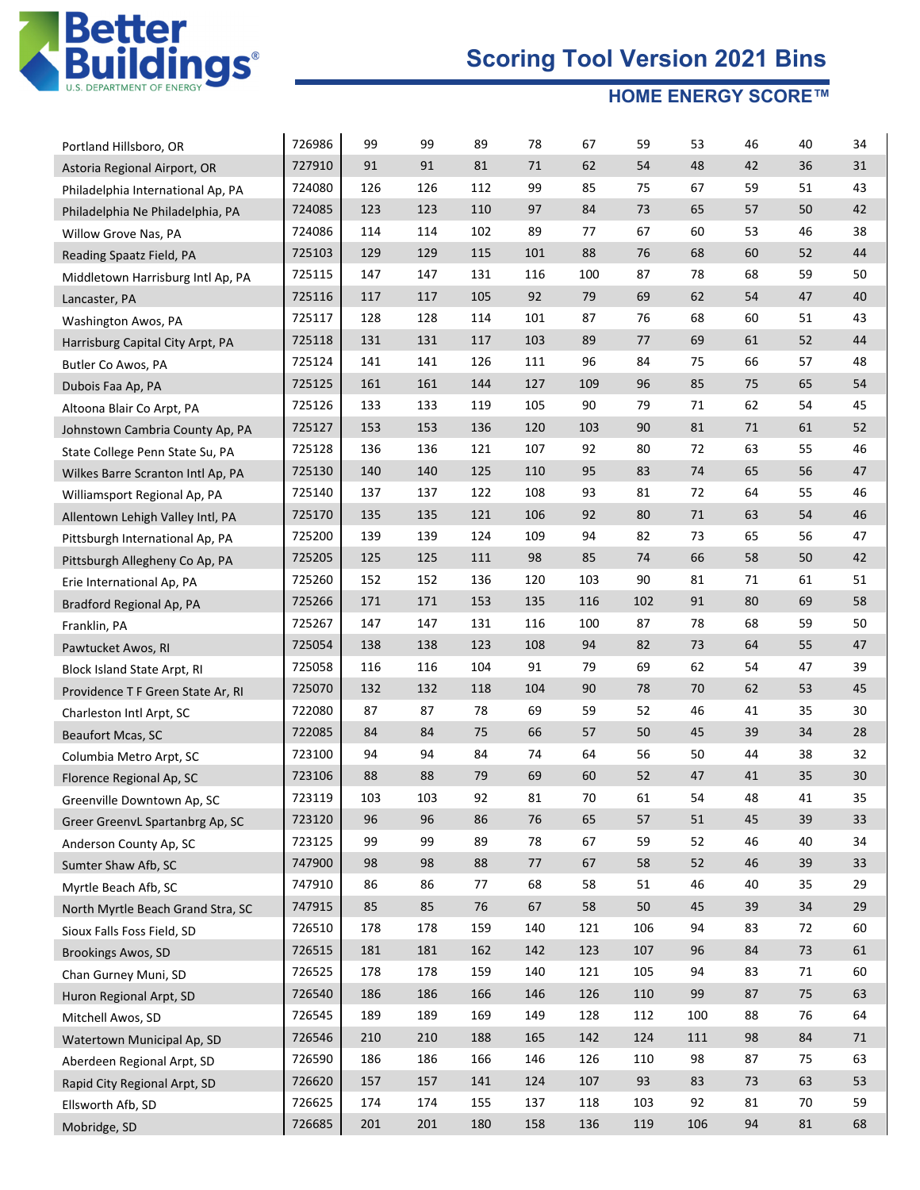# Scoring Tool Version 2021 Bins

## HOME ENERGY SCORE™

| | | | | | | | | | | | |
|---|---|---|---|---|---|---|---|---|---|---|---|
| Portland Hillsboro, OR | 726986 | 99 | 99 | 89 | 78 | 67 | 59 | 53 | 46 | 40 | 34 |
| Astoria Regional Airport, OR | 727910 | 91 | 91 | 81 | 71 | 62 | 54 | 48 | 42 | 36 | 31 |
| Philadelphia International Ap, PA | 724080 | 126 | 126 | 112 | 99 | 85 | 75 | 67 | 59 | 51 | 43 |
| Philadelphia Ne Philadelphia, PA | 724085 | 123 | 123 | 110 | 97 | 84 | 73 | 65 | 57 | 50 | 42 |
| Willow Grove Nas, PA | 724086 | 114 | 114 | 102 | 89 | 77 | 67 | 60 | 53 | 46 | 38 |
| Reading Spaatz Field, PA | 725103 | 129 | 129 | 115 | 101 | 88 | 76 | 68 | 60 | 52 | 44 |
| Middletown Harrisburg Intl Ap, PA | 725115 | 147 | 147 | 131 | 116 | 100 | 87 | 78 | 68 | 59 | 50 |
| Lancaster, PA | 725116 | 117 | 117 | 105 | 92 | 79 | 69 | 62 | 54 | 47 | 40 |
| Washington Awos, PA | 725117 | 128 | 128 | 114 | 101 | 87 | 76 | 68 | 60 | 51 | 43 |
| Harrisburg Capital City Arpt, PA | 725118 | 131 | 131 | 117 | 103 | 89 | 77 | 69 | 61 | 52 | 44 |
| Butler Co Awos, PA | 725124 | 141 | 141 | 126 | 111 | 96 | 84 | 75 | 66 | 57 | 48 |
| Dubois Faa Ap, PA | 725125 | 161 | 161 | 144 | 127 | 109 | 96 | 85 | 75 | 65 | 54 |
| Altoona Blair Co Arpt, PA | 725126 | 133 | 133 | 119 | 105 | 90 | 79 | 71 | 62 | 54 | 45 |
| Johnstown Cambria County Ap, PA | 725127 | 153 | 153 | 136 | 120 | 103 | 90 | 81 | 71 | 61 | 52 |
| State College Penn State Su, PA | 725128 | 136 | 136 | 121 | 107 | 92 | 80 | 72 | 63 | 55 | 46 |
| Wilkes Barre Scranton Intl Ap, PA | 725130 | 140 | 140 | 125 | 110 | 95 | 83 | 74 | 65 | 56 | 47 |
| Williamsport Regional Ap, PA | 725140 | 137 | 137 | 122 | 108 | 93 | 81 | 72 | 64 | 55 | 46 |
| Allentown Lehigh Valley Intl, PA | 725170 | 135 | 135 | 121 | 106 | 92 | 80 | 71 | 63 | 54 | 46 |
| Pittsburgh International Ap, PA | 725200 | 139 | 139 | 124 | 109 | 94 | 82 | 73 | 65 | 56 | 47 |
| Pittsburgh Allegheny Co Ap, PA | 725205 | 125 | 125 | 111 | 98 | 85 | 74 | 66 | 58 | 50 | 42 |
| Erie International Ap, PA | 725260 | 152 | 152 | 136 | 120 | 103 | 90 | 81 | 71 | 61 | 51 |
| Bradford Regional Ap, PA | 725266 | 171 | 171 | 153 | 135 | 116 | 102 | 91 | 80 | 69 | 58 |
| Franklin, PA | 725267 | 147 | 147 | 131 | 116 | 100 | 87 | 78 | 68 | 59 | 50 |
| Pawtucket Awos, RI | 725054 | 138 | 138 | 123 | 108 | 94 | 82 | 73 | 64 | 55 | 47 |
| Block Island State Arpt, RI | 725058 | 116 | 116 | 104 | 91 | 79 | 69 | 62 | 54 | 47 | 39 |
| Providence T F Green State Ar, RI | 725070 | 132 | 132 | 118 | 104 | 90 | 78 | 70 | 62 | 53 | 45 |
| Charleston Intl Arpt, SC | 722080 | 87 | 87 | 78 | 69 | 59 | 52 | 46 | 41 | 35 | 30 |
| Beaufort Mcas, SC | 722085 | 84 | 84 | 75 | 66 | 57 | 50 | 45 | 39 | 34 | 28 |
| Columbia Metro Arpt, SC | 723100 | 94 | 94 | 84 | 74 | 64 | 56 | 50 | 44 | 38 | 32 |
| Florence Regional Ap, SC | 723106 | 88 | 88 | 79 | 69 | 60 | 52 | 47 | 41 | 35 | 30 |
| Greenville Downtown Ap, SC | 723119 | 103 | 103 | 92 | 81 | 70 | 61 | 54 | 48 | 41 | 35 |
| Greer GreenvL Spartanbrg Ap, SC | 723120 | 96 | 96 | 86 | 76 | 65 | 57 | 51 | 45 | 39 | 33 |
| Anderson County Ap, SC | 723125 | 99 | 99 | 89 | 78 | 67 | 59 | 52 | 46 | 40 | 34 |
| Sumter Shaw Afb, SC | 747900 | 98 | 98 | 88 | 77 | 67 | 58 | 52 | 46 | 39 | 33 |
| Myrtle Beach Afb, SC | 747910 | 86 | 86 | 77 | 68 | 58 | 51 | 46 | 40 | 35 | 29 |
| North Myrtle Beach Grand Stra, SC | 747915 | 85 | 85 | 76 | 67 | 58 | 50 | 45 | 39 | 34 | 29 |
| Sioux Falls Foss Field, SD | 726510 | 178 | 178 | 159 | 140 | 121 | 106 | 94 | 83 | 72 | 60 |
| Brookings Awos, SD | 726515 | 181 | 181 | 162 | 142 | 123 | 107 | 96 | 84 | 73 | 61 |
| Chan Gurney Muni, SD | 726525 | 178 | 178 | 159 | 140 | 121 | 105 | 94 | 83 | 71 | 60 |
| Huron Regional Arpt, SD | 726540 | 186 | 186 | 166 | 146 | 126 | 110 | 99 | 87 | 75 | 63 |
| Mitchell Awos, SD | 726545 | 189 | 189 | 169 | 149 | 128 | 112 | 100 | 88 | 76 | 64 |
| Watertown Municipal Ap, SD | 726546 | 210 | 210 | 188 | 165 | 142 | 124 | 111 | 98 | 84 | 71 |
| Aberdeen Regional Arpt, SD | 726590 | 186 | 186 | 166 | 146 | 126 | 110 | 98 | 87 | 75 | 63 |
| Rapid City Regional Arpt, SD | 726620 | 157 | 157 | 141 | 124 | 107 | 93 | 83 | 73 | 63 | 53 |
| Ellsworth Afb, SD | 726625 | 174 | 174 | 155 | 137 | 118 | 103 | 92 | 81 | 70 | 59 |
| Mobridge, SD | 726685 | 201 | 201 | 180 | 158 | 136 | 119 | 106 | 94 | 81 | 68 |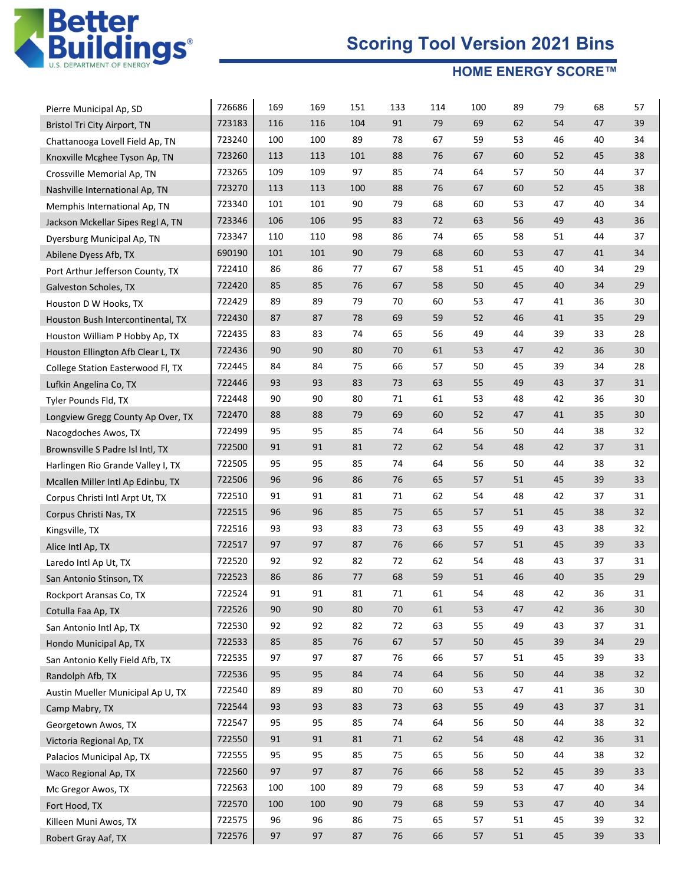# Scoring Tool Version 2021 Bins

## HOME ENERGY SCORE™

| | | | | | | | | | | | |
|---|---|---|---|---|---|---|---|---|---|---|---|
| Pierre Municipal Ap, SD | 726686 | 169 | 169 | 151 | 133 | 114 | 100 | 89 | 79 | 68 | 57 |
| Bristol Tri City Airport, TN | 723183 | 116 | 116 | 104 | 91 | 79 | 69 | 62 | 54 | 47 | 39 |
| Chattanooga Lovell Field Ap, TN | 723240 | 100 | 100 | 89 | 78 | 67 | 59 | 53 | 46 | 40 | 34 |
| Knoxville Mcghee Tyson Ap, TN | 723260 | 113 | 113 | 101 | 88 | 76 | 67 | 60 | 52 | 45 | 38 |
| Crossville Memorial Ap, TN | 723265 | 109 | 109 | 97 | 85 | 74 | 64 | 57 | 50 | 44 | 37 |
| Nashville International Ap, TN | 723270 | 113 | 113 | 100 | 88 | 76 | 67 | 60 | 52 | 45 | 38 |
| Memphis International Ap, TN | 723340 | 101 | 101 | 90 | 79 | 68 | 60 | 53 | 47 | 40 | 34 |
| Jackson Mckellar Sipes Regl A, TN | 723346 | 106 | 106 | 95 | 83 | 72 | 63 | 56 | 49 | 43 | 36 |
| Dyersburg Municipal Ap, TN | 723347 | 110 | 110 | 98 | 86 | 74 | 65 | 58 | 51 | 44 | 37 |
| Abilene Dyess Afb, TX | 690190 | 101 | 101 | 90 | 79 | 68 | 60 | 53 | 47 | 41 | 34 |
| Port Arthur Jefferson County, TX | 722410 | 86 | 86 | 77 | 67 | 58 | 51 | 45 | 40 | 34 | 29 |
| Galveston Scholes, TX | 722420 | 85 | 85 | 76 | 67 | 58 | 50 | 45 | 40 | 34 | 29 |
| Houston D W Hooks, TX | 722429 | 89 | 89 | 79 | 70 | 60 | 53 | 47 | 41 | 36 | 30 |
| Houston Bush Intercontinental, TX | 722430 | 87 | 87 | 78 | 69 | 59 | 52 | 46 | 41 | 35 | 29 |
| Houston William P Hobby Ap, TX | 722435 | 83 | 83 | 74 | 65 | 56 | 49 | 44 | 39 | 33 | 28 |
| Houston Ellington Afb Clear L, TX | 722436 | 90 | 90 | 80 | 70 | 61 | 53 | 47 | 42 | 36 | 30 |
| College Station Easterwood Fl, TX | 722445 | 84 | 84 | 75 | 66 | 57 | 50 | 45 | 39 | 34 | 28 |
| Lufkin Angelina Co, TX | 722446 | 93 | 93 | 83 | 73 | 63 | 55 | 49 | 43 | 37 | 31 |
| Tyler Pounds Fld, TX | 722448 | 90 | 90 | 80 | 71 | 61 | 53 | 48 | 42 | 36 | 30 |
| Longview Gregg County Ap Over, TX | 722470 | 88 | 88 | 79 | 69 | 60 | 52 | 47 | 41 | 35 | 30 |
| Nacogdoches Awos, TX | 722499 | 95 | 95 | 85 | 74 | 64 | 56 | 50 | 44 | 38 | 32 |
| Brownsville S Padre Isl Intl, TX | 722500 | 91 | 91 | 81 | 72 | 62 | 54 | 48 | 42 | 37 | 31 |
| Harlingen Rio Grande Valley I, TX | 722505 | 95 | 95 | 85 | 74 | 64 | 56 | 50 | 44 | 38 | 32 |
| Mcallen Miller Intl Ap Edinbu, TX | 722506 | 96 | 96 | 86 | 76 | 65 | 57 | 51 | 45 | 39 | 33 |
| Corpus Christi Intl Arpt Ut, TX | 722510 | 91 | 91 | 81 | 71 | 62 | 54 | 48 | 42 | 37 | 31 |
| Corpus Christi Nas, TX | 722515 | 96 | 96 | 85 | 75 | 65 | 57 | 51 | 45 | 38 | 32 |
| Kingsville, TX | 722516 | 93 | 93 | 83 | 73 | 63 | 55 | 49 | 43 | 38 | 32 |
| Alice Intl Ap, TX | 722517 | 97 | 97 | 87 | 76 | 66 | 57 | 51 | 45 | 39 | 33 |
| Laredo Intl Ap Ut, TX | 722520 | 92 | 92 | 82 | 72 | 62 | 54 | 48 | 43 | 37 | 31 |
| San Antonio Stinson, TX | 722523 | 86 | 86 | 77 | 68 | 59 | 51 | 46 | 40 | 35 | 29 |
| Rockport Aransas Co, TX | 722524 | 91 | 91 | 81 | 71 | 61 | 54 | 48 | 42 | 36 | 31 |
| Cotulla Faa Ap, TX | 722526 | 90 | 90 | 80 | 70 | 61 | 53 | 47 | 42 | 36 | 30 |
| San Antonio Intl Ap, TX | 722530 | 92 | 92 | 82 | 72 | 63 | 55 | 49 | 43 | 37 | 31 |
| Hondo Municipal Ap, TX | 722533 | 85 | 85 | 76 | 67 | 57 | 50 | 45 | 39 | 34 | 29 |
| San Antonio Kelly Field Afb, TX | 722535 | 97 | 97 | 87 | 76 | 66 | 57 | 51 | 45 | 39 | 33 |
| Randolph Afb, TX | 722536 | 95 | 95 | 84 | 74 | 64 | 56 | 50 | 44 | 38 | 32 |
| Austin Mueller Municipal Ap U, TX | 722540 | 89 | 89 | 80 | 70 | 60 | 53 | 47 | 41 | 36 | 30 |
| Camp Mabry, TX | 722544 | 93 | 93 | 83 | 73 | 63 | 55 | 49 | 43 | 37 | 31 |
| Georgetown Awos, TX | 722547 | 95 | 95 | 85 | 74 | 64 | 56 | 50 | 44 | 38 | 32 |
| Victoria Regional Ap, TX | 722550 | 91 | 91 | 81 | 71 | 62 | 54 | 48 | 42 | 36 | 31 |
| Palacios Municipal Ap, TX | 722555 | 95 | 95 | 85 | 75 | 65 | 56 | 50 | 44 | 38 | 32 |
| Waco Regional Ap, TX | 722560 | 97 | 97 | 87 | 76 | 66 | 58 | 52 | 45 | 39 | 33 |
| Mc Gregor Awos, TX | 722563 | 100 | 100 | 89 | 79 | 68 | 59 | 53 | 47 | 40 | 34 |
| Fort Hood, TX | 722570 | 100 | 100 | 90 | 79 | 68 | 59 | 53 | 47 | 40 | 34 |
| Killeen Muni Awos, TX | 722575 | 96 | 96 | 86 | 75 | 65 | 57 | 51 | 45 | 39 | 32 |
| Robert Gray Aaf, TX | 722576 | 97 | 97 | 87 | 76 | 66 | 57 | 51 | 45 | 39 | 33 |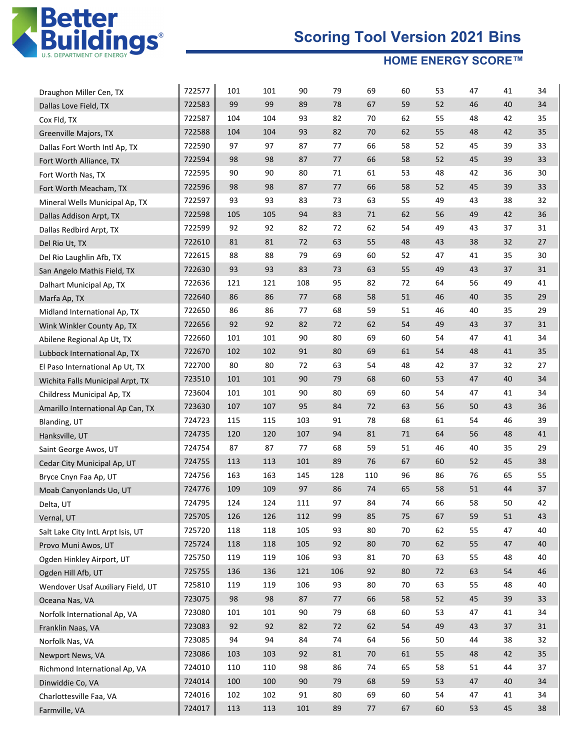# Scoring Tool Version 2021 Bins

## HOME ENERGY SCORE™

| | | | | | | | | | | | |
|---|---|---|---|---|---|---|---|---|---|---|---|
| Draughon Miller Cen, TX | 722577 | 101 | 101 | 90 | 79 | 69 | 60 | 53 | 47 | 41 | 34 |
| Dallas Love Field, TX | 722583 | 99 | 99 | 89 | 78 | 67 | 59 | 52 | 46 | 40 | 34 |
| Cox Fld, TX | 722587 | 104 | 104 | 93 | 82 | 70 | 62 | 55 | 48 | 42 | 35 |
| Greenville Majors, TX | 722588 | 104 | 104 | 93 | 82 | 70 | 62 | 55 | 48 | 42 | 35 |
| Dallas Fort Worth Intl Ap, TX | 722590 | 97 | 97 | 87 | 77 | 66 | 58 | 52 | 45 | 39 | 33 |
| Fort Worth Alliance, TX | 722594 | 98 | 98 | 87 | 77 | 66 | 58 | 52 | 45 | 39 | 33 |
| Fort Worth Nas, TX | 722595 | 90 | 90 | 80 | 71 | 61 | 53 | 48 | 42 | 36 | 30 |
| Fort Worth Meacham, TX | 722596 | 98 | 98 | 87 | 77 | 66 | 58 | 52 | 45 | 39 | 33 |
| Mineral Wells Municipal Ap, TX | 722597 | 93 | 93 | 83 | 73 | 63 | 55 | 49 | 43 | 38 | 32 |
| Dallas Addison Arpt, TX | 722598 | 105 | 105 | 94 | 83 | 71 | 62 | 56 | 49 | 42 | 36 |
| Dallas Redbird Arpt, TX | 722599 | 92 | 92 | 82 | 72 | 62 | 54 | 49 | 43 | 37 | 31 |
| Del Rio Ut, TX | 722610 | 81 | 81 | 72 | 63 | 55 | 48 | 43 | 38 | 32 | 27 |
| Del Rio Laughlin Afb, TX | 722615 | 88 | 88 | 79 | 69 | 60 | 52 | 47 | 41 | 35 | 30 |
| San Angelo Mathis Field, TX | 722630 | 93 | 93 | 83 | 73 | 63 | 55 | 49 | 43 | 37 | 31 |
| Dalhart Municipal Ap, TX | 722636 | 121 | 121 | 108 | 95 | 82 | 72 | 64 | 56 | 49 | 41 |
| Marfa Ap, TX | 722640 | 86 | 86 | 77 | 68 | 58 | 51 | 46 | 40 | 35 | 29 |
| Midland International Ap, TX | 722650 | 86 | 86 | 77 | 68 | 59 | 51 | 46 | 40 | 35 | 29 |
| Wink Winkler County Ap, TX | 722656 | 92 | 92 | 82 | 72 | 62 | 54 | 49 | 43 | 37 | 31 |
| Abilene Regional Ap Ut, TX | 722660 | 101 | 101 | 90 | 80 | 69 | 60 | 54 | 47 | 41 | 34 |
| Lubbock International Ap, TX | 722670 | 102 | 102 | 91 | 80 | 69 | 61 | 54 | 48 | 41 | 35 |
| El Paso International Ap Ut, TX | 722700 | 80 | 80 | 72 | 63 | 54 | 48 | 42 | 37 | 32 | 27 |
| Wichita Falls Municipal Arpt, TX | 723510 | 101 | 101 | 90 | 79 | 68 | 60 | 53 | 47 | 40 | 34 |
| Childress Municipal Ap, TX | 723604 | 101 | 101 | 90 | 80 | 69 | 60 | 54 | 47 | 41 | 34 |
| Amarillo International Ap Can, TX | 723630 | 107 | 107 | 95 | 84 | 72 | 63 | 56 | 50 | 43 | 36 |
| Blanding, UT | 724723 | 115 | 115 | 103 | 91 | 78 | 68 | 61 | 54 | 46 | 39 |
| Hanksville, UT | 724735 | 120 | 120 | 107 | 94 | 81 | 71 | 64 | 56 | 48 | 41 |
| Saint George Awos, UT | 724754 | 87 | 87 | 77 | 68 | 59 | 51 | 46 | 40 | 35 | 29 |
| Cedar City Municipal Ap, UT | 724755 | 113 | 113 | 101 | 89 | 76 | 67 | 60 | 52 | 45 | 38 |
| Bryce Cnyn Faa Ap, UT | 724756 | 163 | 163 | 145 | 128 | 110 | 96 | 86 | 76 | 65 | 55 |
| Moab Canyonlands Uo, UT | 724776 | 109 | 109 | 97 | 86 | 74 | 65 | 58 | 51 | 44 | 37 |
| Delta, UT | 724795 | 124 | 124 | 111 | 97 | 84 | 74 | 66 | 58 | 50 | 42 |
| Vernal, UT | 725705 | 126 | 126 | 112 | 99 | 85 | 75 | 67 | 59 | 51 | 43 |
| Salt Lake City IntL Arpt Isis, UT | 725720 | 118 | 118 | 105 | 93 | 80 | 70 | 62 | 55 | 47 | 40 |
| Provo Muni Awos, UT | 725724 | 118 | 118 | 105 | 92 | 80 | 70 | 62 | 55 | 47 | 40 |
| Ogden Hinkley Airport, UT | 725750 | 119 | 119 | 106 | 93 | 81 | 70 | 63 | 55 | 48 | 40 |
| Ogden Hill Afb, UT | 725755 | 136 | 136 | 121 | 106 | 92 | 80 | 72 | 63 | 54 | 46 |
| Wendover Usaf Auxiliary Field, UT | 725810 | 119 | 119 | 106 | 93 | 80 | 70 | 63 | 55 | 48 | 40 |
| Oceana Nas, VA | 723075 | 98 | 98 | 87 | 77 | 66 | 58 | 52 | 45 | 39 | 33 |
| Norfolk International Ap, VA | 723080 | 101 | 101 | 90 | 79 | 68 | 60 | 53 | 47 | 41 | 34 |
| Franklin Naas, VA | 723083 | 92 | 92 | 82 | 72 | 62 | 54 | 49 | 43 | 37 | 31 |
| Norfolk Nas, VA | 723085 | 94 | 94 | 84 | 74 | 64 | 56 | 50 | 44 | 38 | 32 |
| Newport News, VA | 723086 | 103 | 103 | 92 | 81 | 70 | 61 | 55 | 48 | 42 | 35 |
| Richmond International Ap, VA | 724010 | 110 | 110 | 98 | 86 | 74 | 65 | 58 | 51 | 44 | 37 |
| Dinwiddie Co, VA | 724014 | 100 | 100 | 90 | 79 | 68 | 59 | 53 | 47 | 40 | 34 |
| Charlottesville Faa, VA | 724016 | 102 | 102 | 91 | 80 | 69 | 60 | 54 | 47 | 41 | 34 |
| Farmville, VA | 724017 | 113 | 113 | 101 | 89 | 77 | 67 | 60 | 53 | 45 | 38 |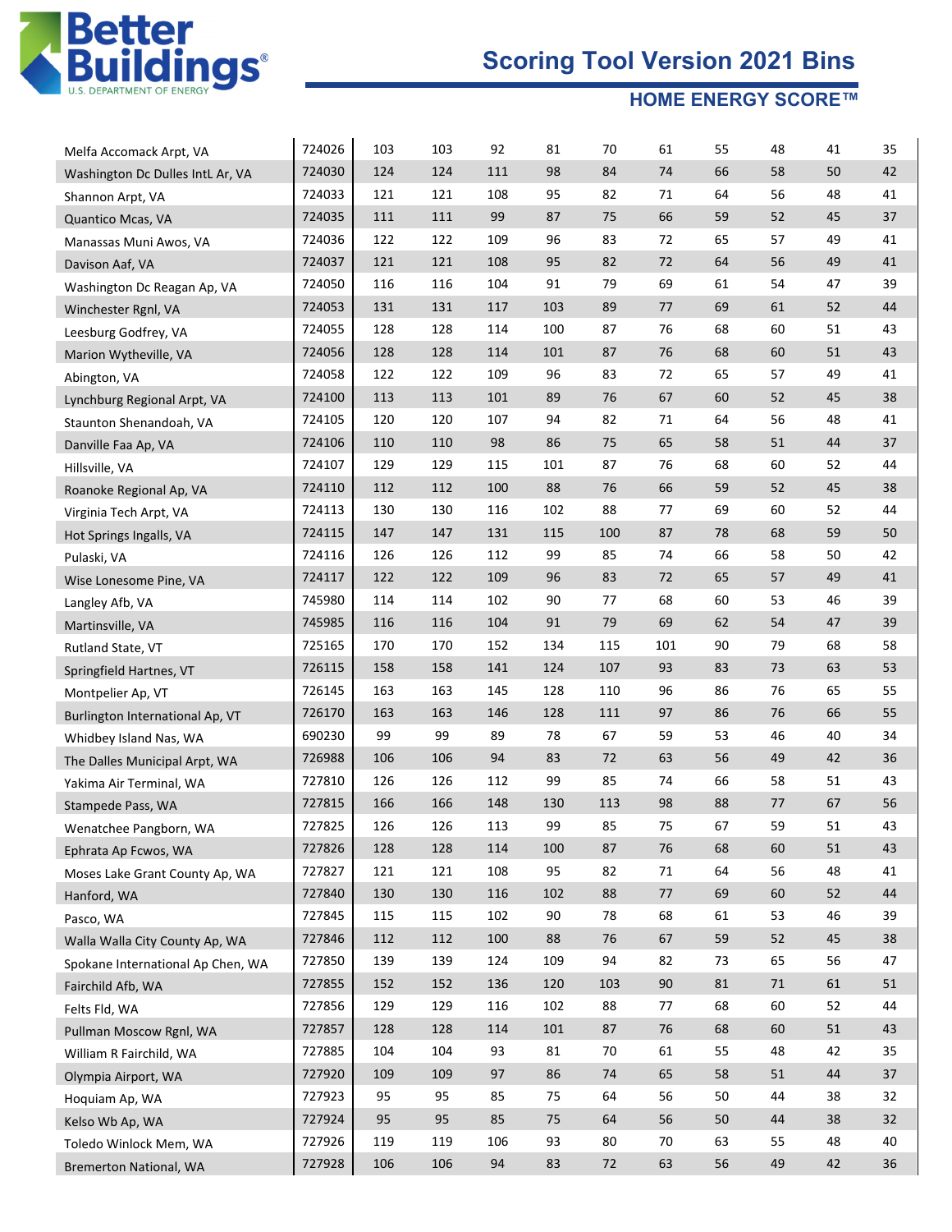# Scoring Tool Version 2021 Bins

## HOME ENERGY SCORE™

| | | | | | | | | | | | |
|---|---|---|---|---|---|---|---|---|---|---|---|
| Melfa Accomack Arpt, VA | 724026 | 103 | 103 | 92 | 81 | 70 | 61 | 55 | 48 | 41 | 35 |
| Washington Dc Dulles Intl Ar, VA | 724030 | 124 | 124 | 111 | 98 | 84 | 74 | 66 | 58 | 50 | 42 |
| Shannon Arpt, VA | 724033 | 121 | 121 | 108 | 95 | 82 | 71 | 64 | 56 | 48 | 41 |
| Quantico Mcas, VA | 724035 | 111 | 111 | 99 | 87 | 75 | 66 | 59 | 52 | 45 | 37 |
| Manassas Muni Awos, VA | 724036 | 122 | 122 | 109 | 96 | 83 | 72 | 65 | 57 | 49 | 41 |
| Davison Aaf, VA | 724037 | 121 | 121 | 108 | 95 | 82 | 72 | 64 | 56 | 49 | 41 |
| Washington Dc Reagan Ap, VA | 724050 | 116 | 116 | 104 | 91 | 79 | 69 | 61 | 54 | 47 | 39 |
| Winchester Rgnl, VA | 724053 | 131 | 131 | 117 | 103 | 89 | 77 | 69 | 61 | 52 | 44 |
| Leesburg Godfrey, VA | 724055 | 128 | 128 | 114 | 100 | 87 | 76 | 68 | 60 | 51 | 43 |
| Marion Wytheville, VA | 724056 | 128 | 128 | 114 | 101 | 87 | 76 | 68 | 60 | 51 | 43 |
| Abingtion, VA | 724058 | 122 | 122 | 109 | 96 | 83 | 72 | 65 | 57 | 49 | 41 |
| Lynchburg Regional Arpt, VA | 724100 | 113 | 113 | 101 | 89 | 76 | 67 | 60 | 52 | 45 | 38 |
| Staunton Shenandoah, VA | 724105 | 120 | 120 | 107 | 94 | 82 | 71 | 64 | 56 | 48 | 41 |
| Danville Faa Ap, VA | 724106 | 110 | 110 | 98 | 86 | 75 | 65 | 58 | 51 | 44 | 37 |
| Hillsville, VA | 724107 | 129 | 129 | 115 | 101 | 87 | 76 | 68 | 60 | 52 | 44 |
| Roanoke Regional Ap, VA | 724110 | 112 | 112 | 100 | 88 | 76 | 66 | 59 | 52 | 45 | 38 |
| Virginia Tech Arpt, VA | 724113 | 130 | 130 | 116 | 102 | 88 | 77 | 69 | 60 | 52 | 44 |
| Hot Springs Ingalls, VA | 724115 | 147 | 147 | 131 | 115 | 100 | 87 | 78 | 68 | 59 | 50 |
| Pulaski, VA | 724116 | 126 | 126 | 112 | 99 | 85 | 74 | 66 | 58 | 50 | 42 |
| Wise Lonesome Pine, VA | 724117 | 122 | 122 | 109 | 96 | 83 | 72 | 65 | 57 | 49 | 41 |
| Langley Afb, VA | 745980 | 114 | 114 | 102 | 90 | 77 | 68 | 60 | 53 | 46 | 39 |
| Martinsville, VA | 745985 | 116 | 116 | 104 | 91 | 79 | 69 | 62 | 54 | 47 | 39 |
| Rutland State, VT | 725165 | 170 | 170 | 152 | 134 | 115 | 101 | 90 | 79 | 68 | 58 |
| Springfield Hartnes, VT | 726115 | 158 | 158 | 141 | 124 | 107 | 93 | 83 | 73 | 63 | 53 |
| Montpelier Ap, VT | 726145 | 163 | 163 | 145 | 128 | 110 | 96 | 86 | 76 | 65 | 55 |
| Burlington International Ap, VT | 726170 | 163 | 163 | 146 | 128 | 111 | 97 | 86 | 76 | 66 | 55 |
| Whidbey Island Nas, WA | 690230 | 99 | 99 | 89 | 78 | 67 | 59 | 53 | 46 | 40 | 34 |
| The Dalles Municipal Arpt, WA | 726988 | 106 | 106 | 94 | 83 | 72 | 63 | 56 | 49 | 42 | 36 |
| Yakima Air Terminal, WA | 727810 | 126 | 126 | 112 | 99 | 85 | 74 | 66 | 58 | 51 | 43 |
| Stampede Pass, WA | 727815 | 166 | 166 | 148 | 130 | 113 | 98 | 88 | 77 | 67 | 56 |
| Wenatchee Pangborn, WA | 727825 | 126 | 126 | 113 | 99 | 85 | 75 | 67 | 59 | 51 | 43 |
| Ephrata Ap Fcwos, WA | 727826 | 128 | 128 | 114 | 100 | 87 | 76 | 68 | 60 | 51 | 43 |
| Moses Lake Grant County Ap, WA | 727827 | 121 | 121 | 108 | 95 | 82 | 71 | 64 | 56 | 48 | 41 |
| Hanford, WA | 727840 | 130 | 130 | 116 | 102 | 88 | 77 | 69 | 60 | 52 | 44 |
| Pasco, WA | 727845 | 115 | 115 | 102 | 90 | 78 | 68 | 61 | 53 | 46 | 39 |
| Walla Walla City County Ap, WA | 727846 | 112 | 112 | 100 | 88 | 76 | 67 | 59 | 52 | 45 | 38 |
| Spokane International Ap Chen, WA | 727850 | 139 | 139 | 124 | 109 | 94 | 82 | 73 | 65 | 56 | 47 |
| Fairchild Afb, WA | 727855 | 152 | 152 | 136 | 120 | 103 | 90 | 81 | 71 | 61 | 51 |
| Felts Fld, WA | 727856 | 129 | 129 | 116 | 102 | 88 | 77 | 68 | 60 | 52 | 44 |
| Pullman Moscow Rgnl, WA | 727857 | 128 | 128 | 114 | 101 | 87 | 76 | 68 | 60 | 51 | 43 |
| William R Fairchild, WA | 727885 | 104 | 104 | 93 | 81 | 70 | 61 | 55 | 48 | 42 | 35 |
| Olympia Airport, WA | 727920 | 109 | 109 | 97 | 86 | 74 | 65 | 58 | 51 | 44 | 37 |
| Hoquiam Ap, WA | 727923 | 95 | 95 | 85 | 75 | 64 | 56 | 50 | 44 | 38 | 32 |
| Kelso Wb Ap, WA | 727924 | 95 | 95 | 85 | 75 | 64 | 56 | 50 | 44 | 38 | 32 |
| Toledo Winlock Mem, WA | 727926 | 119 | 119 | 106 | 93 | 80 | 70 | 63 | 55 | 48 | 40 |
| Bremerton National, WA | 727928 | 106 | 106 | 94 | 83 | 72 | 63 | 56 | 49 | 42 | 36 |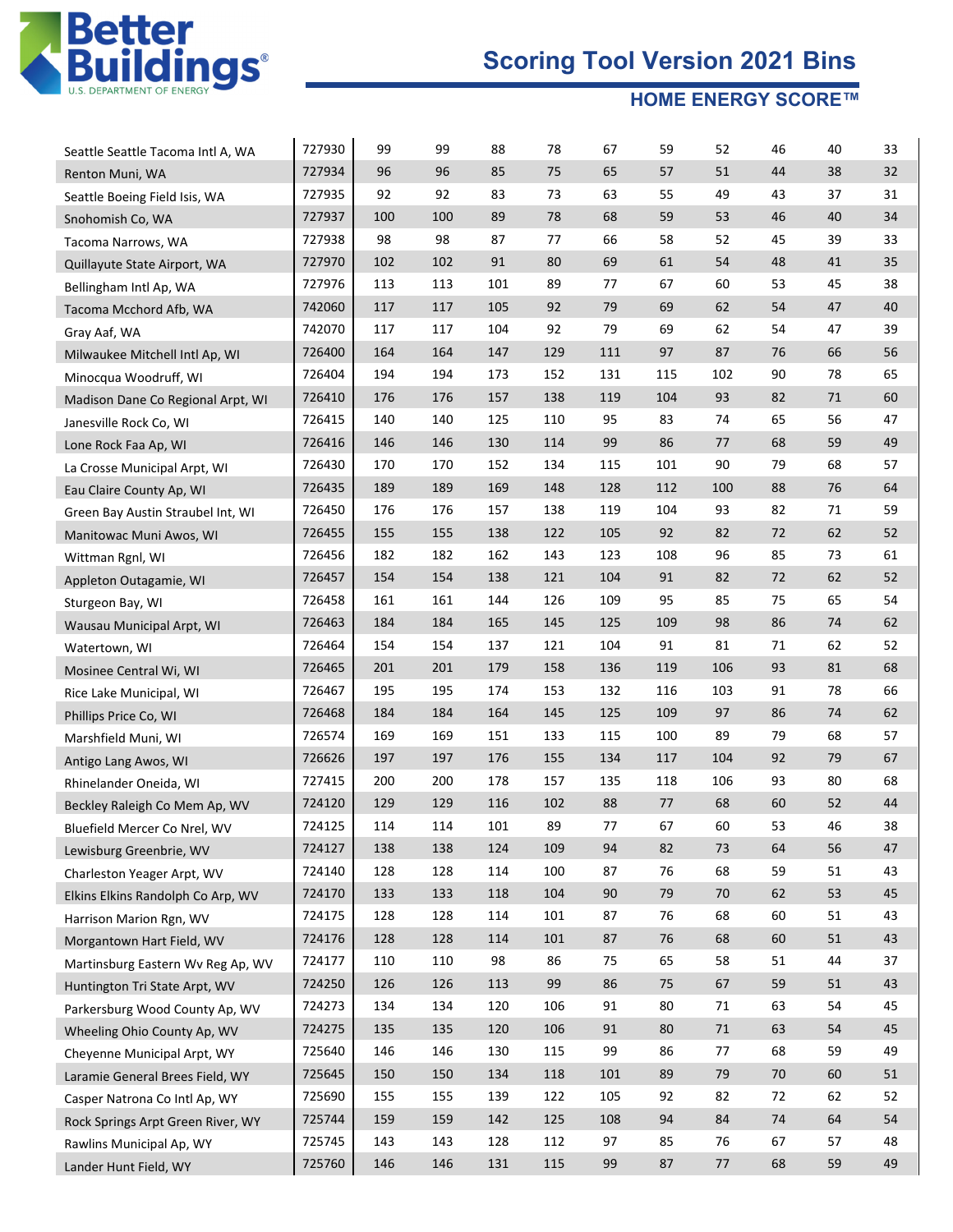# Scoring Tool Version 2021 Bins

## HOME ENERGY SCORE™

| | | | | | | | | | | | |
|---|---|---|---|---|---|---|---|---|---|---|---|
| Seattle Seattle Tacoma Intl A, WA | 727930 | 99 | 99 | 88 | 78 | 67 | 59 | 52 | 46 | 40 | 33 |
| Renton Muni, WA | 727934 | 96 | 96 | 85 | 75 | 65 | 57 | 51 | 44 | 38 | 32 |
| Seattle Boeing Field Isis, WA | 727935 | 92 | 92 | 83 | 73 | 63 | 55 | 49 | 43 | 37 | 31 |
| Snohomish Co, WA | 727937 | 100 | 100 | 89 | 78 | 68 | 59 | 53 | 46 | 40 | 34 |
| Tacoma Narrows, WA | 727938 | 98 | 98 | 87 | 77 | 66 | 58 | 52 | 45 | 39 | 33 |
| Quillayute State Airport, WA | 727970 | 102 | 102 | 91 | 80 | 69 | 61 | 54 | 48 | 41 | 35 |
| Bellingham Intl Ap, WA | 727976 | 113 | 113 | 101 | 89 | 77 | 67 | 60 | 53 | 45 | 38 |
| Tacoma Mcchord Afb, WA | 742060 | 117 | 117 | 105 | 92 | 79 | 69 | 62 | 54 | 47 | 40 |
| Gray Aaf, WA | 742070 | 117 | 117 | 104 | 92 | 79 | 69 | 62 | 54 | 47 | 39 |
| Milwaukee Mitchell Intl Ap, WI | 726400 | 164 | 164 | 147 | 129 | 111 | 97 | 87 | 76 | 66 | 56 |
| Minocqua Woodruff, WI | 726404 | 194 | 194 | 173 | 152 | 131 | 115 | 102 | 90 | 78 | 65 |
| Madison Dane Co Regional Arpt, WI | 726410 | 176 | 176 | 157 | 138 | 119 | 104 | 93 | 82 | 71 | 60 |
| Janesville Rock Co, WI | 726415 | 140 | 140 | 125 | 110 | 95 | 83 | 74 | 65 | 56 | 47 |
| Lone Rock Faa Ap, WI | 726416 | 146 | 146 | 130 | 114 | 99 | 86 | 77 | 68 | 59 | 49 |
| La Crosse Municipal Arpt, WI | 726430 | 170 | 170 | 152 | 134 | 115 | 101 | 90 | 79 | 68 | 57 |
| Eau Claire County Ap, WI | 726435 | 189 | 189 | 169 | 148 | 128 | 112 | 100 | 88 | 76 | 64 |
| Green Bay Austin Straubel Int, WI | 726450 | 176 | 176 | 157 | 138 | 119 | 104 | 93 | 82 | 71 | 59 |
| Manitowac Muni Awos, WI | 726455 | 155 | 155 | 138 | 122 | 105 | 92 | 82 | 72 | 62 | 52 |
| Wittman Rgnl, WI | 726456 | 182 | 182 | 162 | 143 | 123 | 108 | 96 | 85 | 73 | 61 |
| Appleton Outagamie, WI | 726457 | 154 | 154 | 138 | 121 | 104 | 91 | 82 | 72 | 62 | 52 |
| Sturgeon Bay, WI | 726458 | 161 | 161 | 144 | 126 | 109 | 95 | 85 | 75 | 65 | 54 |
| Wausau Municipal Arpt, WI | 726463 | 184 | 184 | 165 | 145 | 125 | 109 | 98 | 86 | 74 | 62 |
| Watertown, WI | 726464 | 154 | 154 | 137 | 121 | 104 | 91 | 81 | 71 | 62 | 52 |
| Mosinee Central Wi, WI | 726465 | 201 | 201 | 179 | 158 | 136 | 119 | 106 | 93 | 81 | 68 |
| Rice Lake Municipal, WI | 726467 | 195 | 195 | 174 | 153 | 132 | 116 | 103 | 91 | 78 | 66 |
| Phillips Price Co, WI | 726468 | 184 | 184 | 164 | 145 | 125 | 109 | 97 | 86 | 74 | 62 |
| Marshfield Muni, WI | 726574 | 169 | 169 | 151 | 133 | 115 | 100 | 89 | 79 | 68 | 57 |
| Antigo Lang Awos, WI | 726626 | 197 | 197 | 176 | 155 | 134 | 117 | 104 | 92 | 79 | 67 |
| Rhinelander Oneida, WI | 727415 | 200 | 200 | 178 | 157 | 135 | 118 | 106 | 93 | 80 | 68 |
| Beckley Raleigh Co Mem Ap, WV | 724120 | 129 | 129 | 116 | 102 | 88 | 77 | 68 | 60 | 52 | 44 |
| Bluefield Mercer Co Nrel, WV | 724125 | 114 | 114 | 101 | 89 | 77 | 67 | 60 | 53 | 46 | 38 |
| Lewisburg Greenbrie, WV | 724127 | 138 | 138 | 124 | 109 | 94 | 82 | 73 | 64 | 56 | 47 |
| Charleston Yeager Arpt, WV | 724140 | 128 | 128 | 114 | 100 | 87 | 76 | 68 | 59 | 51 | 43 |
| Elkins Elkins Randolph Co Arp, WV | 724170 | 133 | 133 | 118 | 104 | 90 | 79 | 70 | 62 | 53 | 45 |
| Harrison Marion Rgn, WV | 724175 | 128 | 128 | 114 | 101 | 87 | 76 | 68 | 60 | 51 | 43 |
| Morgantown Hart Field, WV | 724176 | 128 | 128 | 114 | 101 | 87 | 76 | 68 | 60 | 51 | 43 |
| Martinsburg Eastern Wv Reg Ap, WV | 724177 | 110 | 110 | 98 | 86 | 75 | 65 | 58 | 51 | 44 | 37 |
| Huntington Tri State Arpt, WV | 724250 | 126 | 126 | 113 | 99 | 86 | 75 | 67 | 59 | 51 | 43 |
| Parkersburg Wood County Ap, WV | 724273 | 134 | 134 | 120 | 106 | 91 | 80 | 71 | 63 | 54 | 45 |
| Wheeling Ohio County Ap, WV | 724275 | 135 | 135 | 120 | 106 | 91 | 80 | 71 | 63 | 54 | 45 |
| Cheyenne Municipal Arpt, WY | 725640 | 146 | 146 | 130 | 115 | 99 | 86 | 77 | 68 | 59 | 49 |
| Laramie General Brees Field, WY | 725645 | 150 | 150 | 134 | 118 | 101 | 89 | 79 | 70 | 60 | 51 |
| Casper Natrona Co Intl Ap, WY | 725690 | 155 | 155 | 139 | 122 | 105 | 92 | 82 | 72 | 62 | 52 |
| Rock Springs Arpt Green River, WY | 725744 | 159 | 159 | 142 | 125 | 108 | 94 | 84 | 74 | 64 | 54 |
| Rawlins Municipal Ap, WY | 725745 | 143 | 143 | 128 | 112 | 97 | 85 | 76 | 67 | 57 | 48 |
| Lander Hunt Field, WY | 725760 | 146 | 146 | 131 | 115 | 99 | 87 | 77 | 68 | 59 | 49 |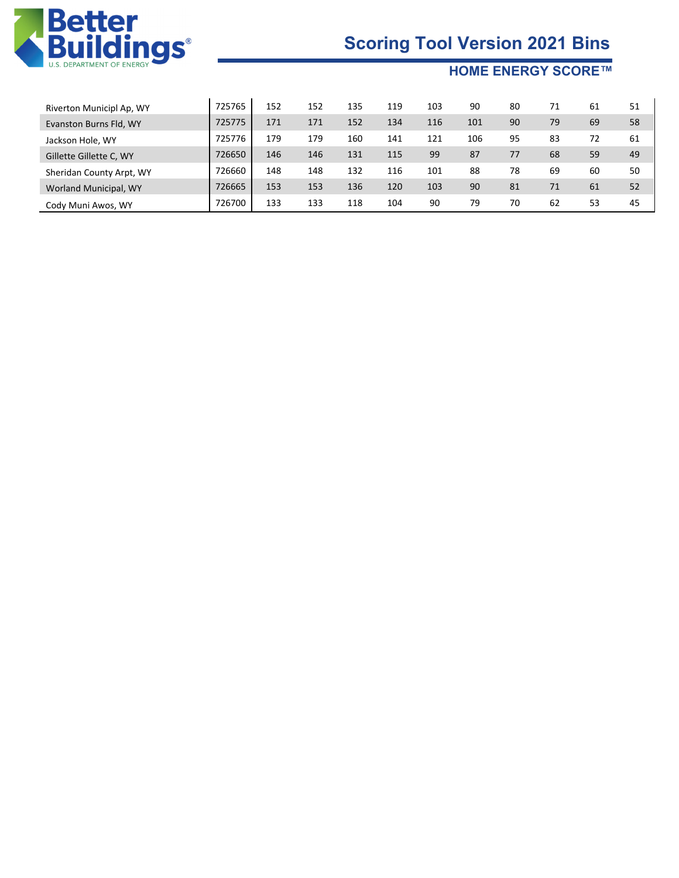| | | | | | | | | | | | |
|---|---|---|---|---|---|---|---|---|---|---|---|
| Riverton Municipl Ap, WY | 725765 | 152 | 152 | 135 | 119 | 103 | 90 | 80 | 71 | 61 | 51 |
| Evanston Burns Fld, WY | 725775 | 171 | 171 | 152 | 134 | 116 | 101 | 90 | 79 | 69 | 58 |
| Jackson Hole, WY | 725776 | 179 | 179 | 160 | 141 | 121 | 106 | 95 | 83 | 72 | 61 |
| Gillette Gillette C, WY | 726650 | 146 | 146 | 131 | 115 | 99 | 87 | 77 | 68 | 59 | 49 |
| Sheridan County Arpt, WY | 726660 | 148 | 148 | 132 | 116 | 101 | 88 | 78 | 69 | 60 | 50 |
| Worland Municipal, WY | 726665 | 153 | 153 | 136 | 120 | 103 | 90 | 81 | 71 | 61 | 52 |
| Cody Muni Awos, WY | 726700 | 133 | 133 | 118 | 104 | 90 | 79 | 70 | 62 | 53 | 45 |